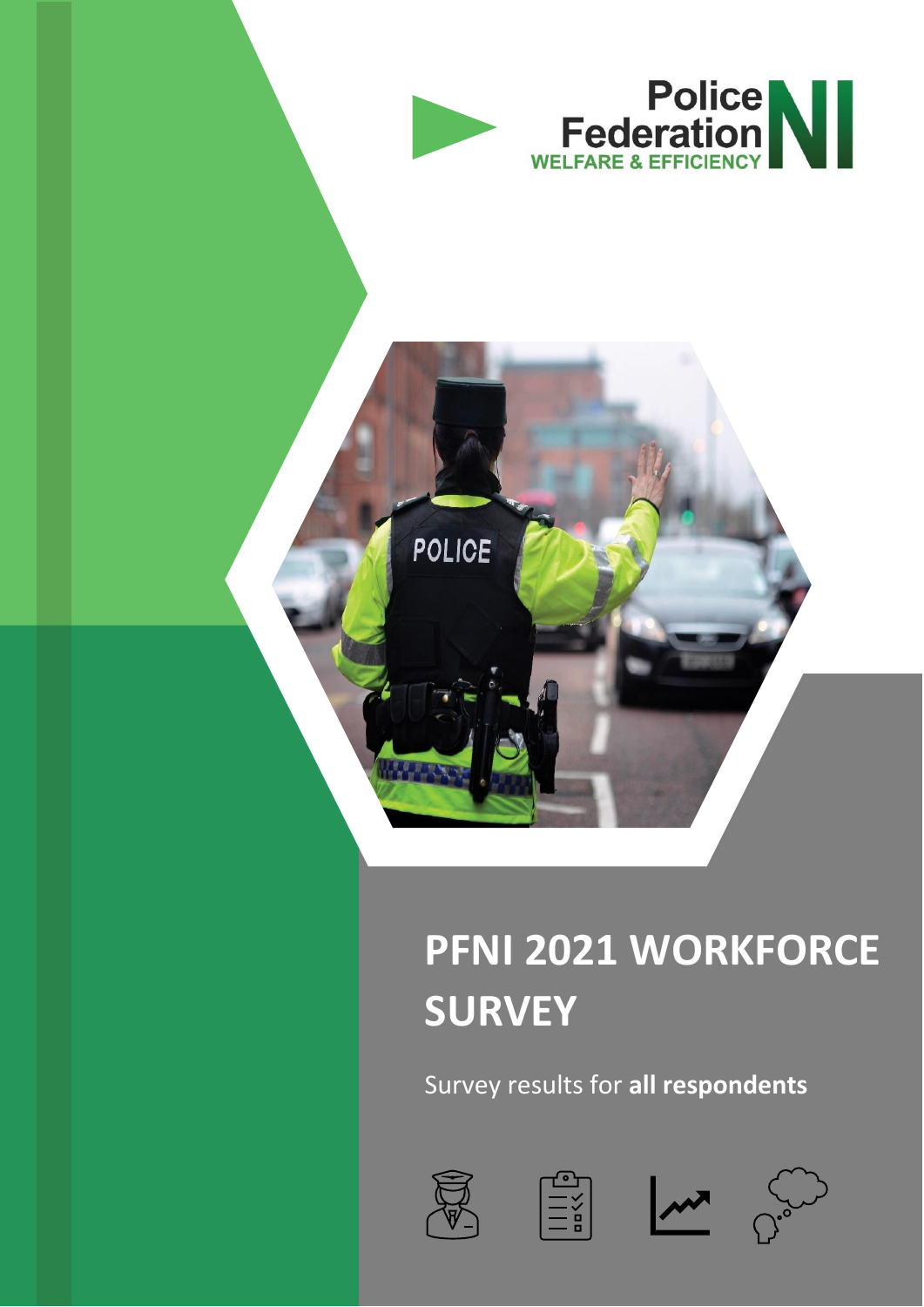Police Federation NI

WELFARE & EFFICIENCY

# PFNI 2021 WORKFORCE SURVEY

Survey results for **all respondents**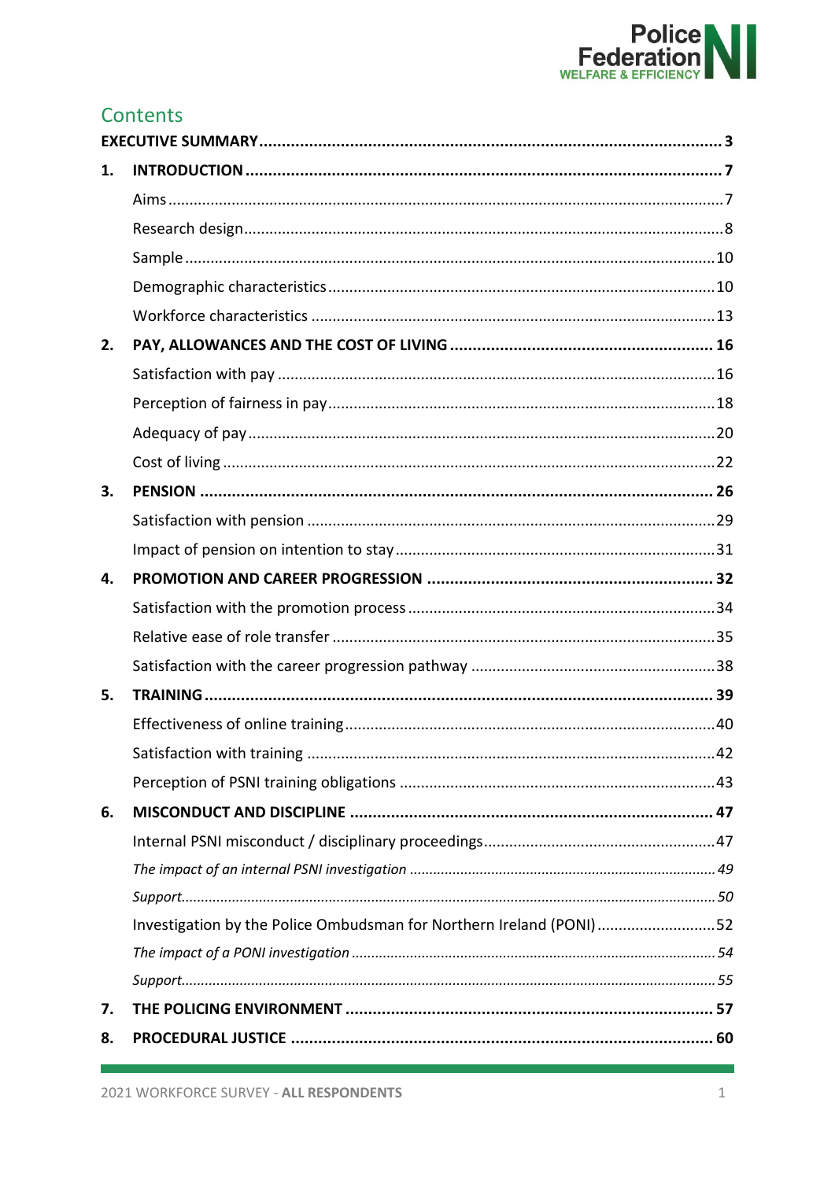## Contents

**EXECUTIVE SUMMARY** .......... **3**

**1. INTRODUCTION** .......... **7**

- Aims .......... 7
- Research design .......... 8
- Sample .......... 10
- Demographic characteristics .......... 10
- Workforce characteristics .......... 13

**2. PAY, ALLOWANCES AND THE COST OF LIVING** .......... **16**

- Satisfaction with pay .......... 16
- Perception of fairness in pay .......... 18
- Adequacy of pay .......... 20
- Cost of living .......... 22

**3. PENSION** .......... **26**

- Satisfaction with pension .......... 29
- Impact of pension on intention to stay .......... 31

**4. PROMOTION AND CAREER PROGRESSION** .......... **32**

- Satisfaction with the promotion process .......... 34
- Relative ease of role transfer .......... 35
- Satisfaction with the career progression pathway .......... 38

**5. TRAINING** .......... **39**

- Effectiveness of online training .......... 40
- Satisfaction with training .......... 42
- Perception of PSNI training obligations .......... 43

**6. MISCONDUCT AND DISCIPLINE** .......... **47**

- Internal PSNI misconduct / disciplinary proceedings .......... 47
  - *The impact of an internal PSNI investigation* .......... *49*
  - *Support* .......... *50*
- Investigation by the Police Ombudsman for Northern Ireland (PONI) .......... 52
  - *The impact of a PONI investigation* .......... *54*
  - *Support* .......... *55*

**7. THE POLICING ENVIRONMENT** .......... **57**

**8. PROCEDURAL JUSTICE** .......... **60**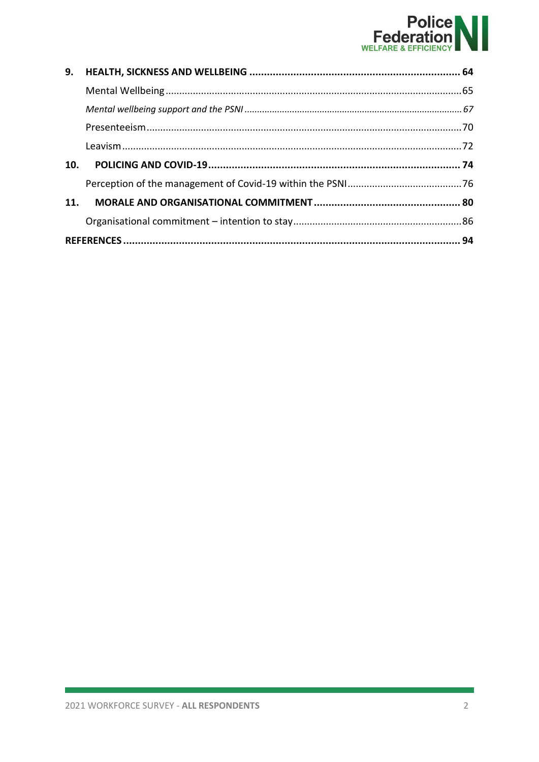**9. HEALTH, SICKNESS AND WELLBEING ... 64**

Mental Wellbeing ... 65

*Mental wellbeing support and the PSNI ... 67*

Presenteeism ... 70

Leavism ... 72

**10. POLICING AND COVID-19 ... 74**

Perception of the management of Covid-19 within the PSNI ... 76

**11. MORALE AND ORGANISATIONAL COMMITMENT ... 80**

Organisational commitment – intention to stay ... 86

**REFERENCES ... 94**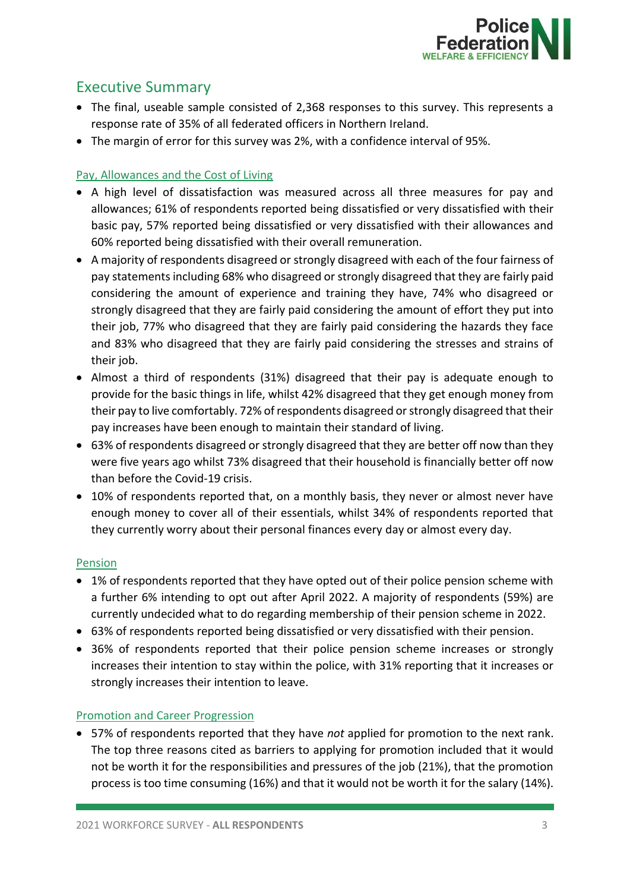## Executive Summary

- The final, useable sample consisted of 2,368 responses to this survey. This represents a response rate of 35% of all federated officers in Northern Ireland.
- The margin of error for this survey was 2%, with a confidence interval of 95%.

### Pay, Allowances and the Cost of Living

- A high level of dissatisfaction was measured across all three measures for pay and allowances; 61% of respondents reported being dissatisfied or very dissatisfied with their basic pay, 57% reported being dissatisfied or very dissatisfied with their allowances and 60% reported being dissatisfied with their overall remuneration.
- A majority of respondents disagreed or strongly disagreed with each of the four fairness of pay statements including 68% who disagreed or strongly disagreed that they are fairly paid considering the amount of experience and training they have, 74% who disagreed or strongly disagreed that they are fairly paid considering the amount of effort they put into their job, 77% who disagreed that they are fairly paid considering the hazards they face and 83% who disagreed that they are fairly paid considering the stresses and strains of their job.
- Almost a third of respondents (31%) disagreed that their pay is adequate enough to provide for the basic things in life, whilst 42% disagreed that they get enough money from their pay to live comfortably. 72% of respondents disagreed or strongly disagreed that their pay increases have been enough to maintain their standard of living.
- 63% of respondents disagreed or strongly disagreed that they are better off now than they were five years ago whilst 73% disagreed that their household is financially better off now than before the Covid-19 crisis.
- 10% of respondents reported that, on a monthly basis, they never or almost never have enough money to cover all of their essentials, whilst 34% of respondents reported that they currently worry about their personal finances every day or almost every day.

### Pension

- 1% of respondents reported that they have opted out of their police pension scheme with a further 6% intending to opt out after April 2022. A majority of respondents (59%) are currently undecided what to do regarding membership of their pension scheme in 2022.
- 63% of respondents reported being dissatisfied or very dissatisfied with their pension.
- 36% of respondents reported that their police pension scheme increases or strongly increases their intention to stay within the police, with 31% reporting that it increases or strongly increases their intention to leave.

### Promotion and Career Progression

- 57% of respondents reported that they have *not* applied for promotion to the next rank. The top three reasons cited as barriers to applying for promotion included that it would not be worth it for the responsibilities and pressures of the job (21%), that the promotion process is too time consuming (16%) and that it would not be worth it for the salary (14%).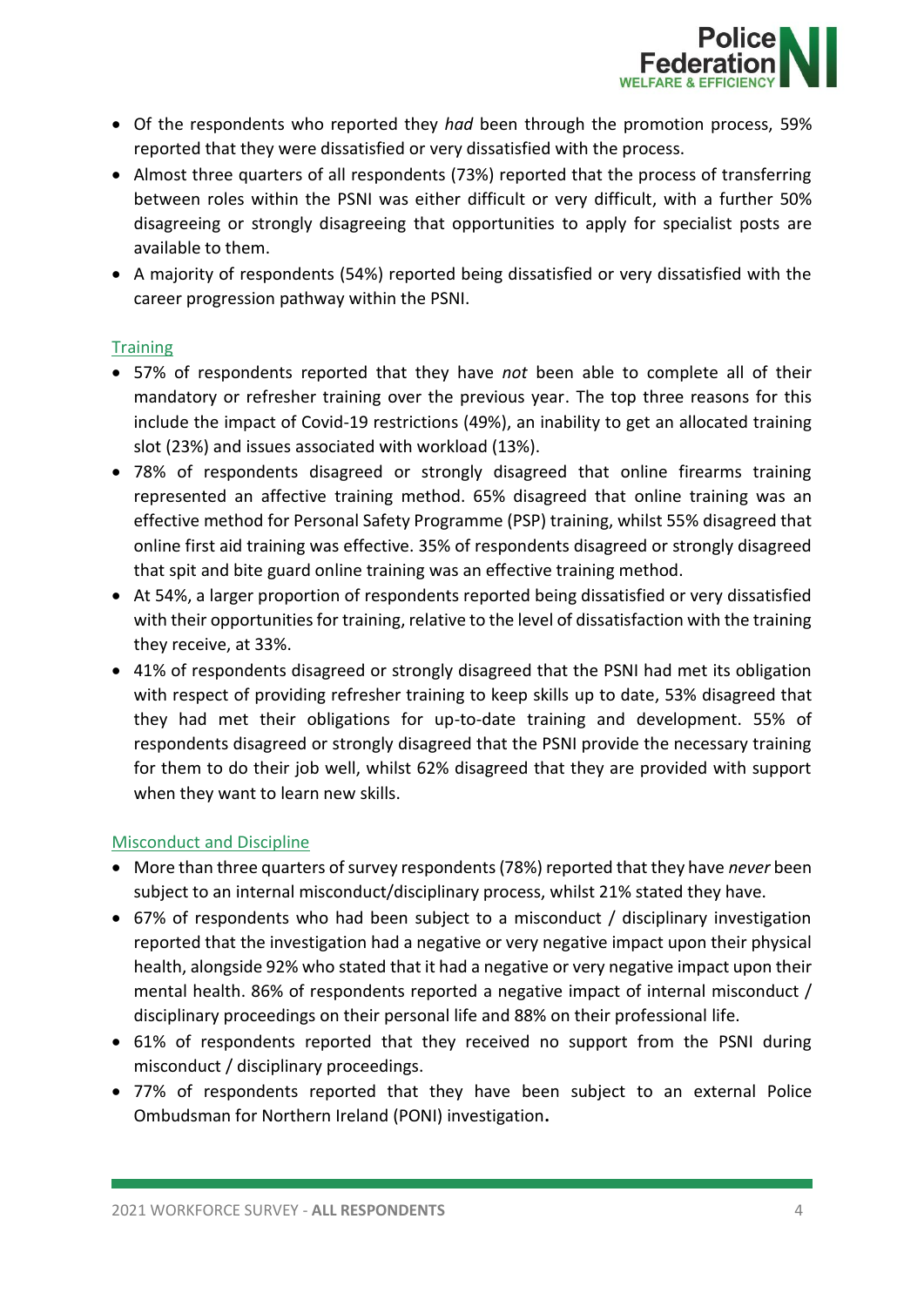- Of the respondents who reported they *had* been through the promotion process, 59% reported that they were dissatisfied or very dissatisfied with the process.
- Almost three quarters of all respondents (73%) reported that the process of transferring between roles within the PSNI was either difficult or very difficult, with a further 50% disagreeing or strongly disagreeing that opportunities to apply for specialist posts are available to them.
- A majority of respondents (54%) reported being dissatisfied or very dissatisfied with the career progression pathway within the PSNI.

### Training

- 57% of respondents reported that they have *not* been able to complete all of their mandatory or refresher training over the previous year. The top three reasons for this include the impact of Covid-19 restrictions (49%), an inability to get an allocated training slot (23%) and issues associated with workload (13%).
- 78% of respondents disagreed or strongly disagreed that online firearms training represented an affective training method. 65% disagreed that online training was an effective method for Personal Safety Programme (PSP) training, whilst 55% disagreed that online first aid training was effective. 35% of respondents disagreed or strongly disagreed that spit and bite guard online training was an effective training method.
- At 54%, a larger proportion of respondents reported being dissatisfied or very dissatisfied with their opportunities for training, relative to the level of dissatisfaction with the training they receive, at 33%.
- 41% of respondents disagreed or strongly disagreed that the PSNI had met its obligation with respect of providing refresher training to keep skills up to date, 53% disagreed that they had met their obligations for up-to-date training and development. 55% of respondents disagreed or strongly disagreed that the PSNI provide the necessary training for them to do their job well, whilst 62% disagreed that they are provided with support when they want to learn new skills.

### Misconduct and Discipline

- More than three quarters of survey respondents (78%) reported that they have *never* been subject to an internal misconduct/disciplinary process, whilst 21% stated they have.
- 67% of respondents who had been subject to a misconduct / disciplinary investigation reported that the investigation had a negative or very negative impact upon their physical health, alongside 92% who stated that it had a negative or very negative impact upon their mental health. 86% of respondents reported a negative impact of internal misconduct / disciplinary proceedings on their personal life and 88% on their professional life.
- 61% of respondents reported that they received no support from the PSNI during misconduct / disciplinary proceedings.
- 77% of respondents reported that they have been subject to an external Police Ombudsman for Northern Ireland (PONI) investigation**.**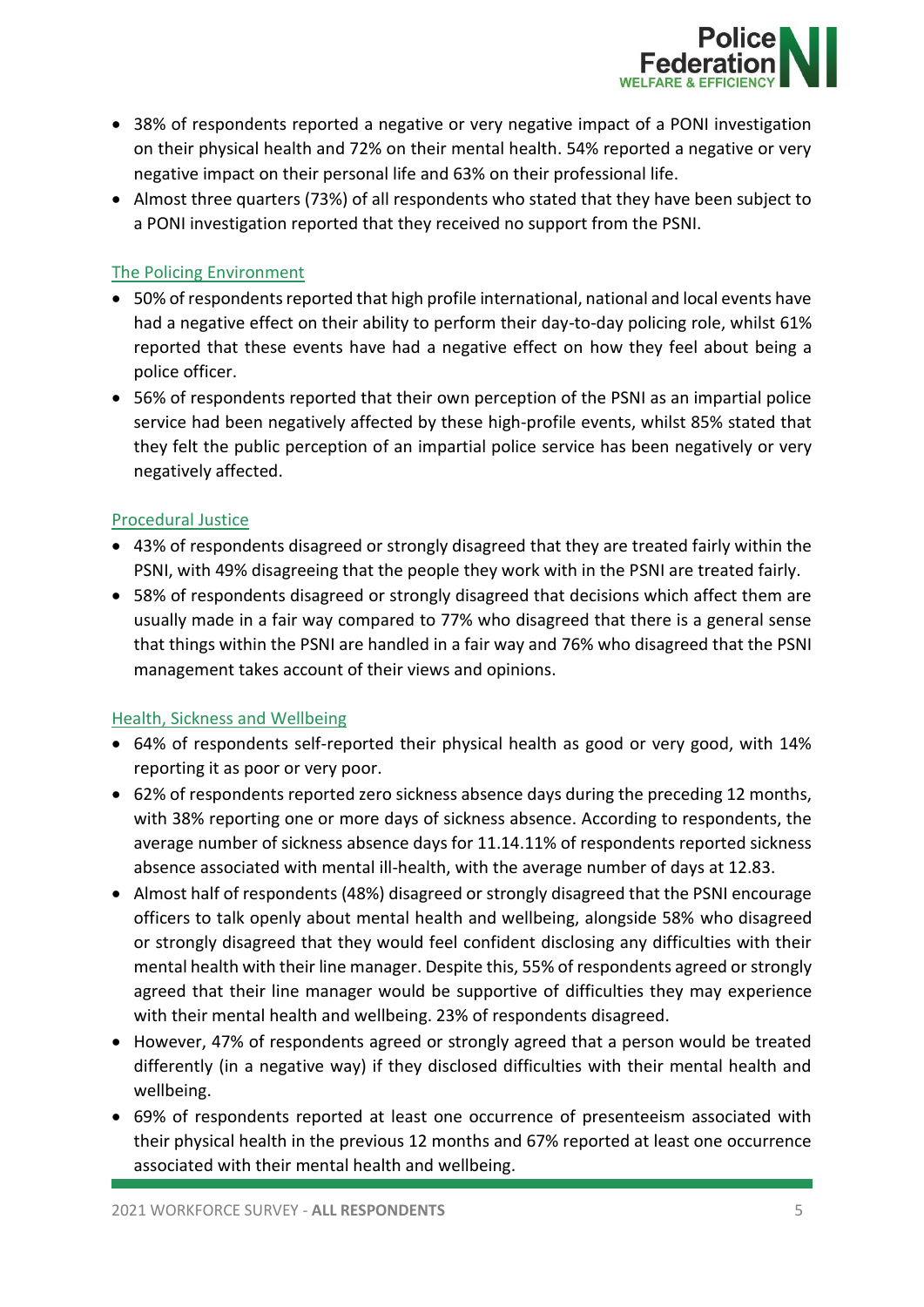- 38% of respondents reported a negative or very negative impact of a PONI investigation on their physical health and 72% on their mental health. 54% reported a negative or very negative impact on their personal life and 63% on their professional life.
- Almost three quarters (73%) of all respondents who stated that they have been subject to a PONI investigation reported that they received no support from the PSNI.

## The Policing Environment

- 50% of respondents reported that high profile international, national and local events have had a negative effect on their ability to perform their day-to-day policing role, whilst 61% reported that these events have had a negative effect on how they feel about being a police officer.
- 56% of respondents reported that their own perception of the PSNI as an impartial police service had been negatively affected by these high-profile events, whilst 85% stated that they felt the public perception of an impartial police service has been negatively or very negatively affected.

## Procedural Justice

- 43% of respondents disagreed or strongly disagreed that they are treated fairly within the PSNI, with 49% disagreeing that the people they work with in the PSNI are treated fairly.
- 58% of respondents disagreed or strongly disagreed that decisions which affect them are usually made in a fair way compared to 77% who disagreed that there is a general sense that things within the PSNI are handled in a fair way and 76% who disagreed that the PSNI management takes account of their views and opinions.

## Health, Sickness and Wellbeing

- 64% of respondents self-reported their physical health as good or very good, with 14% reporting it as poor or very poor.
- 62% of respondents reported zero sickness absence days during the preceding 12 months, with 38% reporting one or more days of sickness absence. According to respondents, the average number of sickness absence days for 11.14.11% of respondents reported sickness absence associated with mental ill-health, with the average number of days at 12.83.
- Almost half of respondents (48%) disagreed or strongly disagreed that the PSNI encourage officers to talk openly about mental health and wellbeing, alongside 58% who disagreed or strongly disagreed that they would feel confident disclosing any difficulties with their mental health with their line manager. Despite this, 55% of respondents agreed or strongly agreed that their line manager would be supportive of difficulties they may experience with their mental health and wellbeing. 23% of respondents disagreed.
- However, 47% of respondents agreed or strongly agreed that a person would be treated differently (in a negative way) if they disclosed difficulties with their mental health and wellbeing.
- 69% of respondents reported at least one occurrence of presenteeism associated with their physical health in the previous 12 months and 67% reported at least one occurrence associated with their mental health and wellbeing.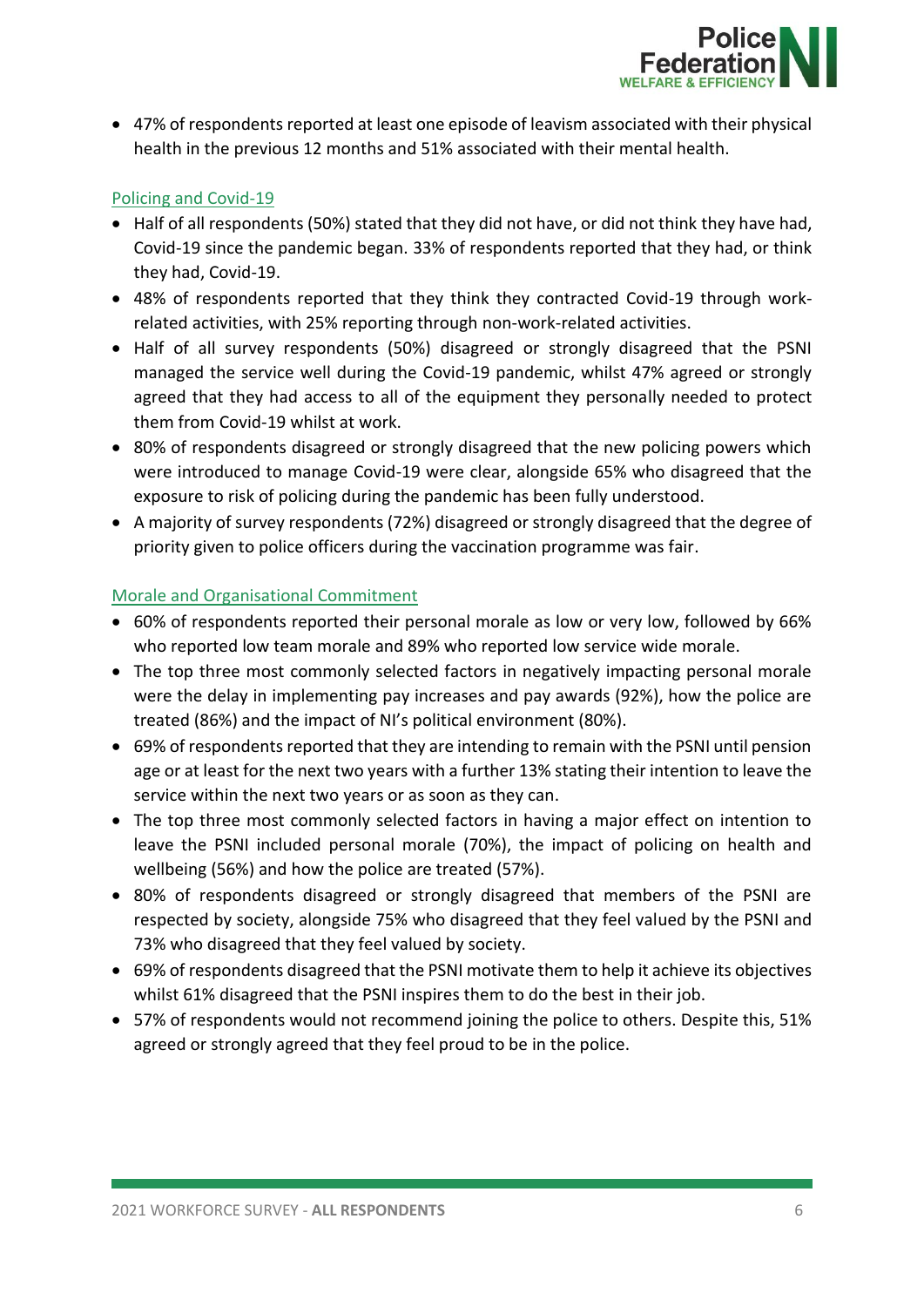- 47% of respondents reported at least one episode of leavism associated with their physical health in the previous 12 months and 51% associated with their mental health.

### Policing and Covid-19

- Half of all respondents (50%) stated that they did not have, or did not think they have had, Covid-19 since the pandemic began. 33% of respondents reported that they had, or think they had, Covid-19.
- 48% of respondents reported that they think they contracted Covid-19 through work-related activities, with 25% reporting through non-work-related activities.
- Half of all survey respondents (50%) disagreed or strongly disagreed that the PSNI managed the service well during the Covid-19 pandemic, whilst 47% agreed or strongly agreed that they had access to all of the equipment they personally needed to protect them from Covid-19 whilst at work.
- 80% of respondents disagreed or strongly disagreed that the new policing powers which were introduced to manage Covid-19 were clear, alongside 65% who disagreed that the exposure to risk of policing during the pandemic has been fully understood.
- A majority of survey respondents (72%) disagreed or strongly disagreed that the degree of priority given to police officers during the vaccination programme was fair.

### Morale and Organisational Commitment

- 60% of respondents reported their personal morale as low or very low, followed by 66% who reported low team morale and 89% who reported low service wide morale.
- The top three most commonly selected factors in negatively impacting personal morale were the delay in implementing pay increases and pay awards (92%), how the police are treated (86%) and the impact of NI's political environment (80%).
- 69% of respondents reported that they are intending to remain with the PSNI until pension age or at least for the next two years with a further 13% stating their intention to leave the service within the next two years or as soon as they can.
- The top three most commonly selected factors in having a major effect on intention to leave the PSNI included personal morale (70%), the impact of policing on health and wellbeing (56%) and how the police are treated (57%).
- 80% of respondents disagreed or strongly disagreed that members of the PSNI are respected by society, alongside 75% who disagreed that they feel valued by the PSNI and 73% who disagreed that they feel valued by society.
- 69% of respondents disagreed that the PSNI motivate them to help it achieve its objectives whilst 61% disagreed that the PSNI inspires them to do the best in their job.
- 57% of respondents would not recommend joining the police to others. Despite this, 51% agreed or strongly agreed that they feel proud to be in the police.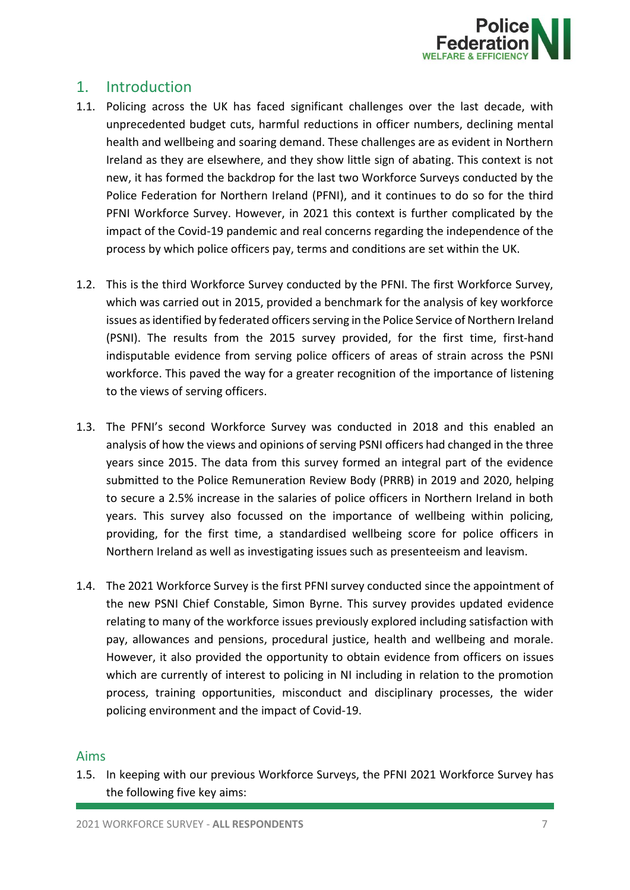## 1. Introduction

1.1. Policing across the UK has faced significant challenges over the last decade, with unprecedented budget cuts, harmful reductions in officer numbers, declining mental health and wellbeing and soaring demand. These challenges are as evident in Northern Ireland as they are elsewhere, and they show little sign of abating. This context is not new, it has formed the backdrop for the last two Workforce Surveys conducted by the Police Federation for Northern Ireland (PFNI), and it continues to do so for the third PFNI Workforce Survey. However, in 2021 this context is further complicated by the impact of the Covid-19 pandemic and real concerns regarding the independence of the process by which police officers pay, terms and conditions are set within the UK.

1.2. This is the third Workforce Survey conducted by the PFNI. The first Workforce Survey, which was carried out in 2015, provided a benchmark for the analysis of key workforce issues as identified by federated officers serving in the Police Service of Northern Ireland (PSNI). The results from the 2015 survey provided, for the first time, first-hand indisputable evidence from serving police officers of areas of strain across the PSNI workforce. This paved the way for a greater recognition of the importance of listening to the views of serving officers.

1.3. The PFNI's second Workforce Survey was conducted in 2018 and this enabled an analysis of how the views and opinions of serving PSNI officers had changed in the three years since 2015. The data from this survey formed an integral part of the evidence submitted to the Police Remuneration Review Body (PRRB) in 2019 and 2020, helping to secure a 2.5% increase in the salaries of police officers in Northern Ireland in both years. This survey also focussed on the importance of wellbeing within policing, providing, for the first time, a standardised wellbeing score for police officers in Northern Ireland as well as investigating issues such as presenteeism and leavism.

1.4. The 2021 Workforce Survey is the first PFNI survey conducted since the appointment of the new PSNI Chief Constable, Simon Byrne. This survey provides updated evidence relating to many of the workforce issues previously explored including satisfaction with pay, allowances and pensions, procedural justice, health and wellbeing and morale. However, it also provided the opportunity to obtain evidence from officers on issues which are currently of interest to policing in NI including in relation to the promotion process, training opportunities, misconduct and disciplinary processes, the wider policing environment and the impact of Covid-19.

### Aims

1.5. In keeping with our previous Workforce Surveys, the PFNI 2021 Workforce Survey has the following five key aims: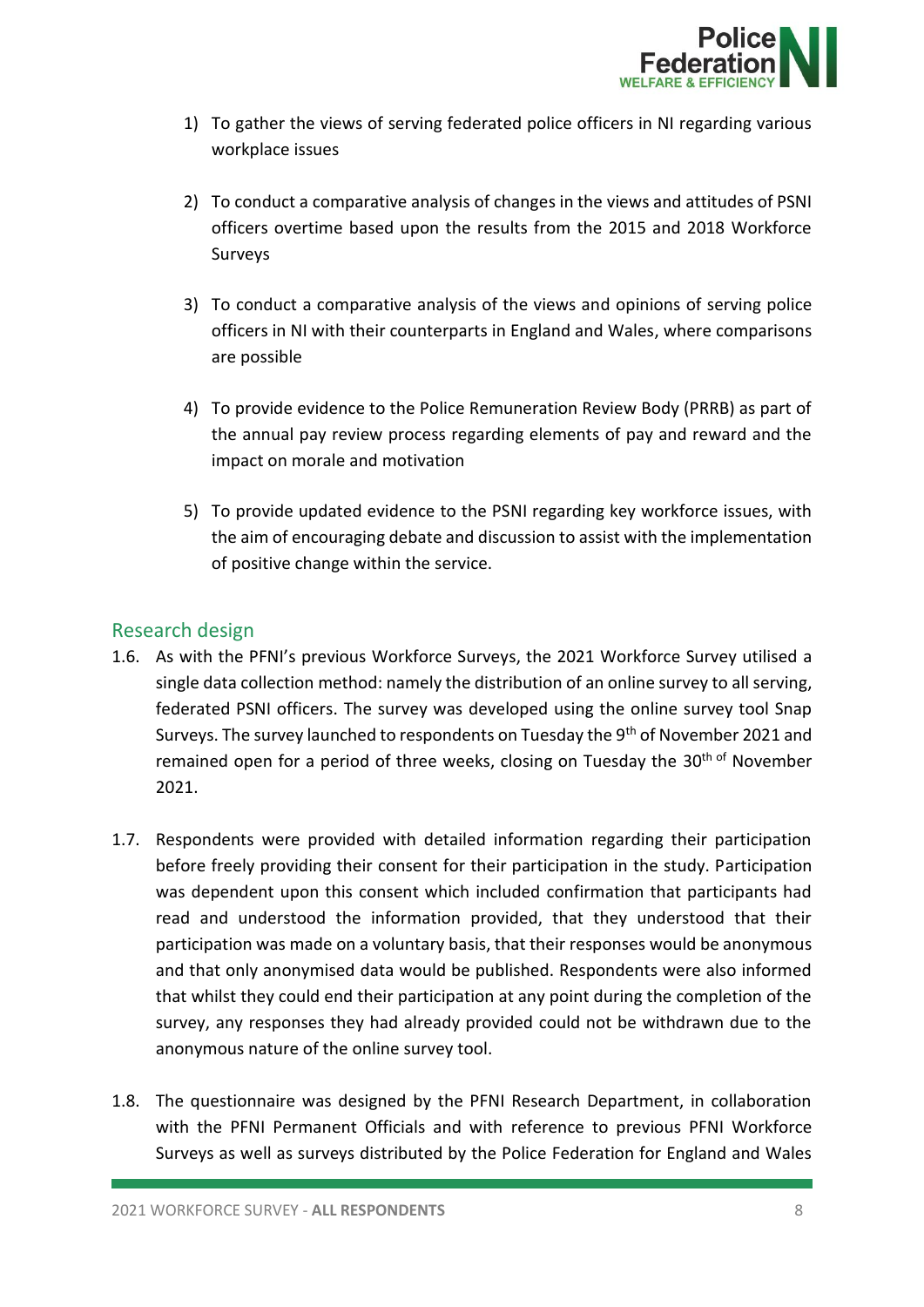1) To gather the views of serving federated police officers in NI regarding various workplace issues

2) To conduct a comparative analysis of changes in the views and attitudes of PSNI officers overtime based upon the results from the 2015 and 2018 Workforce Surveys

3) To conduct a comparative analysis of the views and opinions of serving police officers in NI with their counterparts in England and Wales, where comparisons are possible

4) To provide evidence to the Police Remuneration Review Body (PRRB) as part of the annual pay review process regarding elements of pay and reward and the impact on morale and motivation

5) To provide updated evidence to the PSNI regarding key workforce issues, with the aim of encouraging debate and discussion to assist with the implementation of positive change within the service.

## Research design

1.6. As with the PFNI's previous Workforce Surveys, the 2021 Workforce Survey utilised a single data collection method: namely the distribution of an online survey to all serving, federated PSNI officers. The survey was developed using the online survey tool Snap Surveys. The survey launched to respondents on Tuesday the 9th of November 2021 and remained open for a period of three weeks, closing on Tuesday the 30th of November 2021.

1.7. Respondents were provided with detailed information regarding their participation before freely providing their consent for their participation in the study. Participation was dependent upon this consent which included confirmation that participants had read and understood the information provided, that they understood that their participation was made on a voluntary basis, that their responses would be anonymous and that only anonymised data would be published. Respondents were also informed that whilst they could end their participation at any point during the completion of the survey, any responses they had already provided could not be withdrawn due to the anonymous nature of the online survey tool.

1.8. The questionnaire was designed by the PFNI Research Department, in collaboration with the PFNI Permanent Officials and with reference to previous PFNI Workforce Surveys as well as surveys distributed by the Police Federation for England and Wales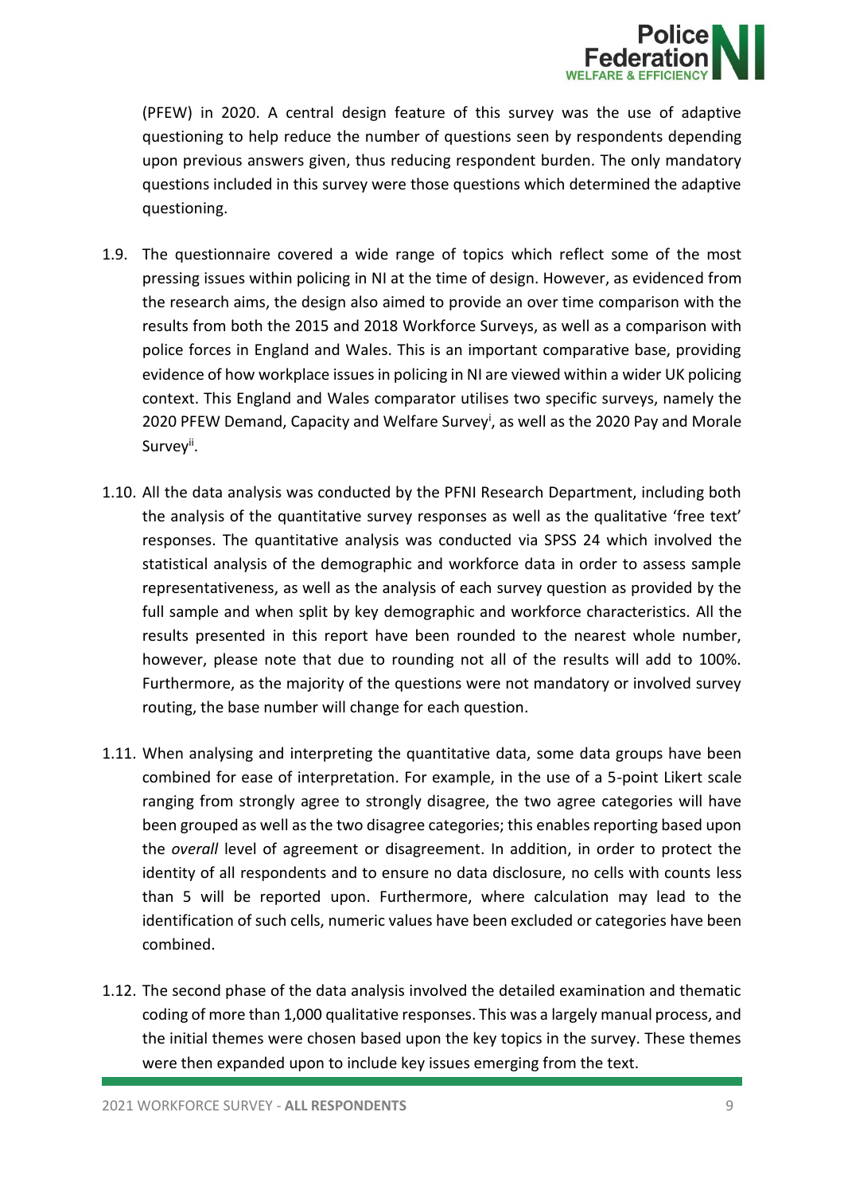(PFEW) in 2020. A central design feature of this survey was the use of adaptive questioning to help reduce the number of questions seen by respondents depending upon previous answers given, thus reducing respondent burden. The only mandatory questions included in this survey were those questions which determined the adaptive questioning.

1.9. The questionnaire covered a wide range of topics which reflect some of the most pressing issues within policing in NI at the time of design. However, as evidenced from the research aims, the design also aimed to provide an over time comparison with the results from both the 2015 and 2018 Workforce Surveys, as well as a comparison with police forces in England and Wales. This is an important comparative base, providing evidence of how workplace issues in policing in NI are viewed within a wider UK policing context. This England and Wales comparator utilises two specific surveys, namely the 2020 PFEW Demand, Capacity and Welfare Survey[i], as well as the 2020 Pay and Morale Survey[ii].

1.10. All the data analysis was conducted by the PFNI Research Department, including both the analysis of the quantitative survey responses as well as the qualitative 'free text' responses. The quantitative analysis was conducted via SPSS 24 which involved the statistical analysis of the demographic and workforce data in order to assess sample representativeness, as well as the analysis of each survey question as provided by the full sample and when split by key demographic and workforce characteristics. All the results presented in this report have been rounded to the nearest whole number, however, please note that due to rounding not all of the results will add to 100%. Furthermore, as the majority of the questions were not mandatory or involved survey routing, the base number will change for each question.

1.11. When analysing and interpreting the quantitative data, some data groups have been combined for ease of interpretation. For example, in the use of a 5-point Likert scale ranging from strongly agree to strongly disagree, the two agree categories will have been grouped as well as the two disagree categories; this enables reporting based upon the *overall* level of agreement or disagreement. In addition, in order to protect the identity of all respondents and to ensure no data disclosure, no cells with counts less than 5 will be reported upon. Furthermore, where calculation may lead to the identification of such cells, numeric values have been excluded or categories have been combined.

1.12. The second phase of the data analysis involved the detailed examination and thematic coding of more than 1,000 qualitative responses. This was a largely manual process, and the initial themes were chosen based upon the key topics in the survey. These themes were then expanded upon to include key issues emerging from the text.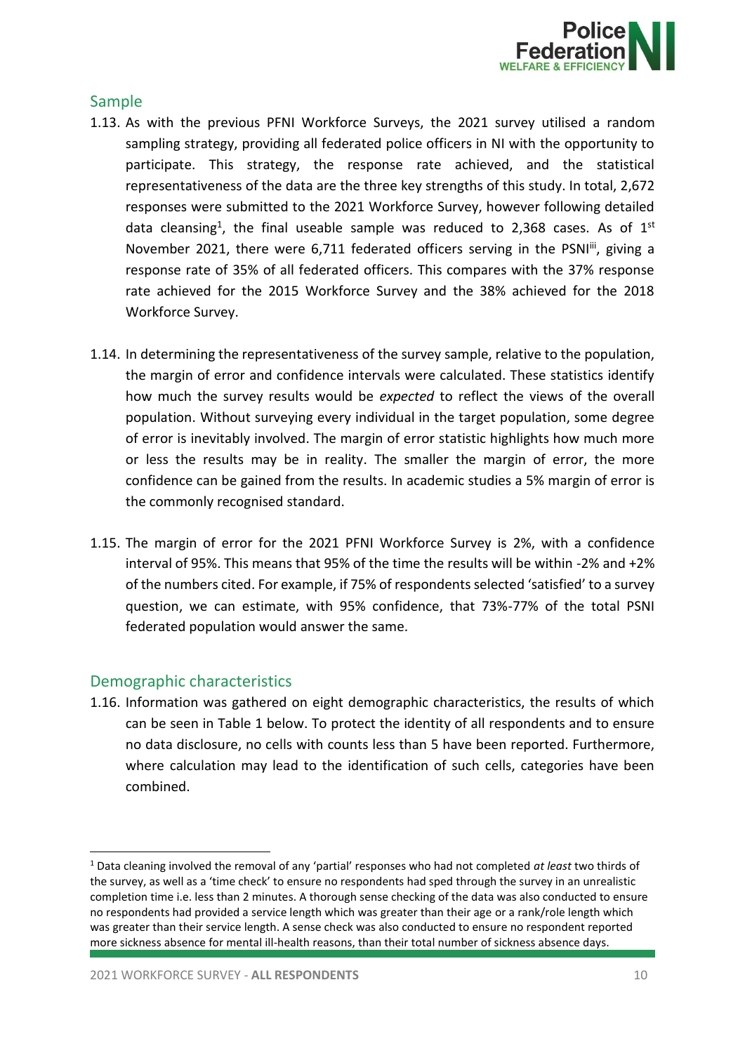## Sample

1.13. As with the previous PFNI Workforce Surveys, the 2021 survey utilised a random sampling strategy, providing all federated police officers in NI with the opportunity to participate. This strategy, the response rate achieved, and the statistical representativeness of the data are the three key strengths of this study. In total, 2,672 responses were submitted to the 2021 Workforce Survey, however following detailed data cleansing[1], the final useable sample was reduced to 2,368 cases. As of 1st November 2021, there were 6,711 federated officers serving in the PSNI[iii], giving a response rate of 35% of all federated officers. This compares with the 37% response rate achieved for the 2015 Workforce Survey and the 38% achieved for the 2018 Workforce Survey.

1.14. In determining the representativeness of the survey sample, relative to the population, the margin of error and confidence intervals were calculated. These statistics identify how much the survey results would be *expected* to reflect the views of the overall population. Without surveying every individual in the target population, some degree of error is inevitably involved. The margin of error statistic highlights how much more or less the results may be in reality. The smaller the margin of error, the more confidence can be gained from the results. In academic studies a 5% margin of error is the commonly recognised standard.

1.15. The margin of error for the 2021 PFNI Workforce Survey is 2%, with a confidence interval of 95%. This means that 95% of the time the results will be within -2% and +2% of the numbers cited. For example, if 75% of respondents selected 'satisfied' to a survey question, we can estimate, with 95% confidence, that 73%-77% of the total PSNI federated population would answer the same.

## Demographic characteristics

1.16. Information was gathered on eight demographic characteristics, the results of which can be seen in Table 1 below. To protect the identity of all respondents and to ensure no data disclosure, no cells with counts less than 5 have been reported. Furthermore, where calculation may lead to the identification of such cells, categories have been combined.

[1] Data cleaning involved the removal of any 'partial' responses who had not completed *at least* two thirds of the survey, as well as a 'time check' to ensure no respondents had sped through the survey in an unrealistic completion time i.e. less than 2 minutes. A thorough sense checking of the data was also conducted to ensure no respondents had provided a service length which was greater than their age or a rank/role length which was greater than their service length. A sense check was also conducted to ensure no respondent reported more sickness absence for mental ill-health reasons, than their total number of sickness absence days.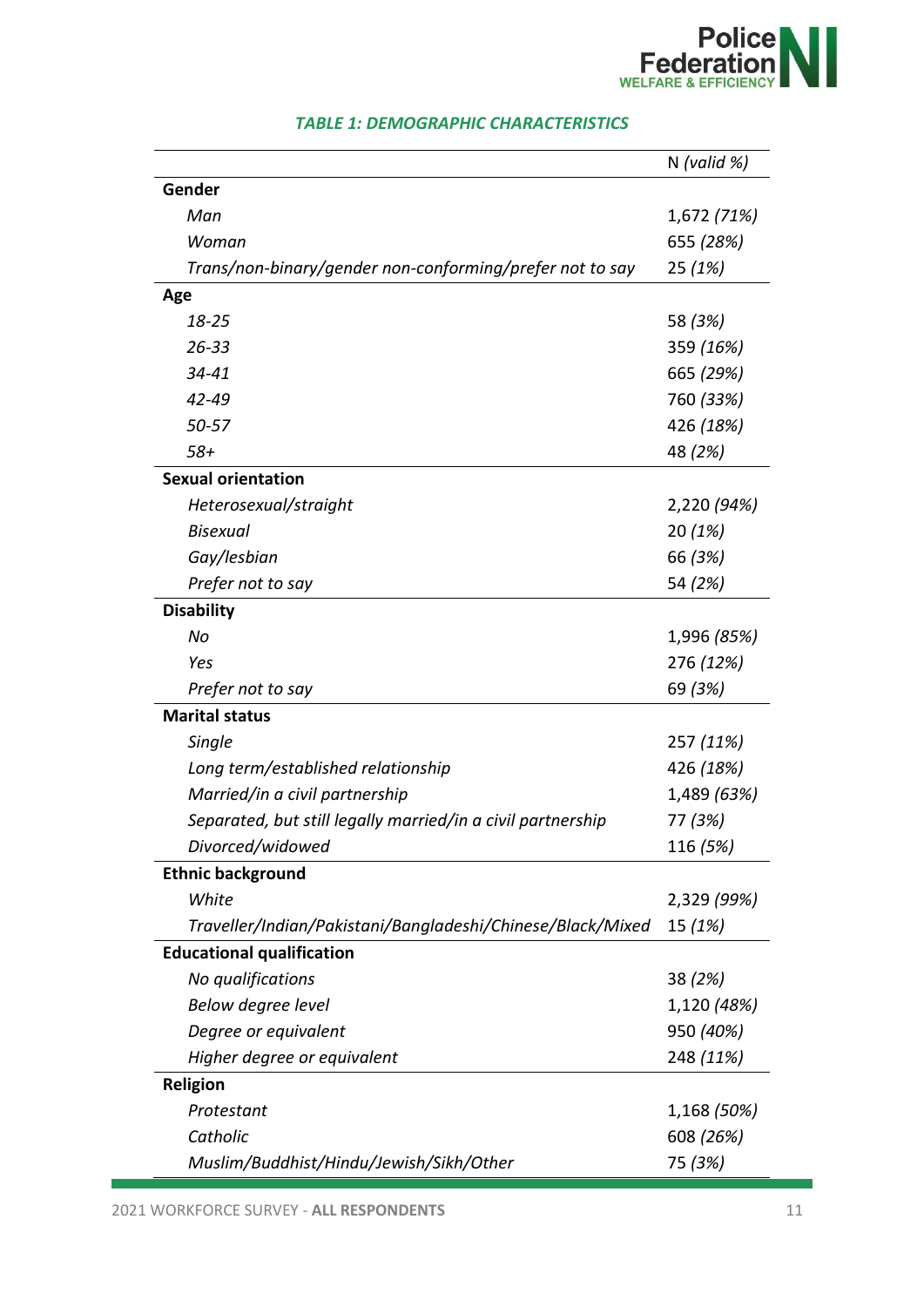*TABLE 1: DEMOGRAPHIC CHARACTERISTICS*

| | N *(valid %)* |
|---|---|
| **Gender** | |
| *Man* | 1,672 *(71%)* |
| *Woman* | 655 *(28%)* |
| *Trans/non-binary/gender non-conforming/prefer not to say* | 25 *(1%)* |
| **Age** | |
| *18-25* | 58 *(3%)* |
| *26-33* | 359 *(16%)* |
| *34-41* | 665 *(29%)* |
| *42-49* | 760 *(33%)* |
| *50-57* | 426 *(18%)* |
| *58+* | 48 *(2%)* |
| **Sexual orientation** | |
| *Heterosexual/straight* | 2,220 *(94%)* |
| *Bisexual* | 20 *(1%)* |
| *Gay/lesbian* | 66 *(3%)* |
| *Prefer not to say* | 54 *(2%)* |
| **Disability** | |
| *No* | 1,996 *(85%)* |
| *Yes* | 276 *(12%)* |
| *Prefer not to say* | 69 *(3%)* |
| **Marital status** | |
| *Single* | 257 *(11%)* |
| *Long term/established relationship* | 426 *(18%)* |
| *Married/in a civil partnership* | 1,489 *(63%)* |
| *Separated, but still legally married/in a civil partnership* | 77 *(3%)* |
| *Divorced/widowed* | 116 *(5%)* |
| **Ethnic background** | |
| *White* | 2,329 *(99%)* |
| *Traveller/Indian/Pakistani/Bangladeshi/Chinese/Black/Mixed* | 15 *(1%)* |
| **Educational qualification** | |
| *No qualifications* | 38 *(2%)* |
| *Below degree level* | 1,120 *(48%)* |
| *Degree or equivalent* | 950 *(40%)* |
| *Higher degree or equivalent* | 248 *(11%)* |
| **Religion** | |
| *Protestant* | 1,168 *(50%)* |
| *Catholic* | 608 *(26%)* |
| *Muslim/Buddhist/Hindu/Jewish/Sikh/Other* | 75 *(3%)* |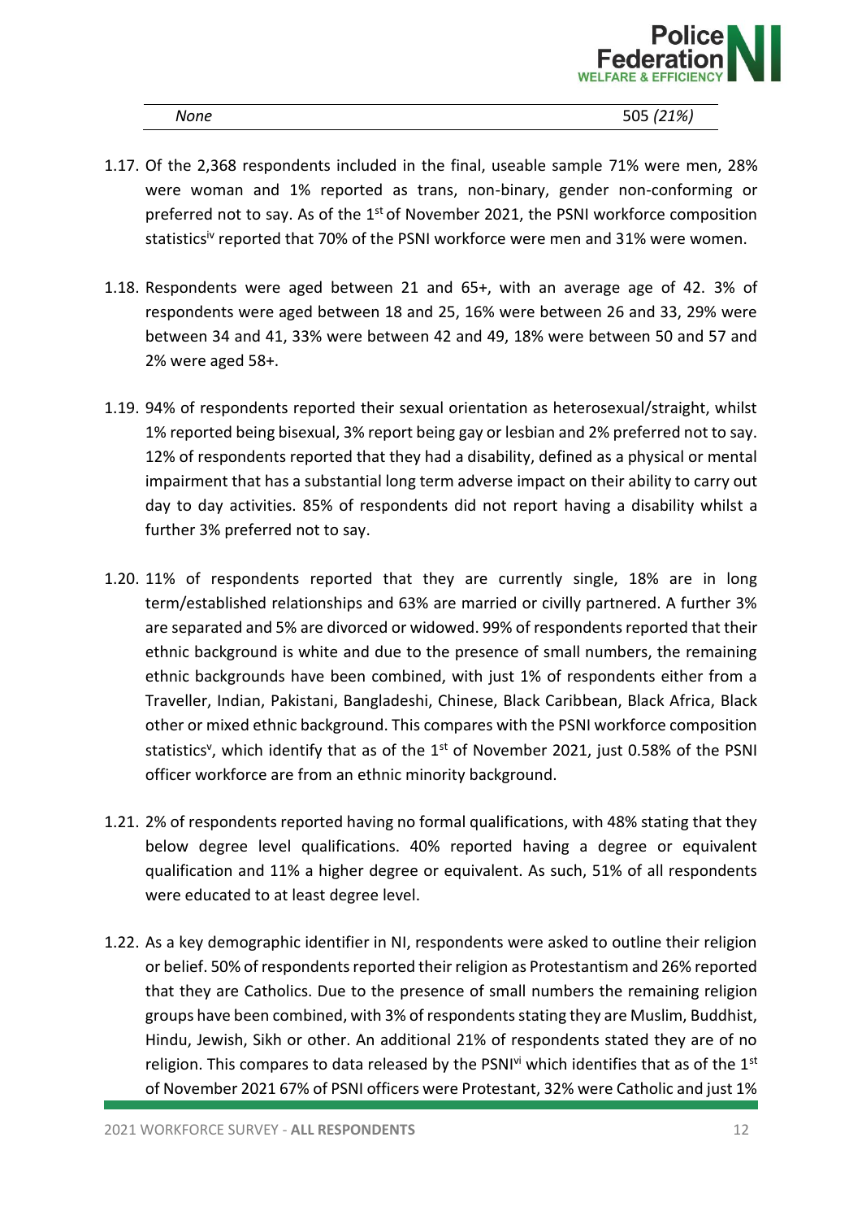| | |
|---|---|
| *None* | 505 *(21%)* |

1.17. Of the 2,368 respondents included in the final, useable sample 71% were men, 28% were woman and 1% reported as trans, non-binary, gender non-conforming or preferred not to say. As of the 1st of November 2021, the PSNI workforce composition statistics[iv] reported that 70% of the PSNI workforce were men and 31% were women.

1.18. Respondents were aged between 21 and 65+, with an average age of 42. 3% of respondents were aged between 18 and 25, 16% were between 26 and 33, 29% were between 34 and 41, 33% were between 42 and 49, 18% were between 50 and 57 and 2% were aged 58+.

1.19. 94% of respondents reported their sexual orientation as heterosexual/straight, whilst 1% reported being bisexual, 3% report being gay or lesbian and 2% preferred not to say. 12% of respondents reported that they had a disability, defined as a physical or mental impairment that has a substantial long term adverse impact on their ability to carry out day to day activities. 85% of respondents did not report having a disability whilst a further 3% preferred not to say.

1.20. 11% of respondents reported that they are currently single, 18% are in long term/established relationships and 63% are married or civilly partnered. A further 3% are separated and 5% are divorced or widowed. 99% of respondents reported that their ethnic background is white and due to the presence of small numbers, the remaining ethnic backgrounds have been combined, with just 1% of respondents either from a Traveller, Indian, Pakistani, Bangladeshi, Chinese, Black Caribbean, Black Africa, Black other or mixed ethnic background. This compares with the PSNI workforce composition statistics[v], which identify that as of the 1st of November 2021, just 0.58% of the PSNI officer workforce are from an ethnic minority background.

1.21. 2% of respondents reported having no formal qualifications, with 48% stating that they below degree level qualifications. 40% reported having a degree or equivalent qualification and 11% a higher degree or equivalent. As such, 51% of all respondents were educated to at least degree level.

1.22. As a key demographic identifier in NI, respondents were asked to outline their religion or belief. 50% of respondents reported their religion as Protestantism and 26% reported that they are Catholics. Due to the presence of small numbers the remaining religion groups have been combined, with 3% of respondents stating they are Muslim, Buddhist, Hindu, Jewish, Sikh or other. An additional 21% of respondents stated they are of no religion. This compares to data released by the PSNI[vi] which identifies that as of the 1st of November 2021 67% of PSNI officers were Protestant, 32% were Catholic and just 1%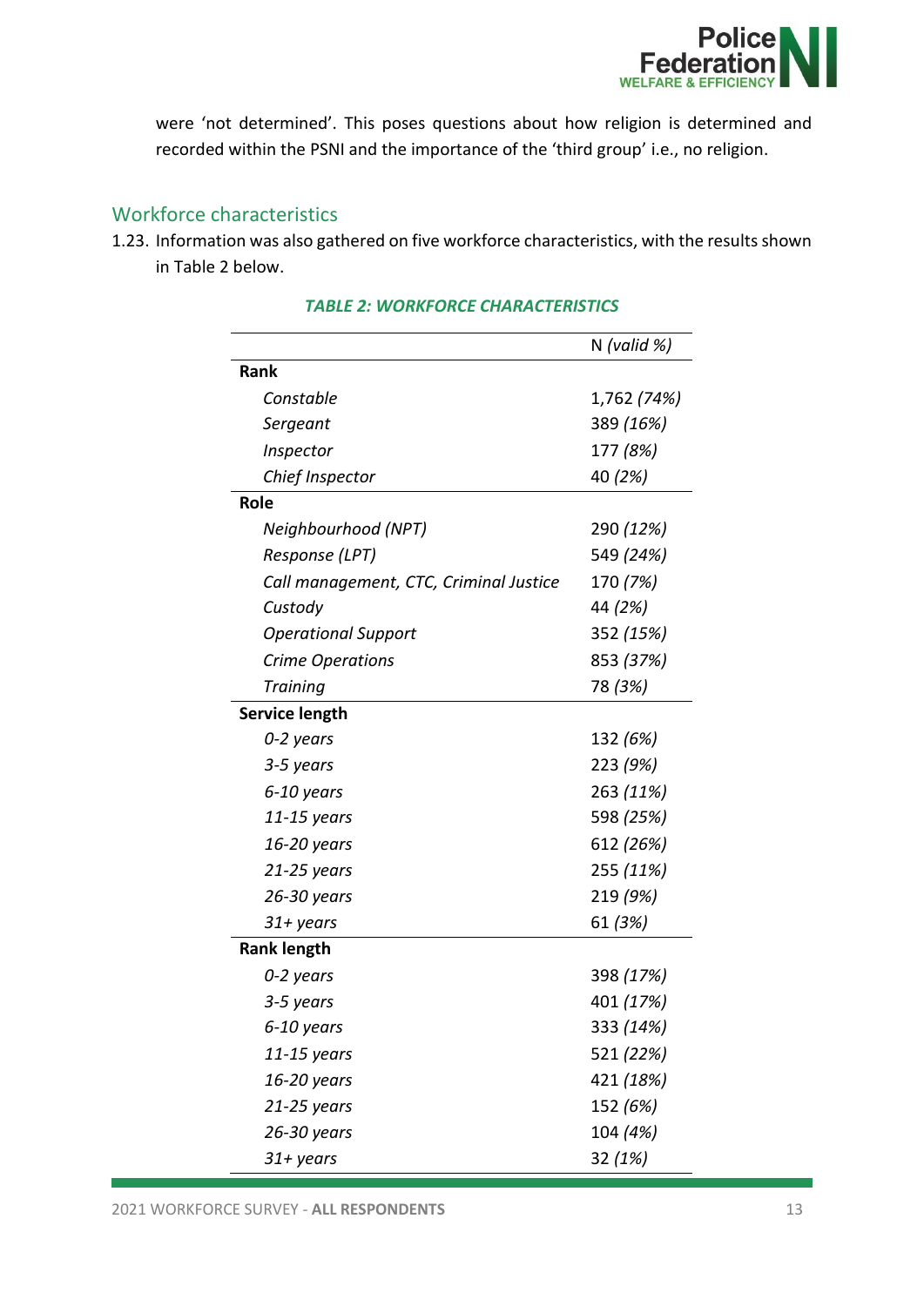were 'not determined'. This poses questions about how religion is determined and recorded within the PSNI and the importance of the 'third group' i.e., no religion.

## Workforce characteristics

1.23. Information was also gathered on five workforce characteristics, with the results shown in Table 2 below.

*TABLE 2: WORKFORCE CHARACTERISTICS*

| | N *(valid %)* |
|---|---|
| **Rank** | |
| *Constable* | 1,762 *(74%)* |
| *Sergeant* | 389 *(16%)* |
| *Inspector* | 177 *(8%)* |
| *Chief Inspector* | 40 *(2%)* |
| **Role** | |
| *Neighbourhood (NPT)* | 290 *(12%)* |
| *Response (LPT)* | 549 *(24%)* |
| *Call management, CTC, Criminal Justice* | 170 *(7%)* |
| *Custody* | 44 *(2%)* |
| *Operational Support* | 352 *(15%)* |
| *Crime Operations* | 853 *(37%)* |
| *Training* | 78 *(3%)* |
| **Service length** | |
| *0-2 years* | 132 *(6%)* |
| *3-5 years* | 223 *(9%)* |
| *6-10 years* | 263 *(11%)* |
| *11-15 years* | 598 *(25%)* |
| *16-20 years* | 612 *(26%)* |
| *21-25 years* | 255 *(11%)* |
| *26-30 years* | 219 *(9%)* |
| *31+ years* | 61 *(3%)* |
| **Rank length** | |
| *0-2 years* | 398 *(17%)* |
| *3-5 years* | 401 *(17%)* |
| *6-10 years* | 333 *(14%)* |
| *11-15 years* | 521 *(22%)* |
| *16-20 years* | 421 *(18%)* |
| *21-25 years* | 152 *(6%)* |
| *26-30 years* | 104 *(4%)* |
| *31+ years* | 32 *(1%)* |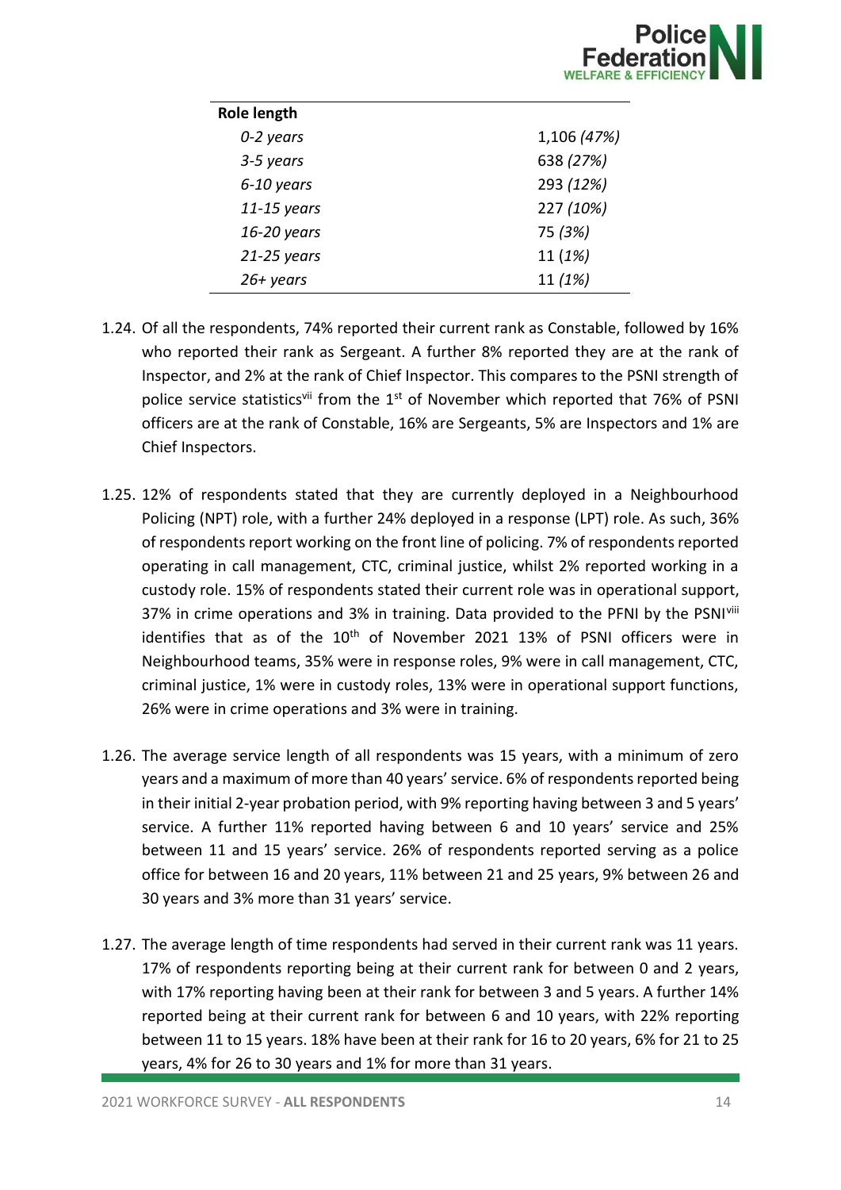| Role length | |
|---|---|
| *0-2 years* | 1,106 *(47%)* |
| *3-5 years* | 638 *(27%)* |
| *6-10 years* | 293 *(12%)* |
| *11-15 years* | 227 *(10%)* |
| *16-20 years* | 75 *(3%)* |
| *21-25 years* | 11 *(1%)* |
| *26+ years* | 11 *(1%)* |

1.24. Of all the respondents, 74% reported their current rank as Constable, followed by 16% who reported their rank as Sergeant. A further 8% reported they are at the rank of Inspector, and 2% at the rank of Chief Inspector. This compares to the PSNI strength of police service statistics[vii] from the 1st of November which reported that 76% of PSNI officers are at the rank of Constable, 16% are Sergeants, 5% are Inspectors and 1% are Chief Inspectors.

1.25. 12% of respondents stated that they are currently deployed in a Neighbourhood Policing (NPT) role, with a further 24% deployed in a response (LPT) role. As such, 36% of respondents report working on the front line of policing. 7% of respondents reported operating in call management, CTC, criminal justice, whilst 2% reported working in a custody role. 15% of respondents stated their current role was in operational support, 37% in crime operations and 3% in training. Data provided to the PFNI by the PSNI[viii] identifies that as of the 10th of November 2021 13% of PSNI officers were in Neighbourhood teams, 35% were in response roles, 9% were in call management, CTC, criminal justice, 1% were in custody roles, 13% were in operational support functions, 26% were in crime operations and 3% were in training.

1.26. The average service length of all respondents was 15 years, with a minimum of zero years and a maximum of more than 40 years' service. 6% of respondents reported being in their initial 2-year probation period, with 9% reporting having between 3 and 5 years' service. A further 11% reported having between 6 and 10 years' service and 25% between 11 and 15 years' service. 26% of respondents reported serving as a police office for between 16 and 20 years, 11% between 21 and 25 years, 9% between 26 and 30 years and 3% more than 31 years' service.

1.27. The average length of time respondents had served in their current rank was 11 years. 17% of respondents reporting being at their current rank for between 0 and 2 years, with 17% reporting having been at their rank for between 3 and 5 years. A further 14% reported being at their current rank for between 6 and 10 years, with 22% reporting between 11 to 15 years. 18% have been at their rank for 16 to 20 years, 6% for 21 to 25 years, 4% for 26 to 30 years and 1% for more than 31 years.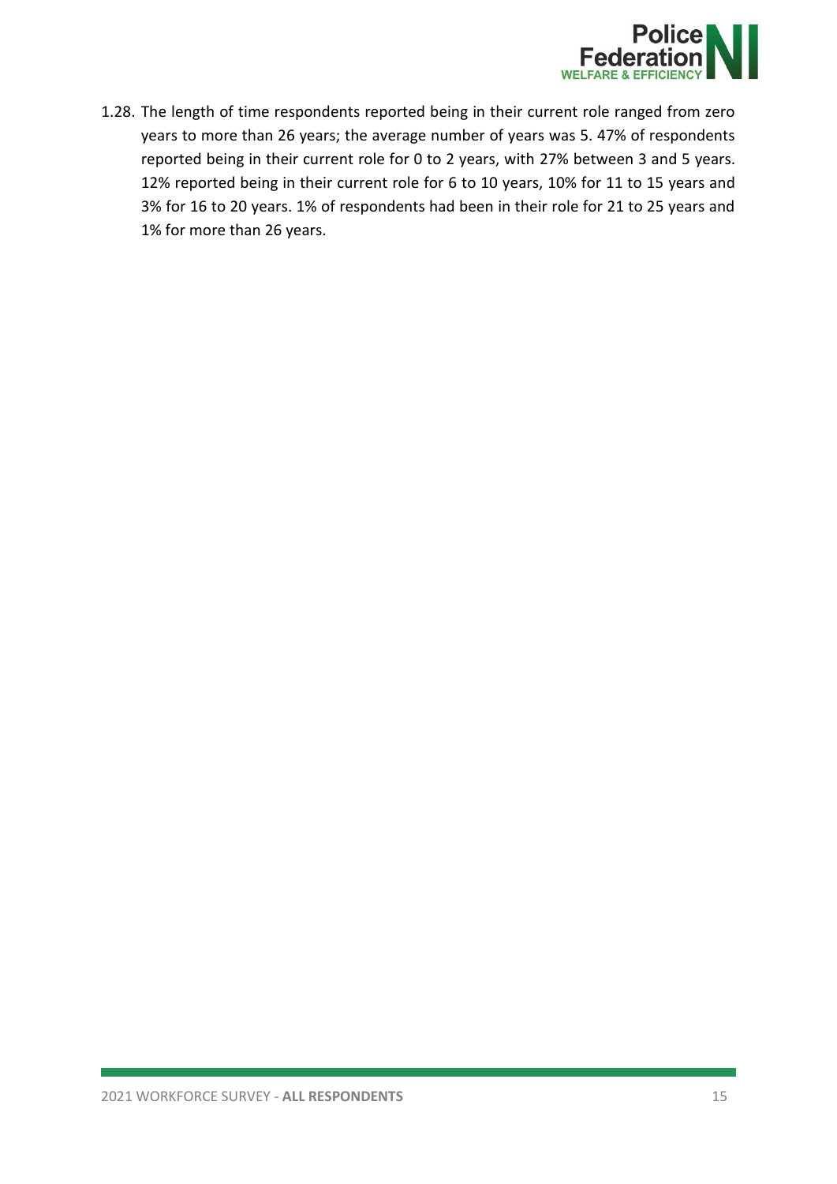1.28. The length of time respondents reported being in their current role ranged from zero years to more than 26 years; the average number of years was 5. 47% of respondents reported being in their current role for 0 to 2 years, with 27% between 3 and 5 years. 12% reported being in their current role for 6 to 10 years, 10% for 11 to 15 years and 3% for 16 to 20 years. 1% of respondents had been in their role for 21 to 25 years and 1% for more than 26 years.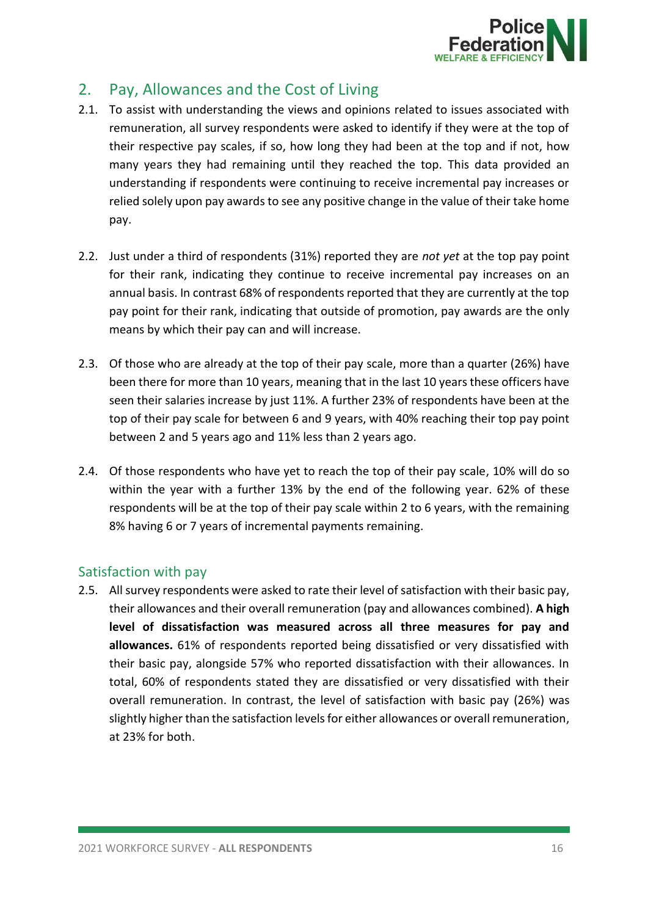## 2. Pay, Allowances and the Cost of Living

2.1. To assist with understanding the views and opinions related to issues associated with remuneration, all survey respondents were asked to identify if they were at the top of their respective pay scales, if so, how long they had been at the top and if not, how many years they had remaining until they reached the top. This data provided an understanding if respondents were continuing to receive incremental pay increases or relied solely upon pay awards to see any positive change in the value of their take home pay.

2.2. Just under a third of respondents (31%) reported they are *not yet* at the top pay point for their rank, indicating they continue to receive incremental pay increases on an annual basis. In contrast 68% of respondents reported that they are currently at the top pay point for their rank, indicating that outside of promotion, pay awards are the only means by which their pay can and will increase.

2.3. Of those who are already at the top of their pay scale, more than a quarter (26%) have been there for more than 10 years, meaning that in the last 10 years these officers have seen their salaries increase by just 11%. A further 23% of respondents have been at the top of their pay scale for between 6 and 9 years, with 40% reaching their top pay point between 2 and 5 years ago and 11% less than 2 years ago.

2.4. Of those respondents who have yet to reach the top of their pay scale, 10% will do so within the year with a further 13% by the end of the following year. 62% of these respondents will be at the top of their pay scale within 2 to 6 years, with the remaining 8% having 6 or 7 years of incremental payments remaining.

### Satisfaction with pay

2.5. All survey respondents were asked to rate their level of satisfaction with their basic pay, their allowances and their overall remuneration (pay and allowances combined). **A high level of dissatisfaction was measured across all three measures for pay and allowances.** 61% of respondents reported being dissatisfied or very dissatisfied with their basic pay, alongside 57% who reported dissatisfaction with their allowances. In total, 60% of respondents stated they are dissatisfied or very dissatisfied with their overall remuneration. In contrast, the level of satisfaction with basic pay (26%) was slightly higher than the satisfaction levels for either allowances or overall remuneration, at 23% for both.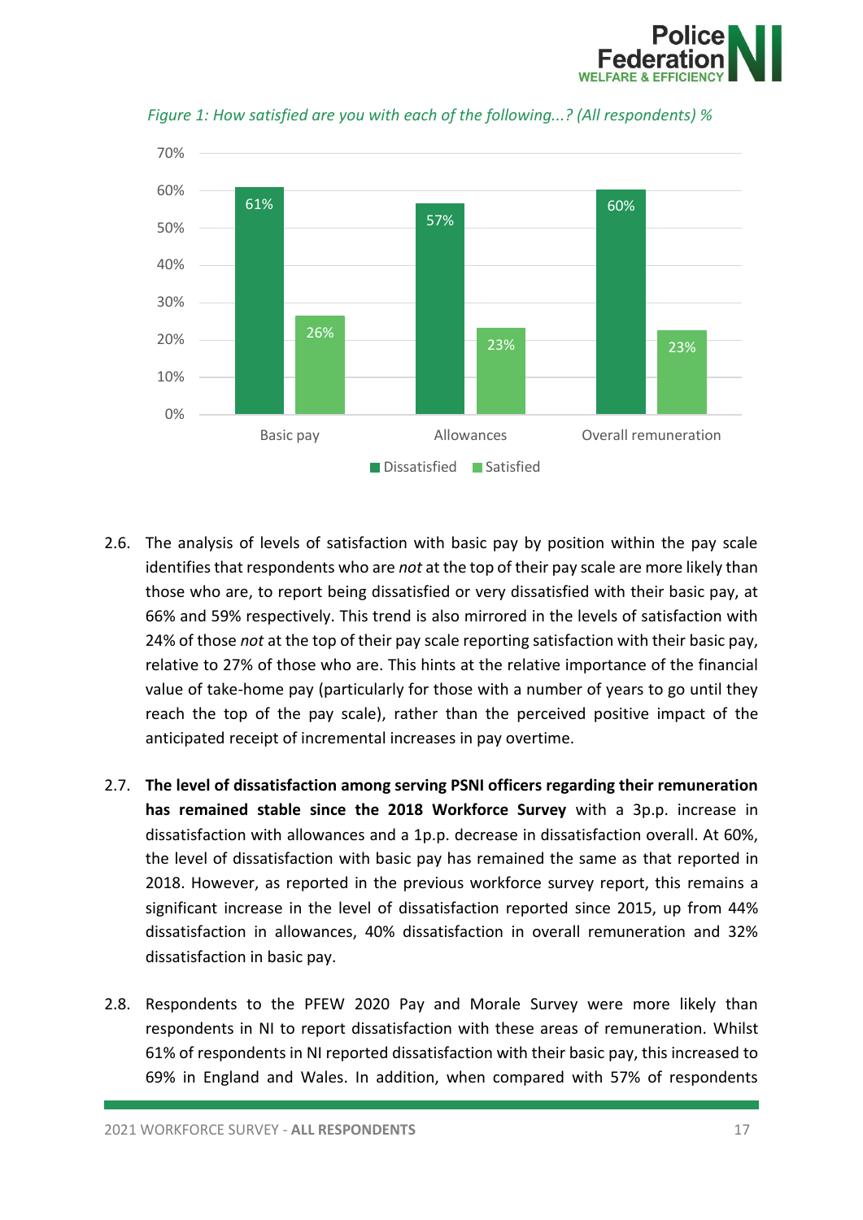*Figure 1: How satisfied are you with each of the following...? (All respondents) %*

70%
60%
50%
40%
30%
20%
10%
0%

61%
26%
57%
23%
60%
23%

Basic pay
Allowances
Overall remuneration

Dissatisfied
Satisfied

2.6. The analysis of levels of satisfaction with basic pay by position within the pay scale identifies that respondents who are *not* at the top of their pay scale are more likely than those who are, to report being dissatisfied or very dissatisfied with their basic pay, at 66% and 59% respectively. This trend is also mirrored in the levels of satisfaction with 24% of those *not* at the top of their pay scale reporting satisfaction with their basic pay, relative to 27% of those who are. This hints at the relative importance of the financial value of take-home pay (particularly for those with a number of years to go until they reach the top of the pay scale), rather than the perceived positive impact of the anticipated receipt of incremental increases in pay overtime.

2.7. **The level of dissatisfaction among serving PSNI officers regarding their remuneration has remained stable since the 2018 Workforce Survey** with a 3p.p. increase in dissatisfaction with allowances and a 1p.p. decrease in dissatisfaction overall. At 60%, the level of dissatisfaction with basic pay has remained the same as that reported in 2018. However, as reported in the previous workforce survey report, this remains a significant increase in the level of dissatisfaction reported since 2015, up from 44% dissatisfaction in allowances, 40% dissatisfaction in overall remuneration and 32% dissatisfaction in basic pay.

2.8. Respondents to the PFEW 2020 Pay and Morale Survey were more likely than respondents in NI to report dissatisfaction with these areas of remuneration. Whilst 61% of respondents in NI reported dissatisfaction with their basic pay, this increased to 69% in England and Wales. In addition, when compared with 57% of respondents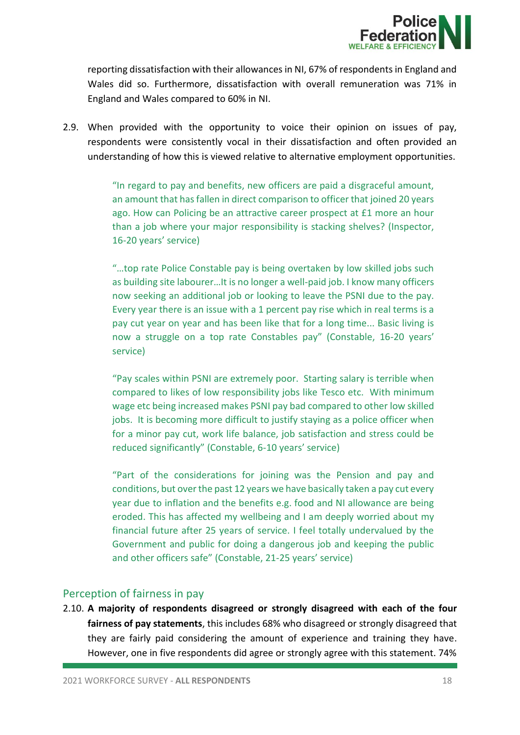reporting dissatisfaction with their allowances in NI, 67% of respondents in England and Wales did so. Furthermore, dissatisfaction with overall remuneration was 71% in England and Wales compared to 60% in NI.

2.9. When provided with the opportunity to voice their opinion on issues of pay, respondents were consistently vocal in their dissatisfaction and often provided an understanding of how this is viewed relative to alternative employment opportunities.

> "In regard to pay and benefits, new officers are paid a disgraceful amount, an amount that has fallen in direct comparison to officer that joined 20 years ago. How can Policing be an attractive career prospect at £1 more an hour than a job where your major responsibility is stacking shelves? (Inspector, 16-20 years' service)

> "…top rate Police Constable pay is being overtaken by low skilled jobs such as building site labourer…It is no longer a well-paid job. I know many officers now seeking an additional job or looking to leave the PSNI due to the pay. Every year there is an issue with a 1 percent pay rise which in real terms is a pay cut year on year and has been like that for a long time... Basic living is now a struggle on a top rate Constables pay" (Constable, 16-20 years' service)

> "Pay scales within PSNI are extremely poor. Starting salary is terrible when compared to likes of low responsibility jobs like Tesco etc. With minimum wage etc being increased makes PSNI pay bad compared to other low skilled jobs. It is becoming more difficult to justify staying as a police officer when for a minor pay cut, work life balance, job satisfaction and stress could be reduced significantly" (Constable, 6-10 years' service)

> "Part of the considerations for joining was the Pension and pay and conditions, but over the past 12 years we have basically taken a pay cut every year due to inflation and the benefits e.g. food and NI allowance are being eroded. This has affected my wellbeing and I am deeply worried about my financial future after 25 years of service. I feel totally undervalued by the Government and public for doing a dangerous job and keeping the public and other officers safe" (Constable, 21-25 years' service)

## Perception of fairness in pay

2.10. **A majority of respondents disagreed or strongly disagreed with each of the four fairness of pay statements**, this includes 68% who disagreed or strongly disagreed that they are fairly paid considering the amount of experience and training they have. However, one in five respondents did agree or strongly agree with this statement. 74%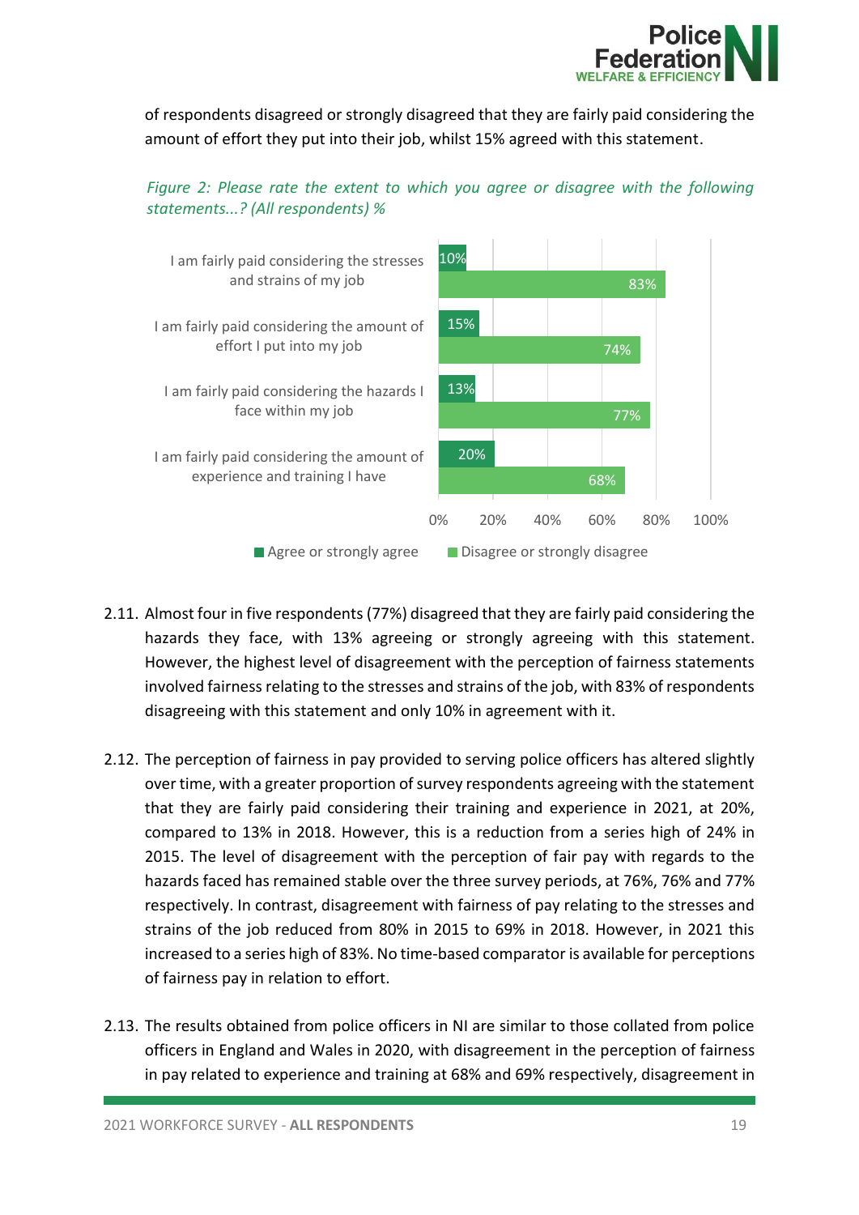of respondents disagreed or strongly disagreed that they are fairly paid considering the amount of effort they put into their job, whilst 15% agreed with this statement.

*Figure 2: Please rate the extent to which you agree or disagree with the following statements...? (All respondents) %*

I am fairly paid considering the stresses and strains of my job
10%
83%

I am fairly paid considering the amount of effort I put into my job
15%
74%

I am fairly paid considering the hazards I face within my job
13%
77%

I am fairly paid considering the amount of experience and training I have
20%
68%

0% 20% 40% 60% 80% 100%

Agree or strongly agree
Disagree or strongly disagree

2.11. Almost four in five respondents (77%) disagreed that they are fairly paid considering the hazards they face, with 13% agreeing or strongly agreeing with this statement. However, the highest level of disagreement with the perception of fairness statements involved fairness relating to the stresses and strains of the job, with 83% of respondents disagreeing with this statement and only 10% in agreement with it.

2.12. The perception of fairness in pay provided to serving police officers has altered slightly over time, with a greater proportion of survey respondents agreeing with the statement that they are fairly paid considering their training and experience in 2021, at 20%, compared to 13% in 2018. However, this is a reduction from a series high of 24% in 2015. The level of disagreement with the perception of fair pay with regards to the hazards faced has remained stable over the three survey periods, at 76%, 76% and 77% respectively. In contrast, disagreement with fairness of pay relating to the stresses and strains of the job reduced from 80% in 2015 to 69% in 2018. However, in 2021 this increased to a series high of 83%. No time-based comparator is available for perceptions of fairness pay in relation to effort.

2.13. The results obtained from police officers in NI are similar to those collated from police officers in England and Wales in 2020, with disagreement in the perception of fairness in pay related to experience and training at 68% and 69% respectively, disagreement in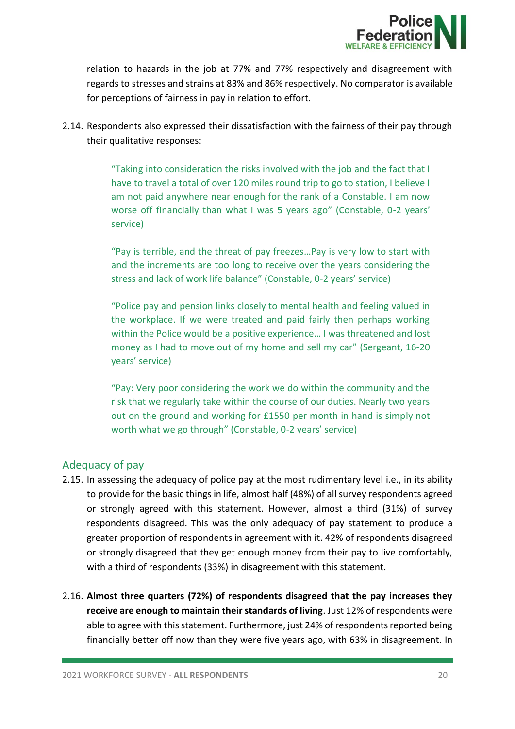relation to hazards in the job at 77% and 77% respectively and disagreement with regards to stresses and strains at 83% and 86% respectively. No comparator is available for perceptions of fairness in pay in relation to effort.

2.14. Respondents also expressed their dissatisfaction with the fairness of their pay through their qualitative responses:

> "Taking into consideration the risks involved with the job and the fact that I have to travel a total of over 120 miles round trip to go to station, I believe I am not paid anywhere near enough for the rank of a Constable. I am now worse off financially than what I was 5 years ago" (Constable, 0-2 years' service)

> "Pay is terrible, and the threat of pay freezes…Pay is very low to start with and the increments are too long to receive over the years considering the stress and lack of work life balance" (Constable, 0-2 years' service)

> "Police pay and pension links closely to mental health and feeling valued in the workplace. If we were treated and paid fairly then perhaps working within the Police would be a positive experience… I was threatened and lost money as I had to move out of my home and sell my car" (Sergeant, 16-20 years' service)

> "Pay: Very poor considering the work we do within the community and the risk that we regularly take within the course of our duties. Nearly two years out on the ground and working for £1550 per month in hand is simply not worth what we go through" (Constable, 0-2 years' service)

## Adequacy of pay

2.15. In assessing the adequacy of police pay at the most rudimentary level i.e., in its ability to provide for the basic things in life, almost half (48%) of all survey respondents agreed or strongly agreed with this statement. However, almost a third (31%) of survey respondents disagreed. This was the only adequacy of pay statement to produce a greater proportion of respondents in agreement with it. 42% of respondents disagreed or strongly disagreed that they get enough money from their pay to live comfortably, with a third of respondents (33%) in disagreement with this statement.

2.16. **Almost three quarters (72%) of respondents disagreed that the pay increases they receive are enough to maintain their standards of living**. Just 12% of respondents were able to agree with this statement. Furthermore, just 24% of respondents reported being financially better off now than they were five years ago, with 63% in disagreement. In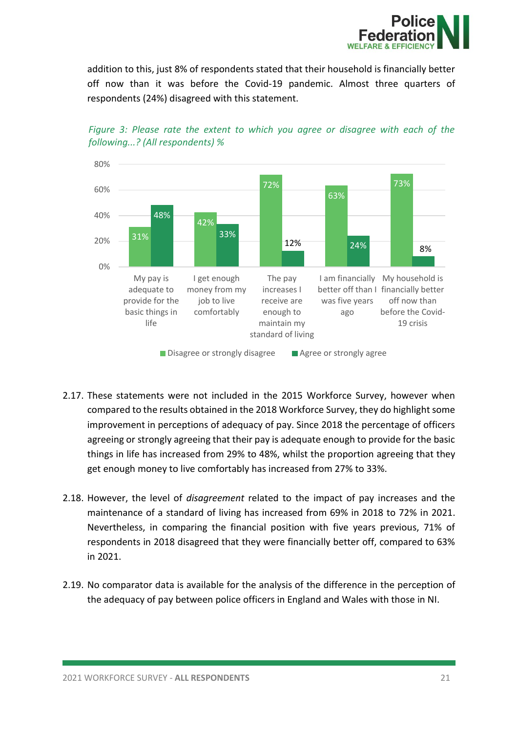addition to this, just 8% of respondents stated that their household is financially better off now than it was before the Covid-19 pandemic. Almost three quarters of respondents (24%) disagreed with this statement.

*Figure 3: Please rate the extent to which you agree or disagree with each of the following...? (All respondents) %*

80%
60%
40%
20%
0%

My pay is adequate to provide for the basic things in life: 31%, 48%
I get enough money from my job to live comfortably: 42%, 33%
The pay increases I receive are enough to maintain my standard of living: 72%, 12%
I am financially better off than I was five years ago: 63%, 24%
My household is financially better off now than before the Covid-19 crisis: 73%, 8%

Disagree or strongly disagree
Agree or strongly agree

2.17. These statements were not included in the 2015 Workforce Survey, however when compared to the results obtained in the 2018 Workforce Survey, they do highlight some improvement in perceptions of adequacy of pay. Since 2018 the percentage of officers agreeing or strongly agreeing that their pay is adequate enough to provide for the basic things in life has increased from 29% to 48%, whilst the proportion agreeing that they get enough money to live comfortably has increased from 27% to 33%.

2.18. However, the level of *disagreement* related to the impact of pay increases and the maintenance of a standard of living has increased from 69% in 2018 to 72% in 2021. Nevertheless, in comparing the financial position with five years previous, 71% of respondents in 2018 disagreed that they were financially better off, compared to 63% in 2021.

2.19. No comparator data is available for the analysis of the difference in the perception of the adequacy of pay between police officers in England and Wales with those in NI.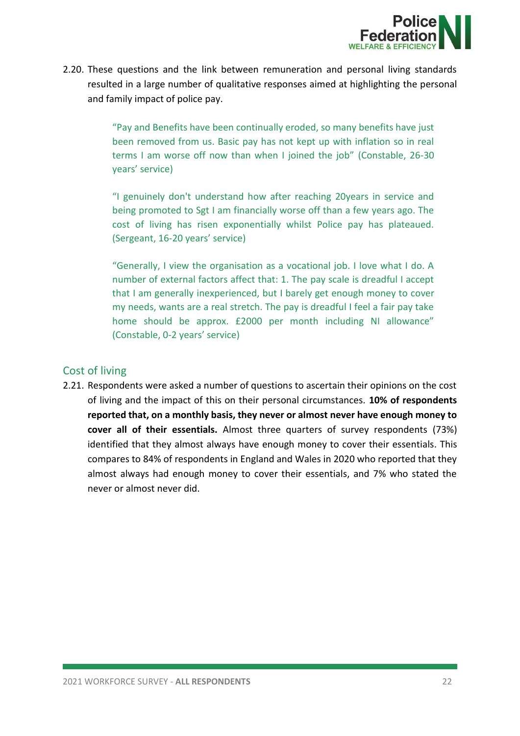2.20. These questions and the link between remuneration and personal living standards resulted in a large number of qualitative responses aimed at highlighting the personal and family impact of police pay.

> "Pay and Benefits have been continually eroded, so many benefits have just been removed from us. Basic pay has not kept up with inflation so in real terms I am worse off now than when I joined the job" (Constable, 26-30 years' service)

> "I genuinely don't understand how after reaching 20years in service and being promoted to Sgt I am financially worse off than a few years ago. The cost of living has risen exponentially whilst Police pay has plateaued. (Sergeant, 16-20 years' service)

> "Generally, I view the organisation as a vocational job. I love what I do. A number of external factors affect that: 1. The pay scale is dreadful I accept that I am generally inexperienced, but I barely get enough money to cover my needs, wants are a real stretch. The pay is dreadful I feel a fair pay take home should be approx. £2000 per month including NI allowance" (Constable, 0-2 years' service)

## Cost of living

2.21. Respondents were asked a number of questions to ascertain their opinions on the cost of living and the impact of this on their personal circumstances. **10% of respondents reported that, on a monthly basis, they never or almost never have enough money to cover all of their essentials.** Almost three quarters of survey respondents (73%) identified that they almost always have enough money to cover their essentials. This compares to 84% of respondents in England and Wales in 2020 who reported that they almost always had enough money to cover their essentials, and 7% who stated the never or almost never did.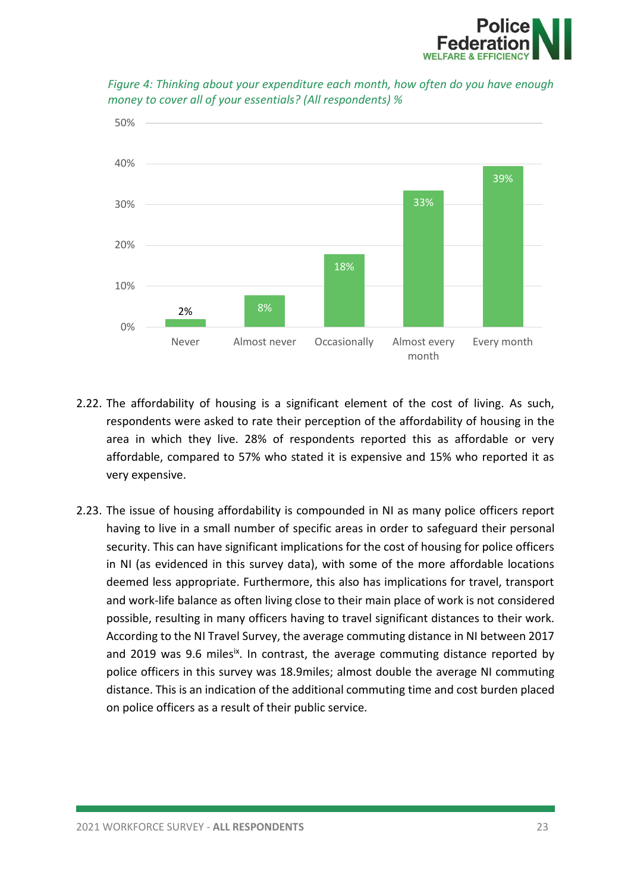*Figure 4: Thinking about your expenditure each month, how often do you have enough money to cover all of your essentials? (All respondents) %*

50%
40%
30%
20%
10%
0%

2%
8%
18%
33%
39%

Never
Almost never
Occasionally
Almost every month
Every month

2.22. The affordability of housing is a significant element of the cost of living. As such, respondents were asked to rate their perception of the affordability of housing in the area in which they live. 28% of respondents reported this as affordable or very affordable, compared to 57% who stated it is expensive and 15% who reported it as very expensive.

2.23. The issue of housing affordability is compounded in NI as many police officers report having to live in a small number of specific areas in order to safeguard their personal security. This can have significant implications for the cost of housing for police officers in NI (as evidenced in this survey data), with some of the more affordable locations deemed less appropriate. Furthermore, this also has implications for travel, transport and work-life balance as often living close to their main place of work is not considered possible, resulting in many officers having to travel significant distances to their work. According to the NI Travel Survey, the average commuting distance in NI between 2017 and 2019 was 9.6 miles[ix]. In contrast, the average commuting distance reported by police officers in this survey was 18.9miles; almost double the average NI commuting distance. This is an indication of the additional commuting time and cost burden placed on police officers as a result of their public service.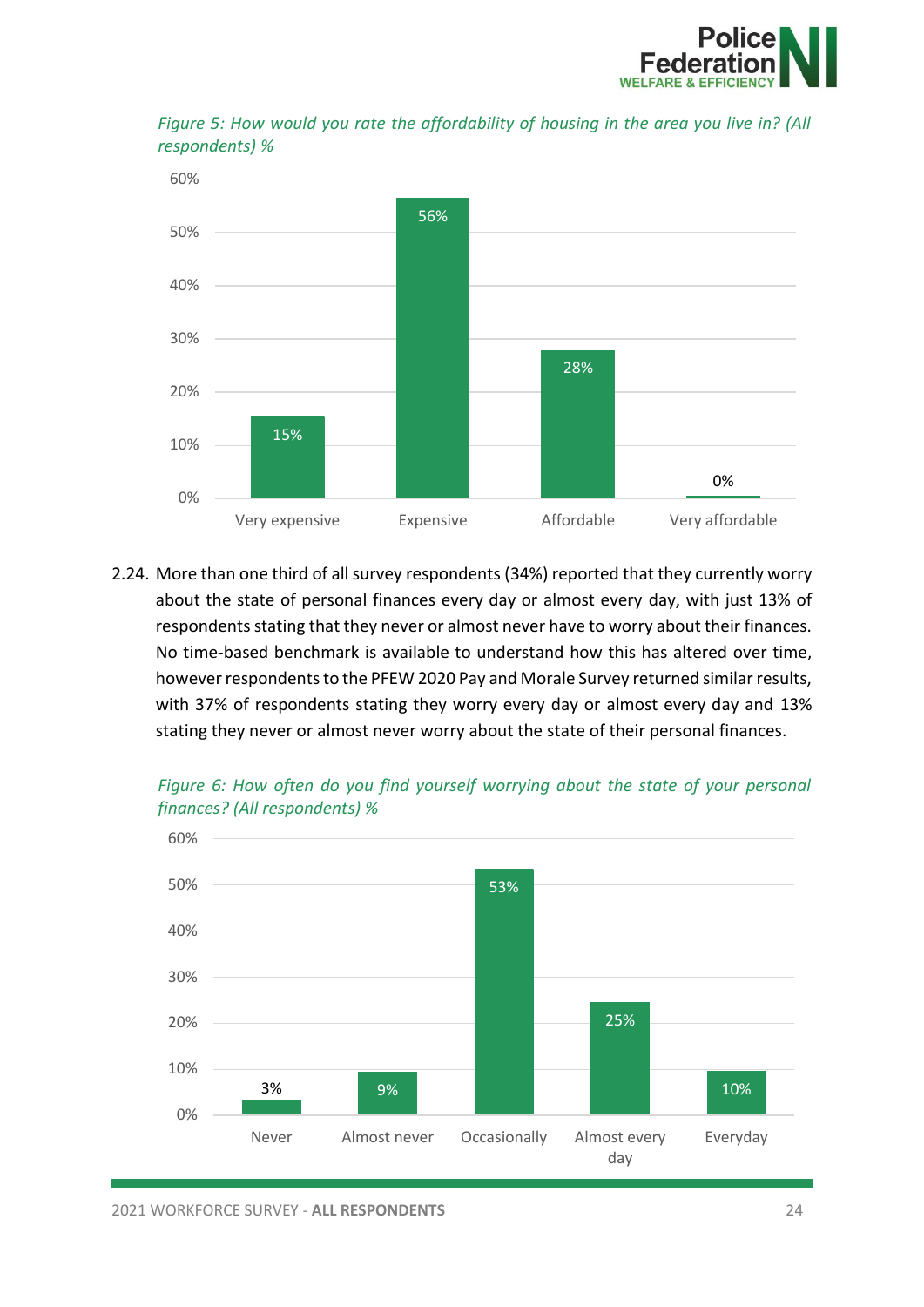*Figure 5: How would you rate the affordability of housing in the area you live in? (All respondents) %*

60%
50%
40%
30%
20%
10%
0%

15%
56%
28%
0%

Very expensive
Expensive
Affordable
Very affordable

2.24. More than one third of all survey respondents (34%) reported that they currently worry about the state of personal finances every day or almost every day, with just 13% of respondents stating that they never or almost never have to worry about their finances. No time-based benchmark is available to understand how this has altered over time, however respondents to the PFEW 2020 Pay and Morale Survey returned similar results, with 37% of respondents stating they worry every day or almost every day and 13% stating they never or almost never worry about the state of their personal finances.

*Figure 6: How often do you find yourself worrying about the state of your personal finances? (All respondents) %*

60%
50%
40%
30%
20%
10%
0%

3%
9%
53%
25%
10%

Never
Almost never
Occasionally
Almost every day
Everyday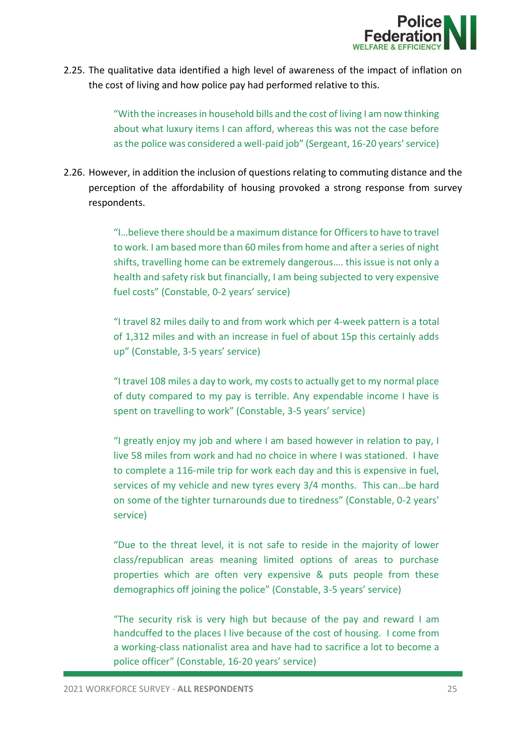2.25. The qualitative data identified a high level of awareness of the impact of inflation on the cost of living and how police pay had performed relative to this.

> "With the increases in household bills and the cost of living I am now thinking about what luxury items I can afford, whereas this was not the case before as the police was considered a well-paid job" (Sergeant, 16-20 years' service)

2.26. However, in addition the inclusion of questions relating to commuting distance and the perception of the affordability of housing provoked a strong response from survey respondents.

> "I…believe there should be a maximum distance for Officers to have to travel to work. I am based more than 60 miles from home and after a series of night shifts, travelling home can be extremely dangerous…. this issue is not only a health and safety risk but financially, I am being subjected to very expensive fuel costs" (Constable, 0-2 years' service)

> "I travel 82 miles daily to and from work which per 4-week pattern is a total of 1,312 miles and with an increase in fuel of about 15p this certainly adds up" (Constable, 3-5 years' service)

> "I travel 108 miles a day to work, my costs to actually get to my normal place of duty compared to my pay is terrible. Any expendable income I have is spent on travelling to work" (Constable, 3-5 years' service)

> "I greatly enjoy my job and where I am based however in relation to pay, I live 58 miles from work and had no choice in where I was stationed. I have to complete a 116-mile trip for work each day and this is expensive in fuel, services of my vehicle and new tyres every 3/4 months. This can…be hard on some of the tighter turnarounds due to tiredness" (Constable, 0-2 years' service)

> "Due to the threat level, it is not safe to reside in the majority of lower class/republican areas meaning limited options of areas to purchase properties which are often very expensive & puts people from these demographics off joining the police" (Constable, 3-5 years' service)

> "The security risk is very high but because of the pay and reward I am handcuffed to the places I live because of the cost of housing. I come from a working-class nationalist area and have had to sacrifice a lot to become a police officer" (Constable, 16-20 years' service)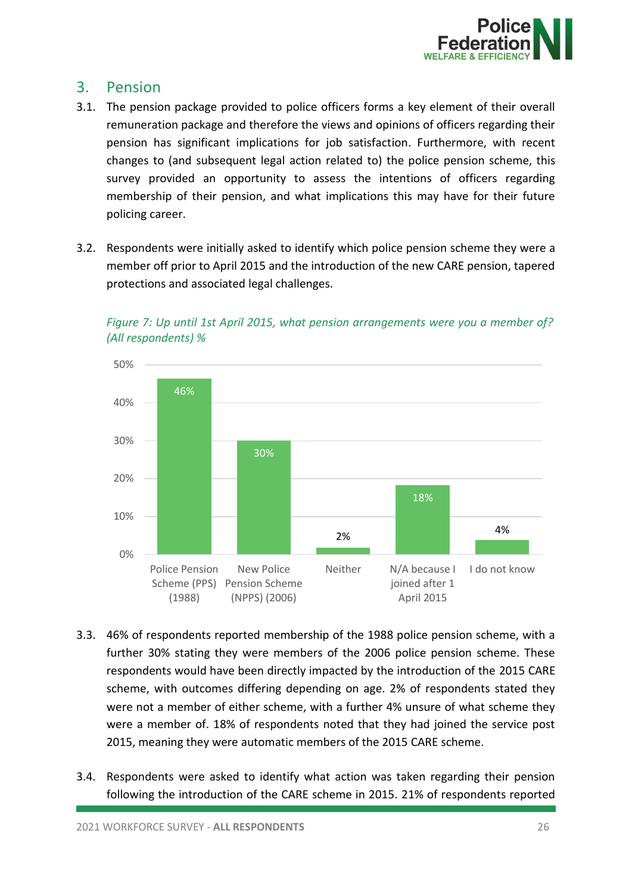## 3. Pension

3.1. The pension package provided to police officers forms a key element of their overall remuneration package and therefore the views and opinions of officers regarding their pension has significant implications for job satisfaction. Furthermore, with recent changes to (and subsequent legal action related to) the police pension scheme, this survey provided an opportunity to assess the intentions of officers regarding membership of their pension, and what implications this may have for their future policing career.

3.2. Respondents were initially asked to identify which police pension scheme they were a member off prior to April 2015 and the introduction of the new CARE pension, tapered protections and associated legal challenges.

*Figure 7: Up until 1st April 2015, what pension arrangements were you a member of? (All respondents) %*

50%
40%
30%
20%
10%
0%

46%
30%
2%
18%
4%

Police Pension Scheme (PPS) (1988)
New Police Pension Scheme (NPPS) (2006)
Neither
N/A because I joined after 1 April 2015
I do not know

3.3. 46% of respondents reported membership of the 1988 police pension scheme, with a further 30% stating they were members of the 2006 police pension scheme. These respondents would have been directly impacted by the introduction of the 2015 CARE scheme, with outcomes differing depending on age. 2% of respondents stated they were not a member of either scheme, with a further 4% unsure of what scheme they were a member of. 18% of respondents noted that they had joined the service post 2015, meaning they were automatic members of the 2015 CARE scheme.

3.4. Respondents were asked to identify what action was taken regarding their pension following the introduction of the CARE scheme in 2015. 21% of respondents reported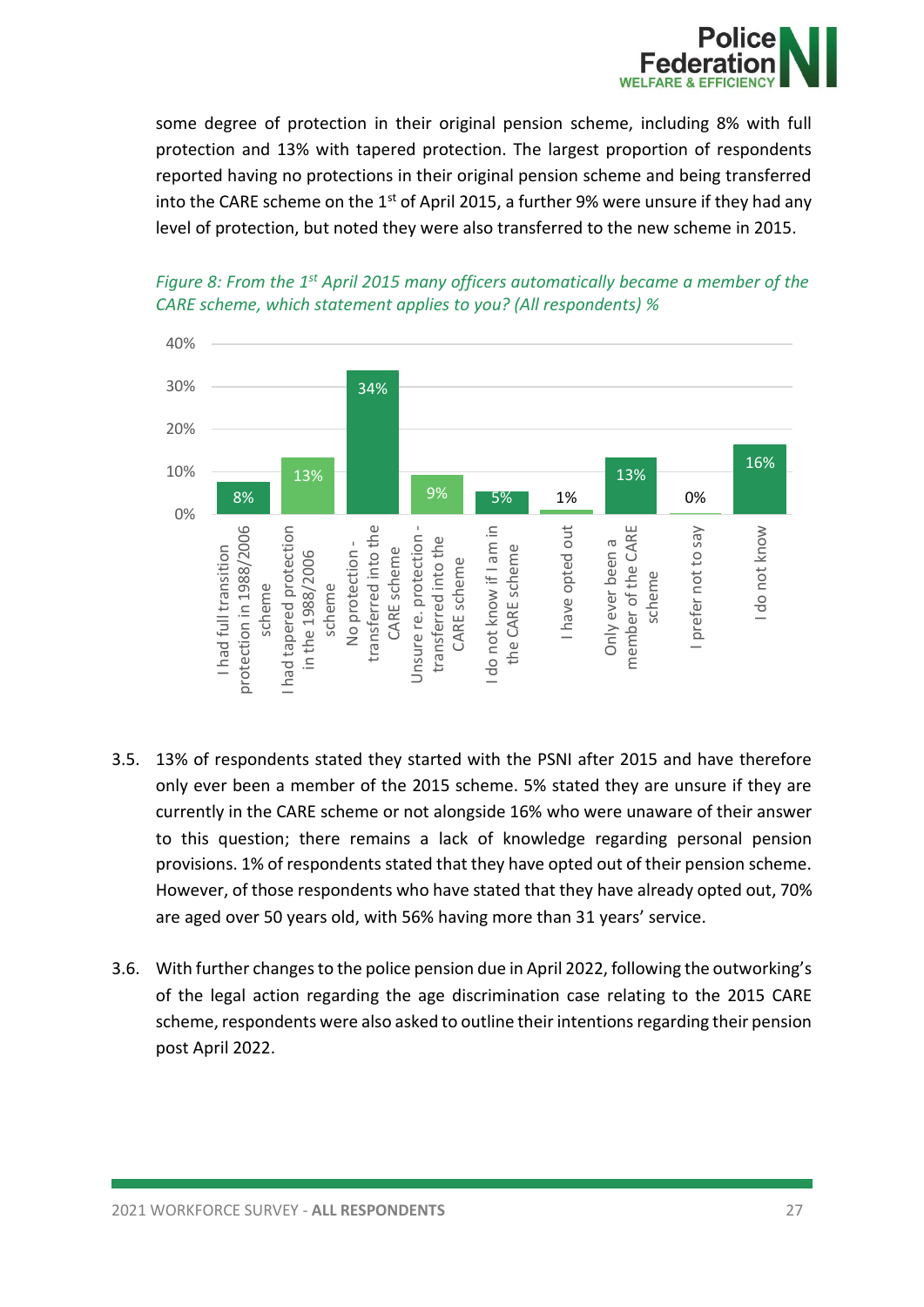some degree of protection in their original pension scheme, including 8% with full protection and 13% with tapered protection. The largest proportion of respondents reported having no protections in their original pension scheme and being transferred into the CARE scheme on the 1st of April 2015, a further 9% were unsure if they had any level of protection, but noted they were also transferred to the new scheme in 2015.

*Figure 8: From the 1st April 2015 many officers automatically became a member of the CARE scheme, which statement applies to you? (All respondents) %*

40%
30%
20%
10%
0%

8% — I had full transition protection in 1988/2006 scheme
13% — I had tapered protection in the 1988/2006 scheme
34% — No protection - transferred into the CARE scheme
9% — Unsure re. protection - transferred into the CARE scheme
5% — I do not know if I am in the CARE scheme
1% — I have opted out
13% — Only ever been a member of the CARE scheme
0% — I prefer not to say
16% — I do not know

3.5. 13% of respondents stated they started with the PSNI after 2015 and have therefore only ever been a member of the 2015 scheme. 5% stated they are unsure if they are currently in the CARE scheme or not alongside 16% who were unaware of their answer to this question; there remains a lack of knowledge regarding personal pension provisions. 1% of respondents stated that they have opted out of their pension scheme. However, of those respondents who have stated that they have already opted out, 70% are aged over 50 years old, with 56% having more than 31 years' service.

3.6. With further changes to the police pension due in April 2022, following the outworking's of the legal action regarding the age discrimination case relating to the 2015 CARE scheme, respondents were also asked to outline their intentions regarding their pension post April 2022.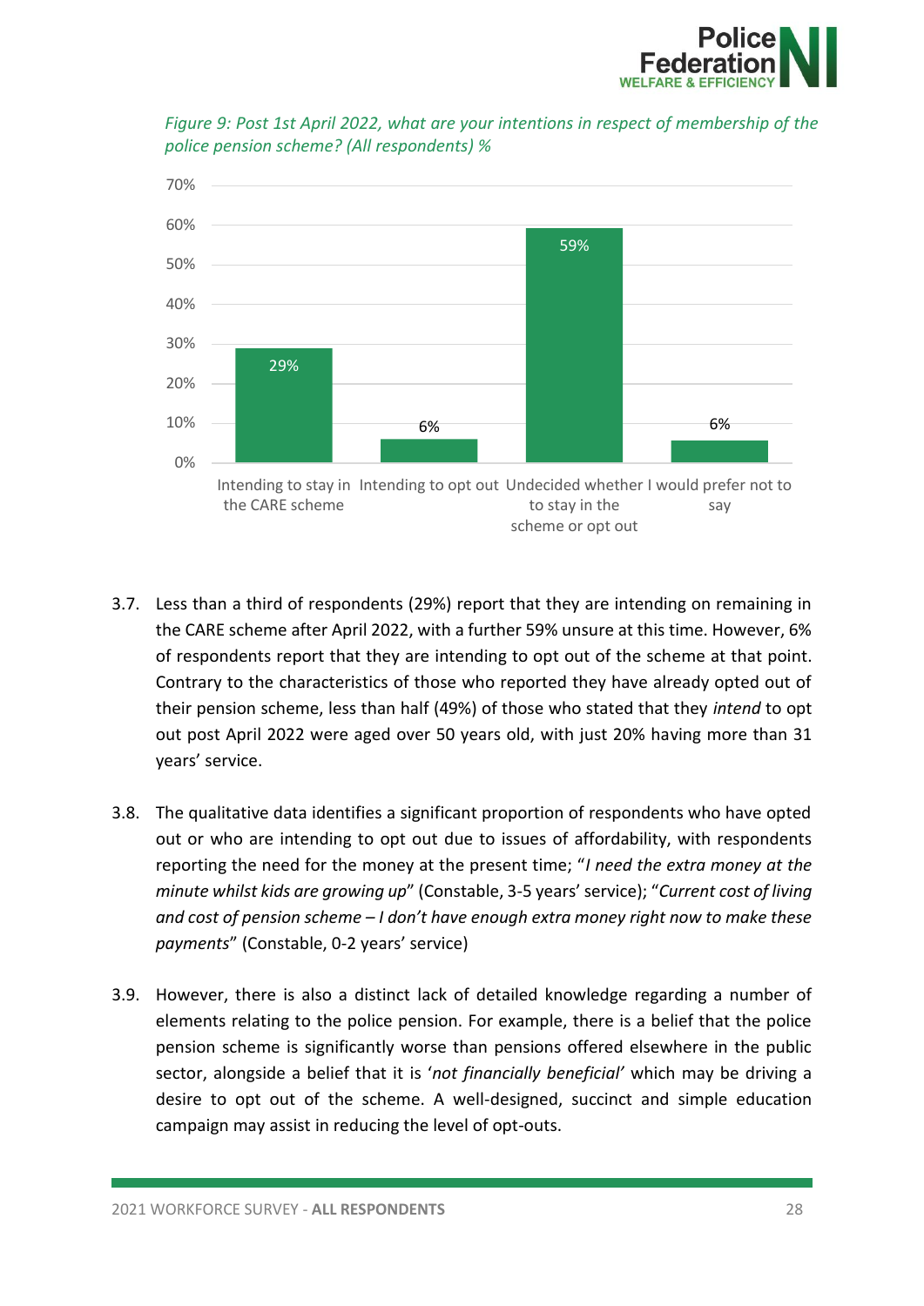*Figure 9: Post 1st April 2022, what are your intentions in respect of membership of the police pension scheme? (All respondents) %*

70%
60%
50%
40%
30%
20%
10%
0%

29%
6%
59%
6%

Intending to stay in the CARE scheme
Intending to opt out
Undecided whether to stay in the scheme or opt out
I would prefer not to say

3.7. Less than a third of respondents (29%) report that they are intending on remaining in the CARE scheme after April 2022, with a further 59% unsure at this time. However, 6% of respondents report that they are intending to opt out of the scheme at that point. Contrary to the characteristics of those who reported they have already opted out of their pension scheme, less than half (49%) of those who stated that they *intend* to opt out post April 2022 were aged over 50 years old, with just 20% having more than 31 years' service.

3.8. The qualitative data identifies a significant proportion of respondents who have opted out or who are intending to opt out due to issues of affordability, with respondents reporting the need for the money at the present time; "*I need the extra money at the minute whilst kids are growing up*" (Constable, 3-5 years' service); "*Current cost of living and cost of pension scheme – I don't have enough extra money right now to make these payments*" (Constable, 0-2 years' service)

3.9. However, there is also a distinct lack of detailed knowledge regarding a number of elements relating to the police pension. For example, there is a belief that the police pension scheme is significantly worse than pensions offered elsewhere in the public sector, alongside a belief that it is '*not financially beneficial*' which may be driving a desire to opt out of the scheme. A well-designed, succinct and simple education campaign may assist in reducing the level of opt-outs.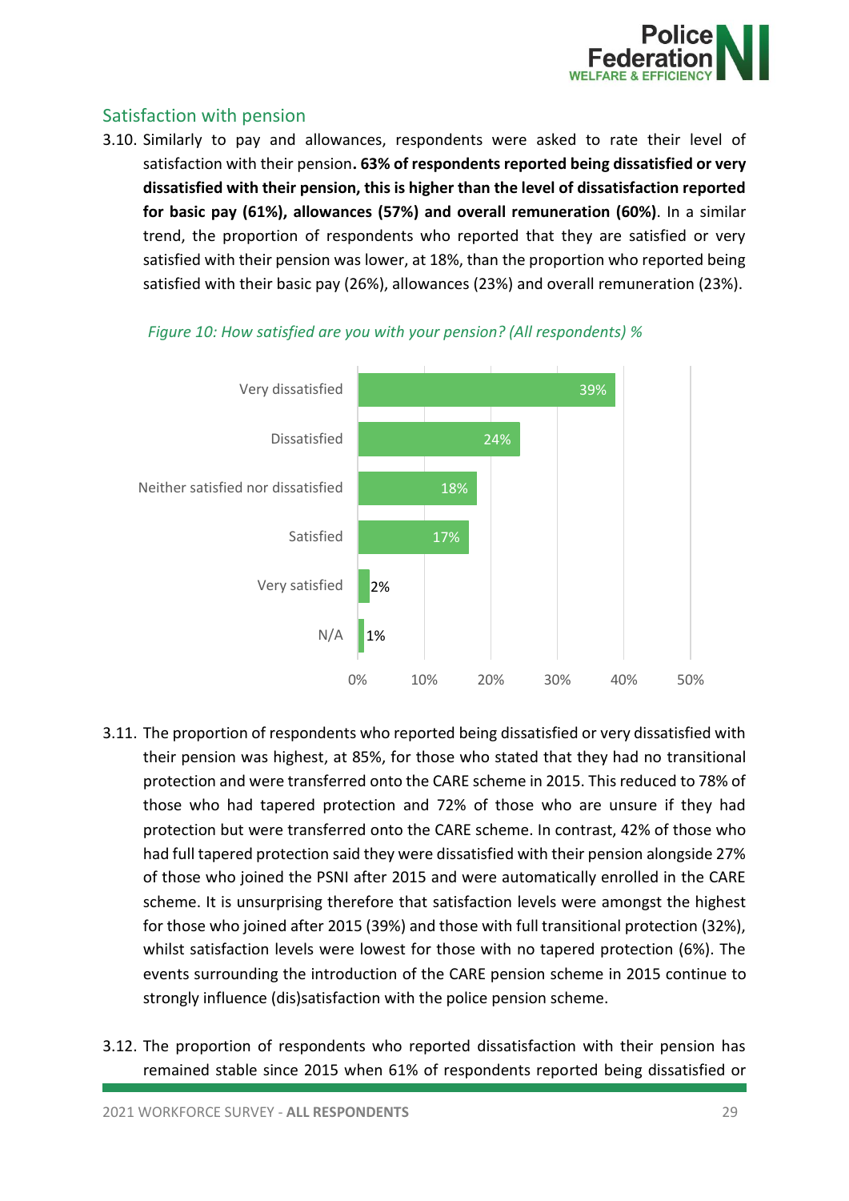## Satisfaction with pension

3.10. Similarly to pay and allowances, respondents were asked to rate their level of satisfaction with their pension**. 63% of respondents reported being dissatisfied or very dissatisfied with their pension, this is higher than the level of dissatisfaction reported for basic pay (61%), allowances (57%) and overall remuneration (60%)**. In a similar trend, the proportion of respondents who reported that they are satisfied or very satisfied with their pension was lower, at 18%, than the proportion who reported being satisfied with their basic pay (26%), allowances (23%) and overall remuneration (23%).

*Figure 10: How satisfied are you with your pension? (All respondents) %*

Very dissatisfied 39%
Dissatisfied 24%
Neither satisfied nor dissatisfied 18%
Satisfied 17%
Very satisfied 2%
N/A 1%

0% 10% 20% 30% 40% 50%

3.11. The proportion of respondents who reported being dissatisfied or very dissatisfied with their pension was highest, at 85%, for those who stated that they had no transitional protection and were transferred onto the CARE scheme in 2015. This reduced to 78% of those who had tapered protection and 72% of those who are unsure if they had protection but were transferred onto the CARE scheme. In contrast, 42% of those who had full tapered protection said they were dissatisfied with their pension alongside 27% of those who joined the PSNI after 2015 and were automatically enrolled in the CARE scheme. It is unsurprising therefore that satisfaction levels were amongst the highest for those who joined after 2015 (39%) and those with full transitional protection (32%), whilst satisfaction levels were lowest for those with no tapered protection (6%). The events surrounding the introduction of the CARE pension scheme in 2015 continue to strongly influence (dis)satisfaction with the police pension scheme.

3.12. The proportion of respondents who reported dissatisfaction with their pension has remained stable since 2015 when 61% of respondents reported being dissatisfied or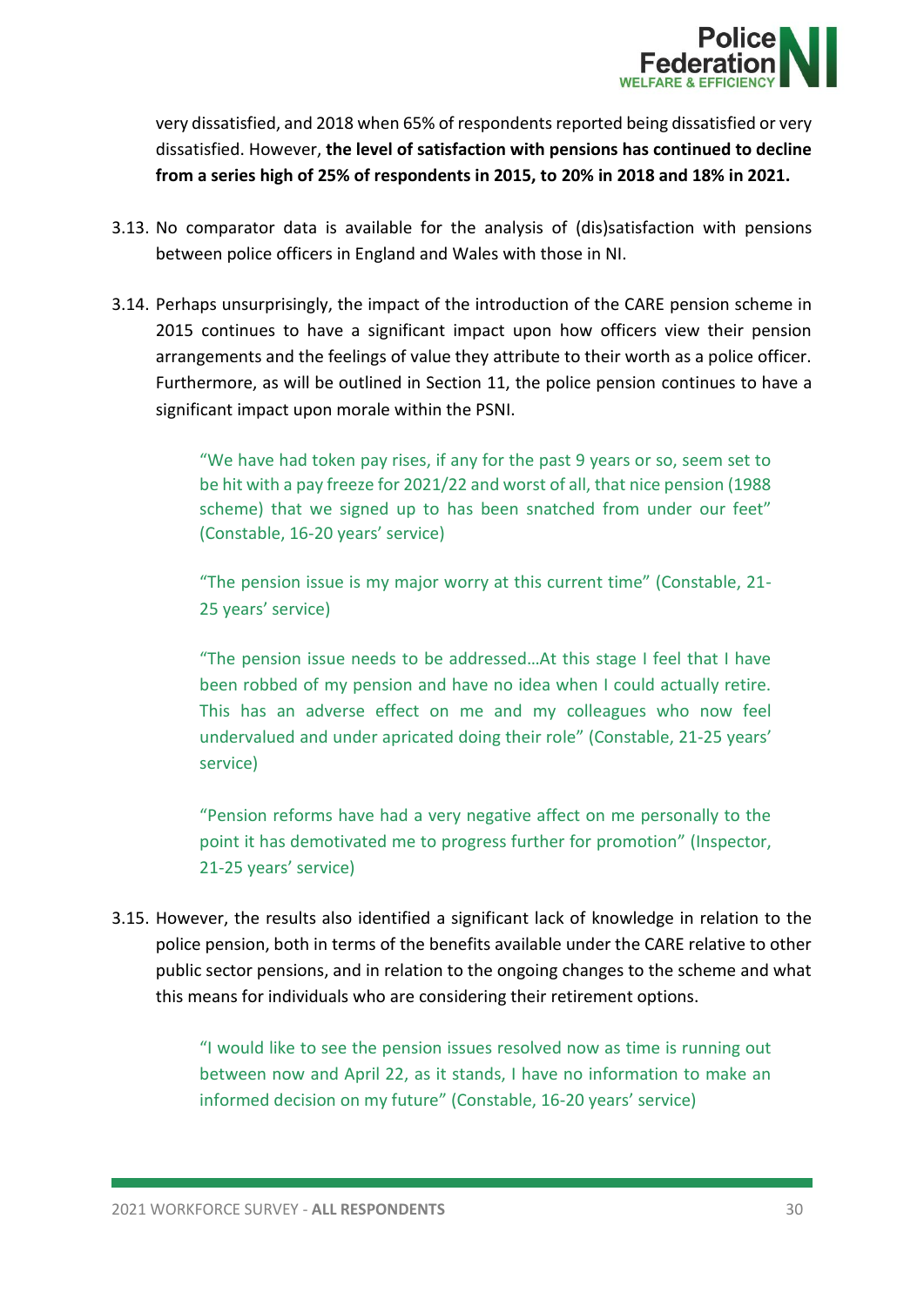very dissatisfied, and 2018 when 65% of respondents reported being dissatisfied or very dissatisfied. However, **the level of satisfaction with pensions has continued to decline from a series high of 25% of respondents in 2015, to 20% in 2018 and 18% in 2021.**

3.13. No comparator data is available for the analysis of (dis)satisfaction with pensions between police officers in England and Wales with those in NI.

3.14. Perhaps unsurprisingly, the impact of the introduction of the CARE pension scheme in 2015 continues to have a significant impact upon how officers view their pension arrangements and the feelings of value they attribute to their worth as a police officer. Furthermore, as will be outlined in Section 11, the police pension continues to have a significant impact upon morale within the PSNI.

> "We have had token pay rises, if any for the past 9 years or so, seem set to be hit with a pay freeze for 2021/22 and worst of all, that nice pension (1988 scheme) that we signed up to has been snatched from under our feet" (Constable, 16-20 years' service)

> "The pension issue is my major worry at this current time" (Constable, 21-25 years' service)

> "The pension issue needs to be addressed…At this stage I feel that I have been robbed of my pension and have no idea when I could actually retire. This has an adverse effect on me and my colleagues who now feel undervalued and under apricated doing their role" (Constable, 21-25 years' service)

> "Pension reforms have had a very negative affect on me personally to the point it has demotivated me to progress further for promotion" (Inspector, 21-25 years' service)

3.15. However, the results also identified a significant lack of knowledge in relation to the police pension, both in terms of the benefits available under the CARE relative to other public sector pensions, and in relation to the ongoing changes to the scheme and what this means for individuals who are considering their retirement options.

> "I would like to see the pension issues resolved now as time is running out between now and April 22, as it stands, I have no information to make an informed decision on my future" (Constable, 16-20 years' service)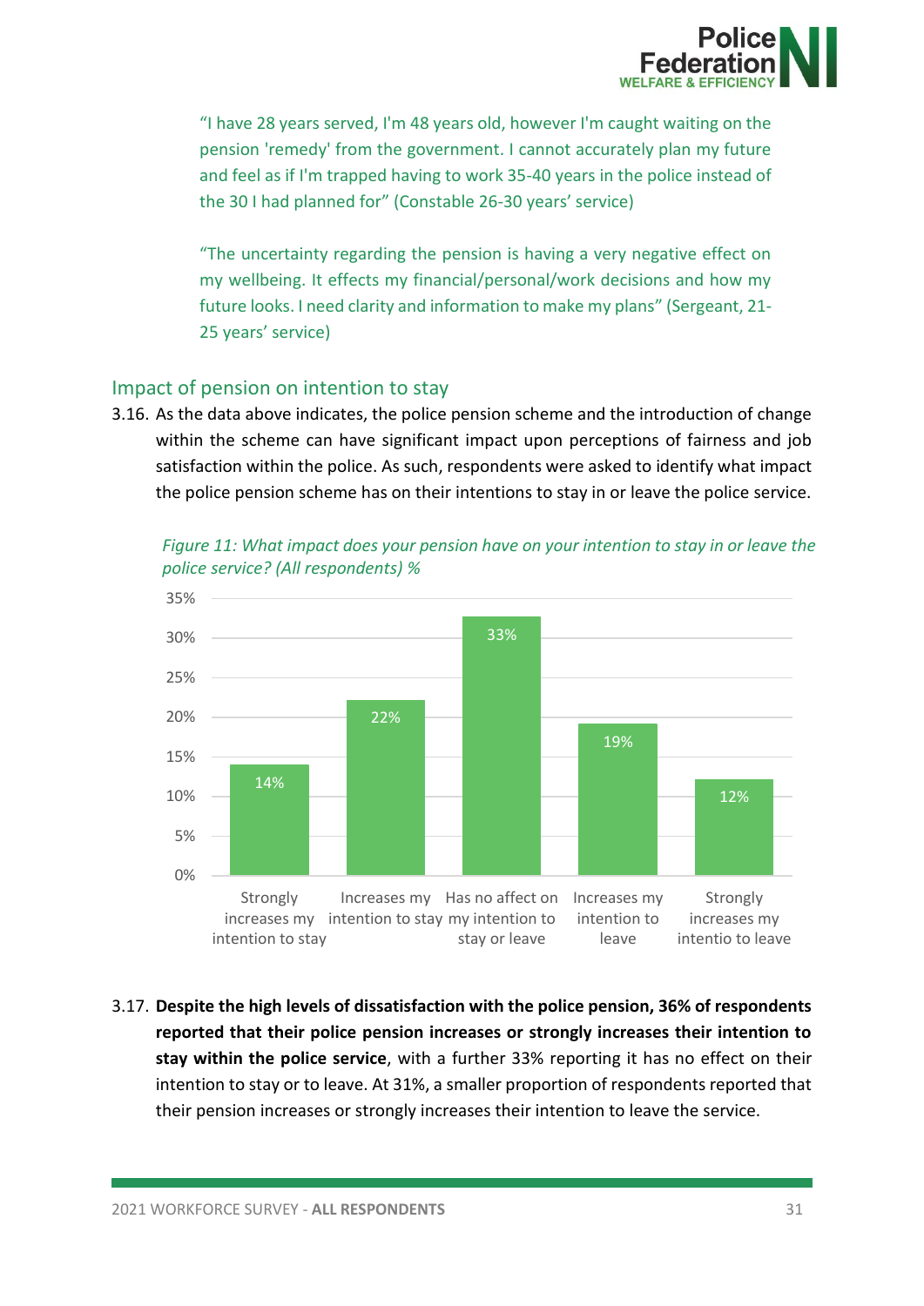"I have 28 years served, I'm 48 years old, however I'm caught waiting on the pension 'remedy' from the government. I cannot accurately plan my future and feel as if I'm trapped having to work 35-40 years in the police instead of the 30 I had planned for" (Constable 26-30 years' service)

"The uncertainty regarding the pension is having a very negative effect on my wellbeing. It effects my financial/personal/work decisions and how my future looks. I need clarity and information to make my plans" (Sergeant, 21-25 years' service)

## Impact of pension on intention to stay

3.16. As the data above indicates, the police pension scheme and the introduction of change within the scheme can have significant impact upon perceptions of fairness and job satisfaction within the police. As such, respondents were asked to identify what impact the police pension scheme has on their intentions to stay in or leave the police service.

*Figure 11: What impact does your pension have on your intention to stay in or leave the police service? (All respondents) %*

35%
30%
25%
20%
15%
10%
5%
0%

14% Strongly increases my intention to stay
22% Increases my intention to stay
33% Has no affect on my intention to stay or leave
19% Increases my intention to leave
12% Strongly increases my intentio to leave

3.17. **Despite the high levels of dissatisfaction with the police pension, 36% of respondents reported that their police pension increases or strongly increases their intention to stay within the police service**, with a further 33% reporting it has no effect on their intention to stay or to leave. At 31%, a smaller proportion of respondents reported that their pension increases or strongly increases their intention to leave the service.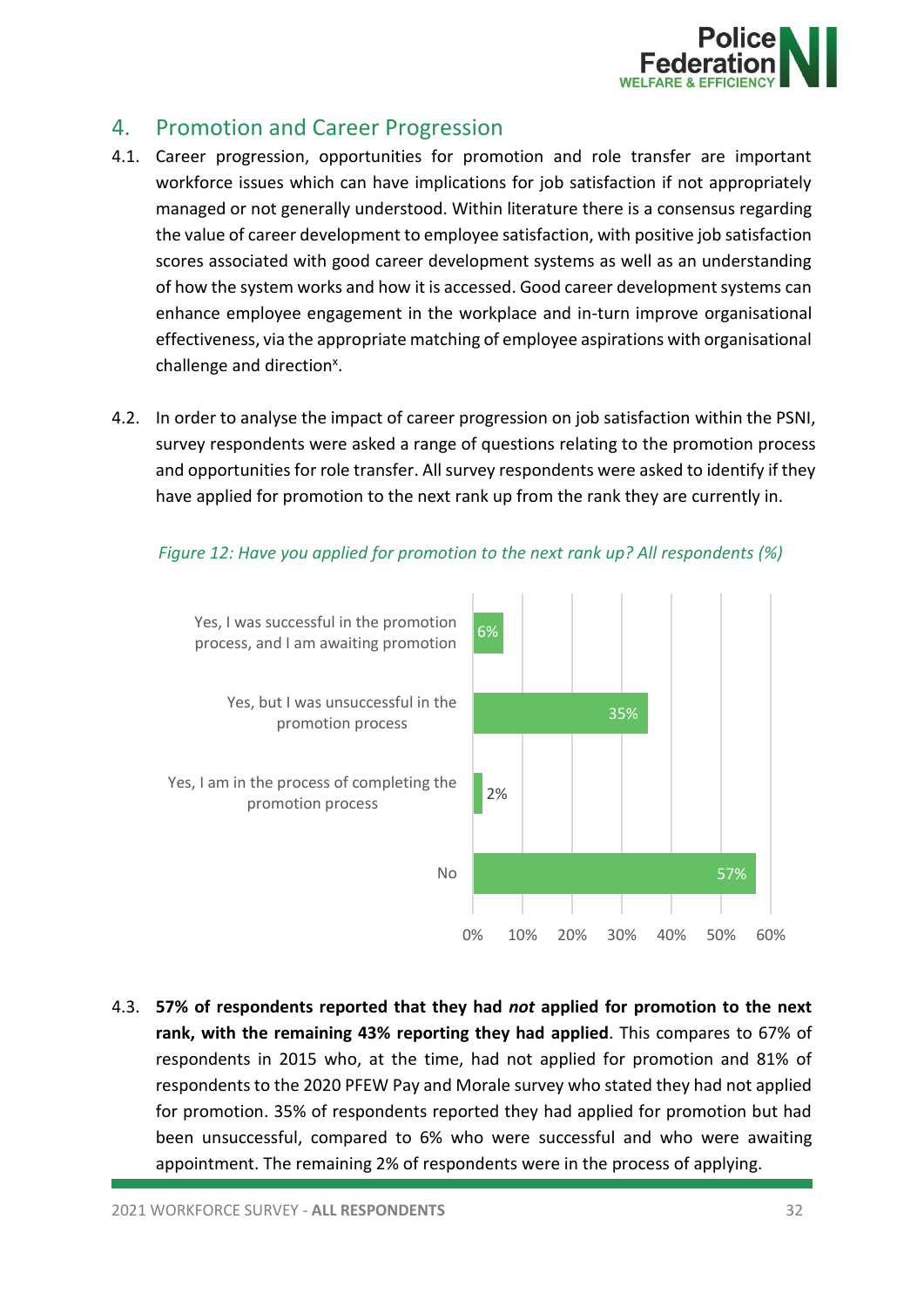## 4. Promotion and Career Progression

4.1. Career progression, opportunities for promotion and role transfer are important workforce issues which can have implications for job satisfaction if not appropriately managed or not generally understood. Within literature there is a consensus regarding the value of career development to employee satisfaction, with positive job satisfaction scores associated with good career development systems as well as an understanding of how the system works and how it is accessed. Good career development systems can enhance employee engagement in the workplace and in-turn improve organisational effectiveness, via the appropriate matching of employee aspirations with organisational challenge and direction[x].

4.2. In order to analyse the impact of career progression on job satisfaction within the PSNI, survey respondents were asked a range of questions relating to the promotion process and opportunities for role transfer. All survey respondents were asked to identify if they have applied for promotion to the next rank up from the rank they are currently in.

*Figure 12: Have you applied for promotion to the next rank up? All respondents (%)*

Yes, I was successful in the promotion process, and I am awaiting promotion
6%

Yes, but I was unsuccessful in the promotion process
35%

Yes, I am in the process of completing the promotion process
2%

No
57%

0% 10% 20% 30% 40% 50% 60%

4.3. **57% of respondents reported that they had *not* applied for promotion to the next rank, with the remaining 43% reporting they had applied**. This compares to 67% of respondents in 2015 who, at the time, had not applied for promotion and 81% of respondents to the 2020 PFEW Pay and Morale survey who stated they had not applied for promotion. 35% of respondents reported they had applied for promotion but had been unsuccessful, compared to 6% who were successful and who were awaiting appointment. The remaining 2% of respondents were in the process of applying.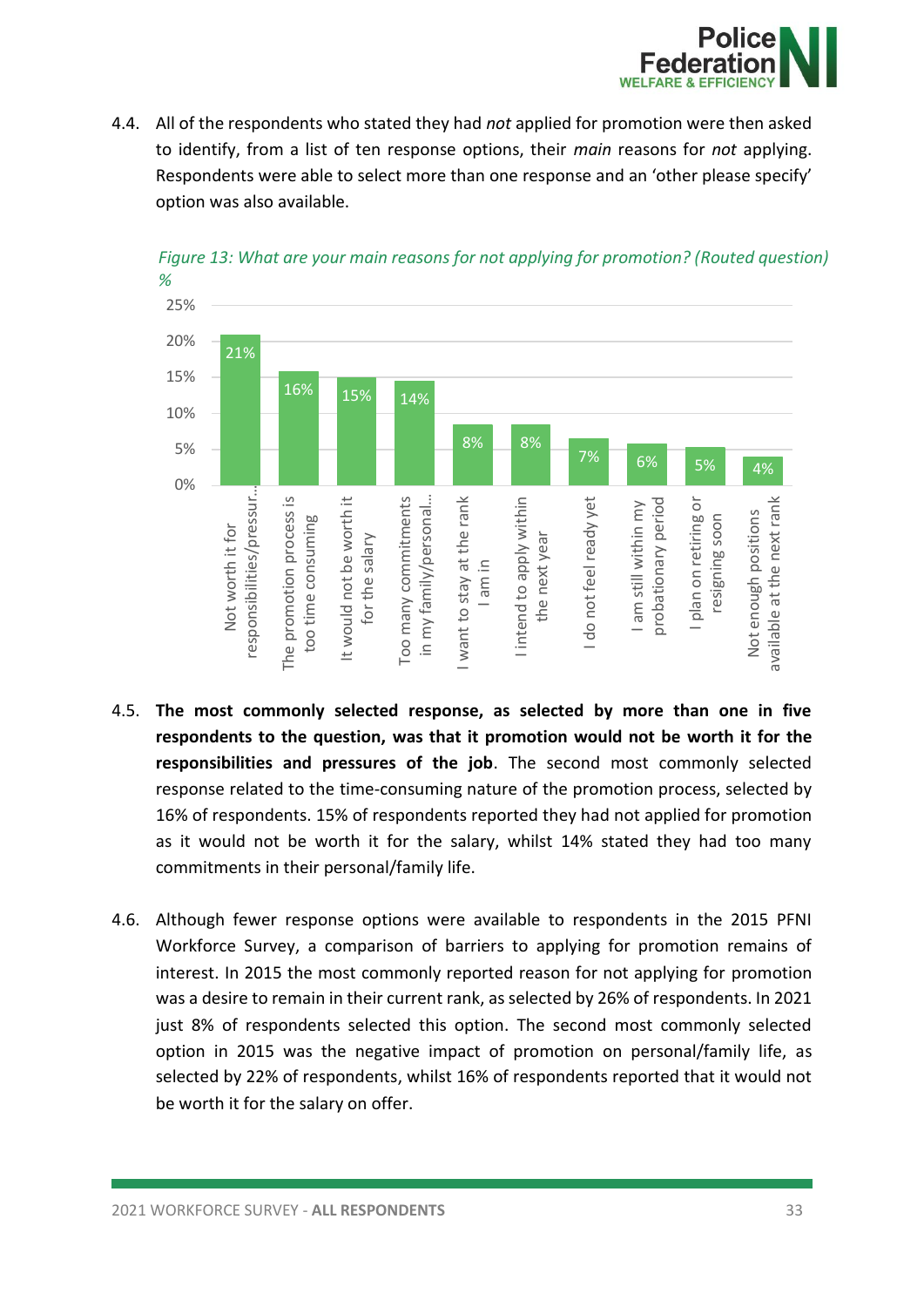4.4. All of the respondents who stated they had *not* applied for promotion were then asked to identify, from a list of ten response options, their *main* reasons for *not* applying. Respondents were able to select more than one response and an 'other please specify' option was also available.

*Figure 13: What are your main reasons for not applying for promotion? (Routed question) %*

25%
20%
15%
10%
5%
0%

21%
16%
15%
14%
8%
8%
7%
6%
5%
4%

Not worth it for responsibilities/pressur...
The promotion process is too time consuming
It would not be worth it for the salary
Too many commitments in my family/personal...
I want to stay at the rank I am in
I intend to apply within the next year
I do not feel ready yet
I am still within my probationary period
I plan on retiring or resigning soon
Not enough positions available at the next rank

4.5. **The most commonly selected response, as selected by more than one in five respondents to the question, was that it promotion would not be worth it for the responsibilities and pressures of the job**. The second most commonly selected response related to the time-consuming nature of the promotion process, selected by 16% of respondents. 15% of respondents reported they had not applied for promotion as it would not be worth it for the salary, whilst 14% stated they had too many commitments in their personal/family life.

4.6. Although fewer response options were available to respondents in the 2015 PFNI Workforce Survey, a comparison of barriers to applying for promotion remains of interest. In 2015 the most commonly reported reason for not applying for promotion was a desire to remain in their current rank, as selected by 26% of respondents. In 2021 just 8% of respondents selected this option. The second most commonly selected option in 2015 was the negative impact of promotion on personal/family life, as selected by 22% of respondents, whilst 16% of respondents reported that it would not be worth it for the salary on offer.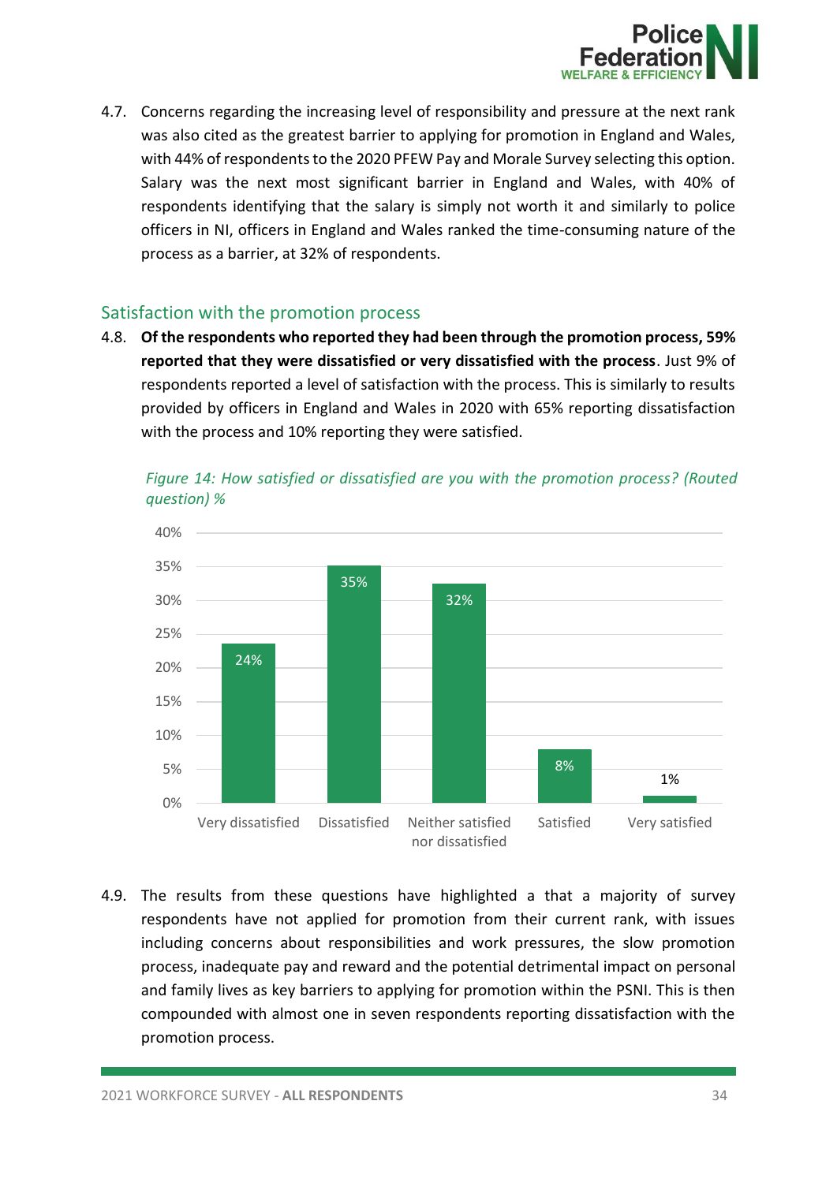4.7. Concerns regarding the increasing level of responsibility and pressure at the next rank was also cited as the greatest barrier to applying for promotion in England and Wales, with 44% of respondents to the 2020 PFEW Pay and Morale Survey selecting this option. Salary was the next most significant barrier in England and Wales, with 40% of respondents identifying that the salary is simply not worth it and similarly to police officers in NI, officers in England and Wales ranked the time-consuming nature of the process as a barrier, at 32% of respondents.

## Satisfaction with the promotion process

4.8. **Of the respondents who reported they had been through the promotion process, 59% reported that they were dissatisfied or very dissatisfied with the process**. Just 9% of respondents reported a level of satisfaction with the process. This is similarly to results provided by officers in England and Wales in 2020 with 65% reporting dissatisfaction with the process and 10% reporting they were satisfied.

*Figure 14: How satisfied or dissatisfied are you with the promotion process? (Routed question) %*

40%
35%
30%
25%
20%
15%
10%
5%
0%

24%
35%
32%
8%
1%

Very dissatisfied
Dissatisfied
Neither satisfied nor dissatisfied
Satisfied
Very satisfied

4.9. The results from these questions have highlighted a that a majority of survey respondents have not applied for promotion from their current rank, with issues including concerns about responsibilities and work pressures, the slow promotion process, inadequate pay and reward and the potential detrimental impact on personal and family lives as key barriers to applying for promotion within the PSNI. This is then compounded with almost one in seven respondents reporting dissatisfaction with the promotion process.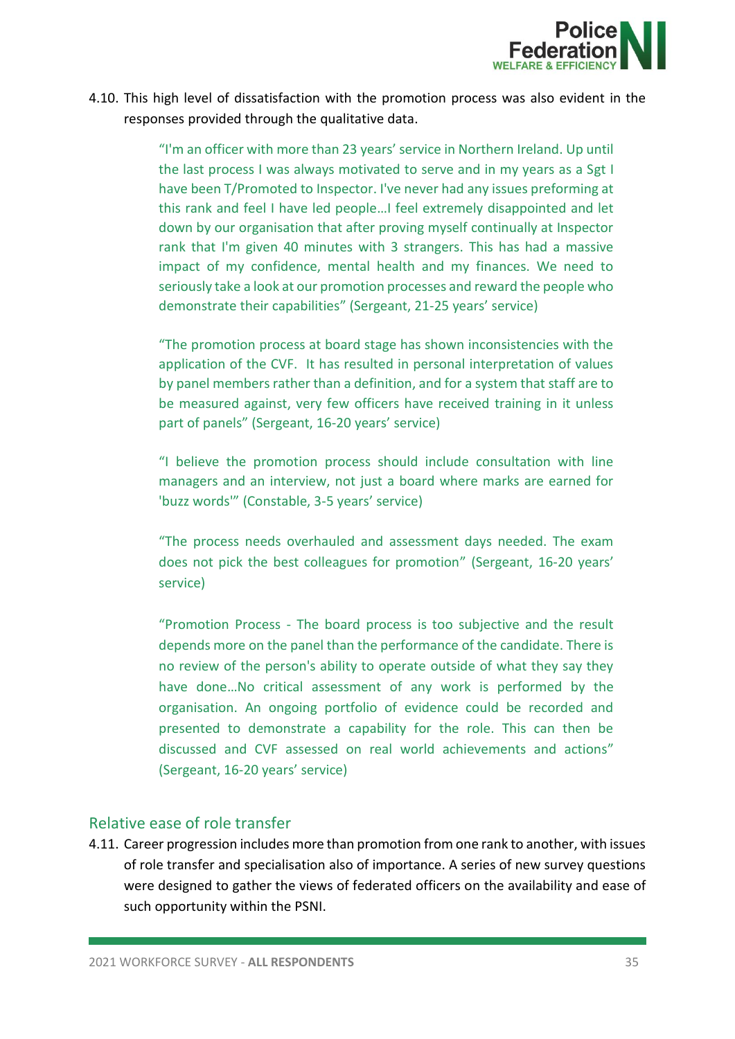4.10. This high level of dissatisfaction with the promotion process was also evident in the responses provided through the qualitative data.

> "I'm an officer with more than 23 years' service in Northern Ireland. Up until the last process I was always motivated to serve and in my years as a Sgt I have been T/Promoted to Inspector. I've never had any issues preforming at this rank and feel I have led people…I feel extremely disappointed and let down by our organisation that after proving myself continually at Inspector rank that I'm given 40 minutes with 3 strangers. This has had a massive impact of my confidence, mental health and my finances. We need to seriously take a look at our promotion processes and reward the people who demonstrate their capabilities" (Sergeant, 21-25 years' service)

> "The promotion process at board stage has shown inconsistencies with the application of the CVF. It has resulted in personal interpretation of values by panel members rather than a definition, and for a system that staff are to be measured against, very few officers have received training in it unless part of panels" (Sergeant, 16-20 years' service)

> "I believe the promotion process should include consultation with line managers and an interview, not just a board where marks are earned for 'buzz words'" (Constable, 3-5 years' service)

> "The process needs overhauled and assessment days needed. The exam does not pick the best colleagues for promotion" (Sergeant, 16-20 years' service)

> "Promotion Process - The board process is too subjective and the result depends more on the panel than the performance of the candidate. There is no review of the person's ability to operate outside of what they say they have done…No critical assessment of any work is performed by the organisation. An ongoing portfolio of evidence could be recorded and presented to demonstrate a capability for the role. This can then be discussed and CVF assessed on real world achievements and actions" (Sergeant, 16-20 years' service)

## Relative ease of role transfer

4.11. Career progression includes more than promotion from one rank to another, with issues of role transfer and specialisation also of importance. A series of new survey questions were designed to gather the views of federated officers on the availability and ease of such opportunity within the PSNI.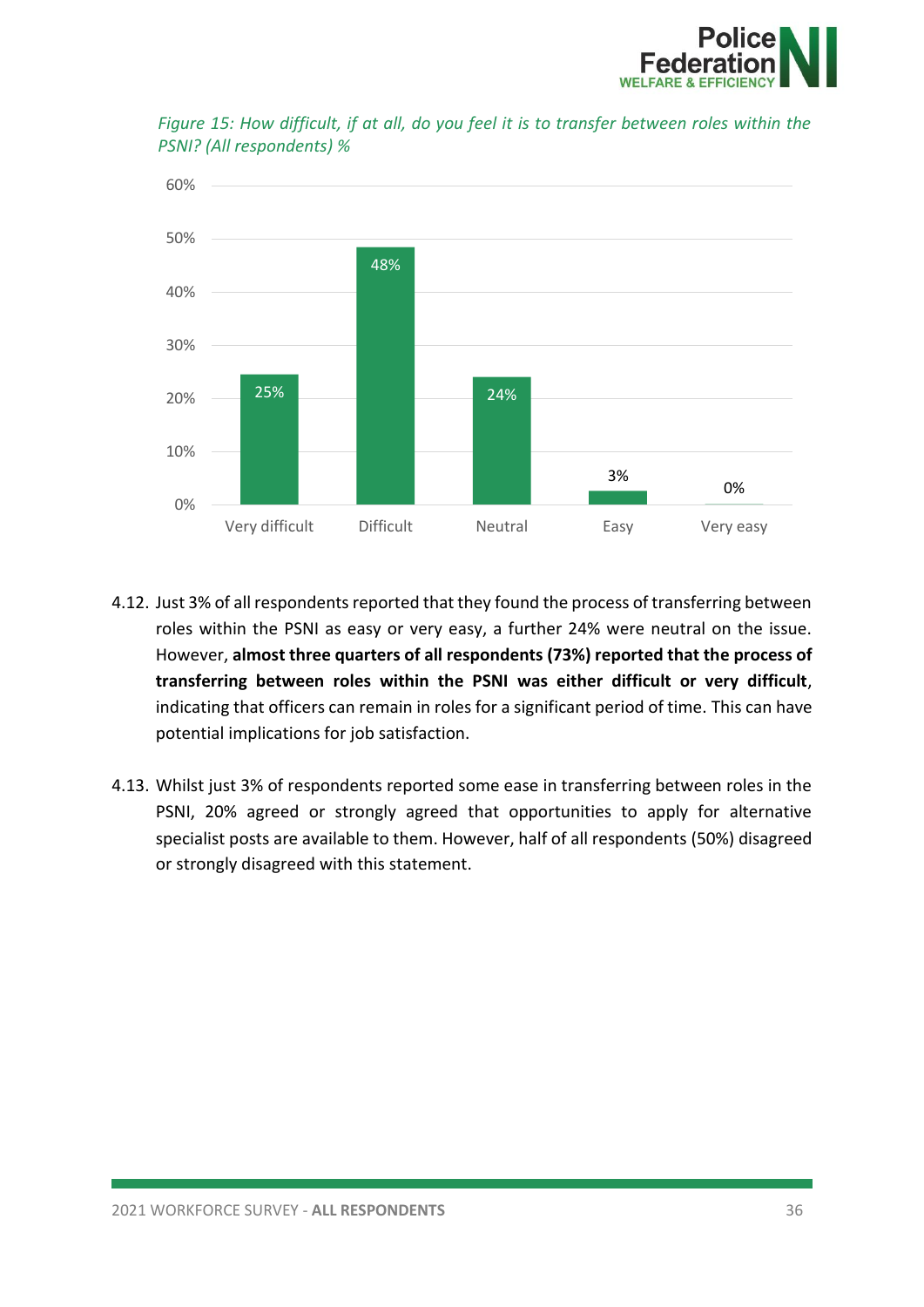*Figure 15: How difficult, if at all, do you feel it is to transfer between roles within the PSNI? (All respondents) %*

60%
50%
40%
30%
20%
10%
0%

25%
48%
24%
3%
0%

Very difficult
Difficult
Neutral
Easy
Very easy

4.12. Just 3% of all respondents reported that they found the process of transferring between roles within the PSNI as easy or very easy, a further 24% were neutral on the issue. However, **almost three quarters of all respondents (73%) reported that the process of transferring between roles within the PSNI was either difficult or very difficult**, indicating that officers can remain in roles for a significant period of time. This can have potential implications for job satisfaction.

4.13. Whilst just 3% of respondents reported some ease in transferring between roles in the PSNI, 20% agreed or strongly agreed that opportunities to apply for alternative specialist posts are available to them. However, half of all respondents (50%) disagreed or strongly disagreed with this statement.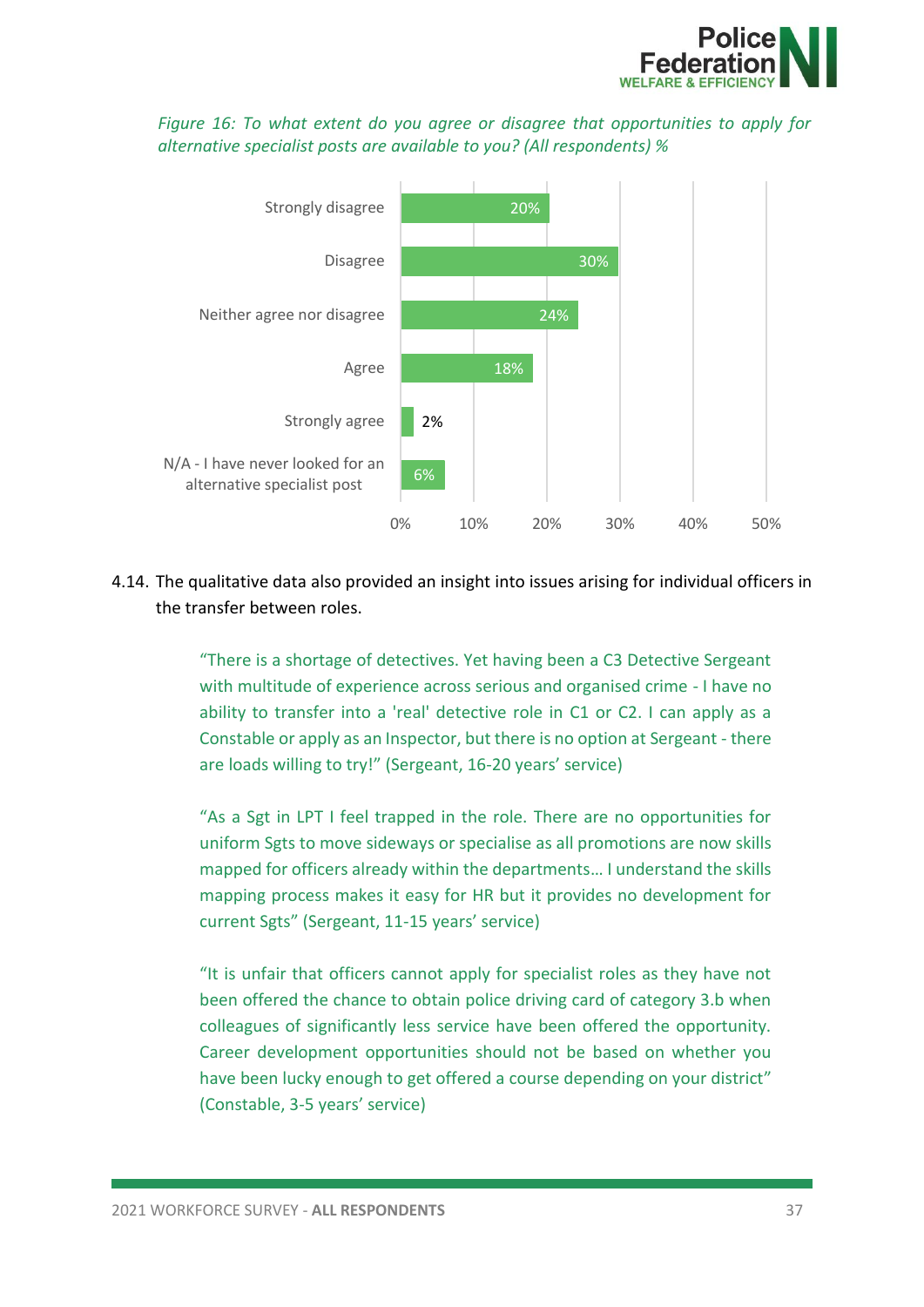*Figure 16: To what extent do you agree or disagree that opportunities to apply for alternative specialist posts are available to you? (All respondents) %*

Strongly disagree 20%
Disagree 30%
Neither agree nor disagree 24%
Agree 18%
Strongly agree 2%
N/A - I have never looked for an alternative specialist post 6%

0% 10% 20% 30% 40% 50%

4.14. The qualitative data also provided an insight into issues arising for individual officers in the transfer between roles.

> "There is a shortage of detectives. Yet having been a C3 Detective Sergeant with multitude of experience across serious and organised crime - I have no ability to transfer into a 'real' detective role in C1 or C2. I can apply as a Constable or apply as an Inspector, but there is no option at Sergeant - there are loads willing to try!" (Sergeant, 16-20 years' service)

> "As a Sgt in LPT I feel trapped in the role. There are no opportunities for uniform Sgts to move sideways or specialise as all promotions are now skills mapped for officers already within the departments… I understand the skills mapping process makes it easy for HR but it provides no development for current Sgts" (Sergeant, 11-15 years' service)

> "It is unfair that officers cannot apply for specialist roles as they have not been offered the chance to obtain police driving card of category 3.b when colleagues of significantly less service have been offered the opportunity. Career development opportunities should not be based on whether you have been lucky enough to get offered a course depending on your district" (Constable, 3-5 years' service)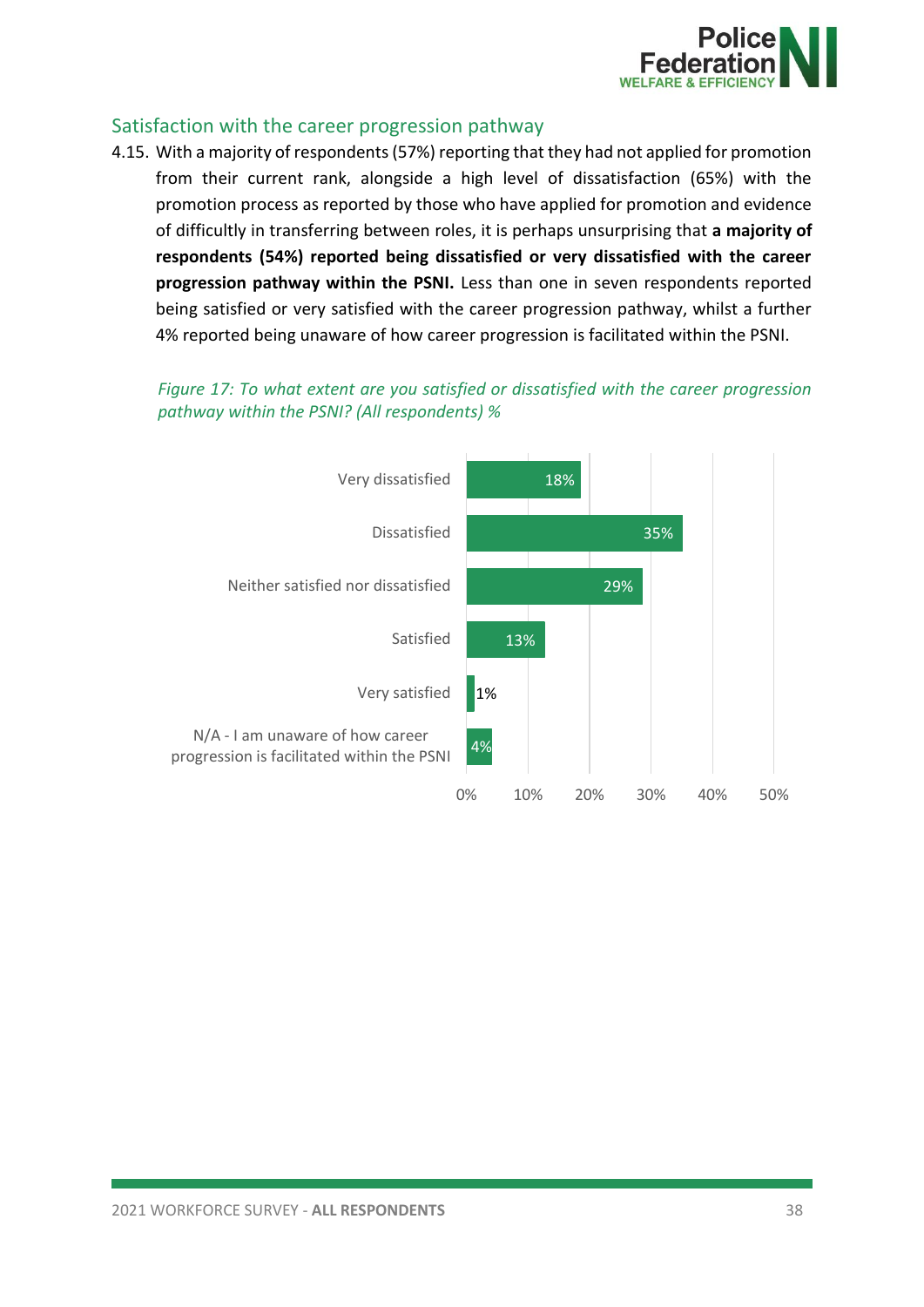## Satisfaction with the career progression pathway

4.15. With a majority of respondents (57%) reporting that they had not applied for promotion from their current rank, alongside a high level of dissatisfaction (65%) with the promotion process as reported by those who have applied for promotion and evidence of difficulty in transferring between roles, it is perhaps unsurprising that **a majority of respondents (54%) reported being dissatisfied or very dissatisfied with the career progression pathway within the PSNI.** Less than one in seven respondents reported being satisfied or very satisfied with the career progression pathway, whilst a further 4% reported being unaware of how career progression is facilitated within the PSNI.

*Figure 17: To what extent are you satisfied or dissatisfied with the career progression pathway within the PSNI? (All respondents) %*

Very dissatisfied 18%
Dissatisfied 35%
Neither satisfied nor dissatisfied 29%
Satisfied 13%
Very satisfied 1%
N/A - I am unaware of how career progression is facilitated within the PSNI 4%

0% 10% 20% 30% 40% 50%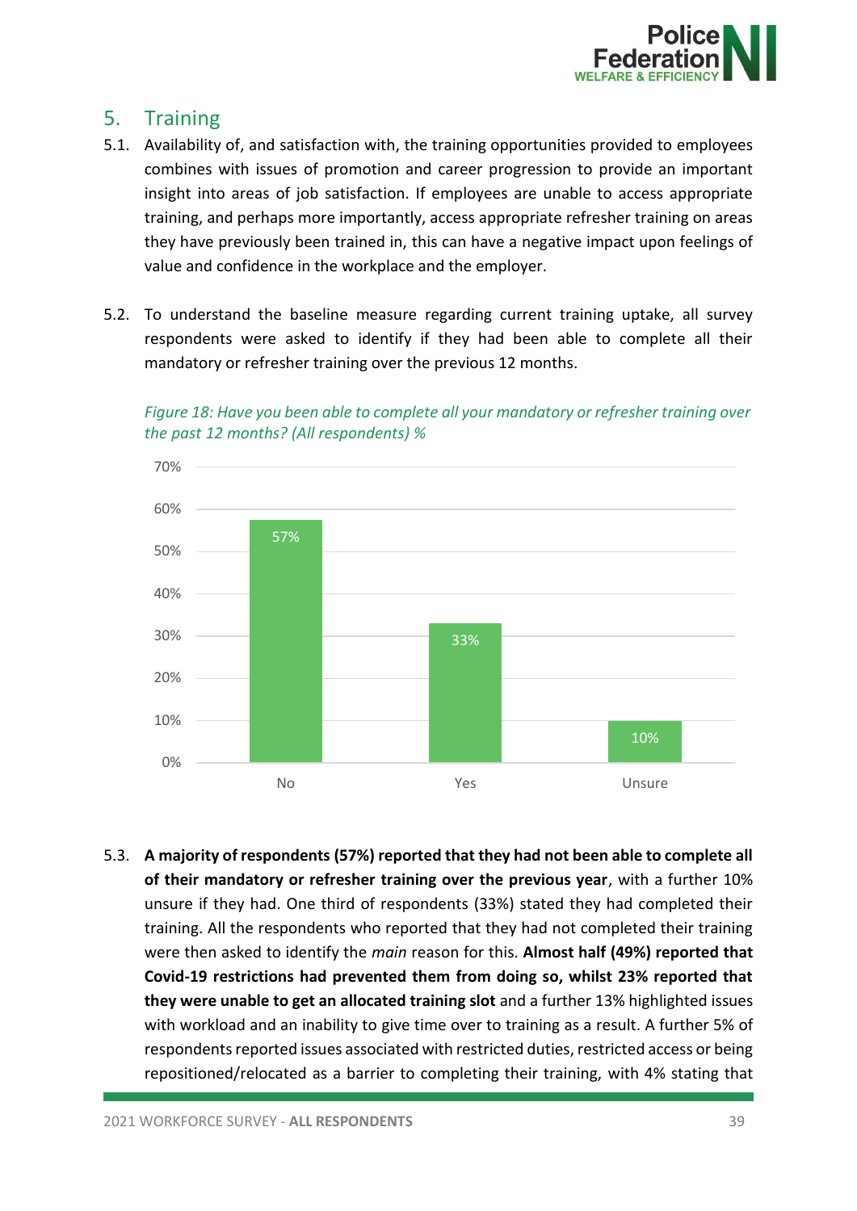## 5. Training

5.1. Availability of, and satisfaction with, the training opportunities provided to employees combines with issues of promotion and career progression to provide an important insight into areas of job satisfaction. If employees are unable to access appropriate training, and perhaps more importantly, access appropriate refresher training on areas they have previously been trained in, this can have a negative impact upon feelings of value and confidence in the workplace and the employer.

5.2. To understand the baseline measure regarding current training uptake, all survey respondents were asked to identify if they had been able to complete all their mandatory or refresher training over the previous 12 months.

*Figure 18: Have you been able to complete all your mandatory or refresher training over the past 12 months? (All respondents) %*

70%
60%
50%
40%
30%
20%
10%
0%

57%
33%
10%

No
Yes
Unsure

5.3. **A majority of respondents (57%) reported that they had not been able to complete all of their mandatory or refresher training over the previous year**, with a further 10% unsure if they had. One third of respondents (33%) stated they had completed their training. All the respondents who reported that they had not completed their training were then asked to identify the *main* reason for this. **Almost half (49%) reported that Covid-19 restrictions had prevented them from doing so, whilst 23% reported that they were unable to get an allocated training slot** and a further 13% highlighted issues with workload and an inability to give time over to training as a result. A further 5% of respondents reported issues associated with restricted duties, restricted access or being repositioned/relocated as a barrier to completing their training, with 4% stating that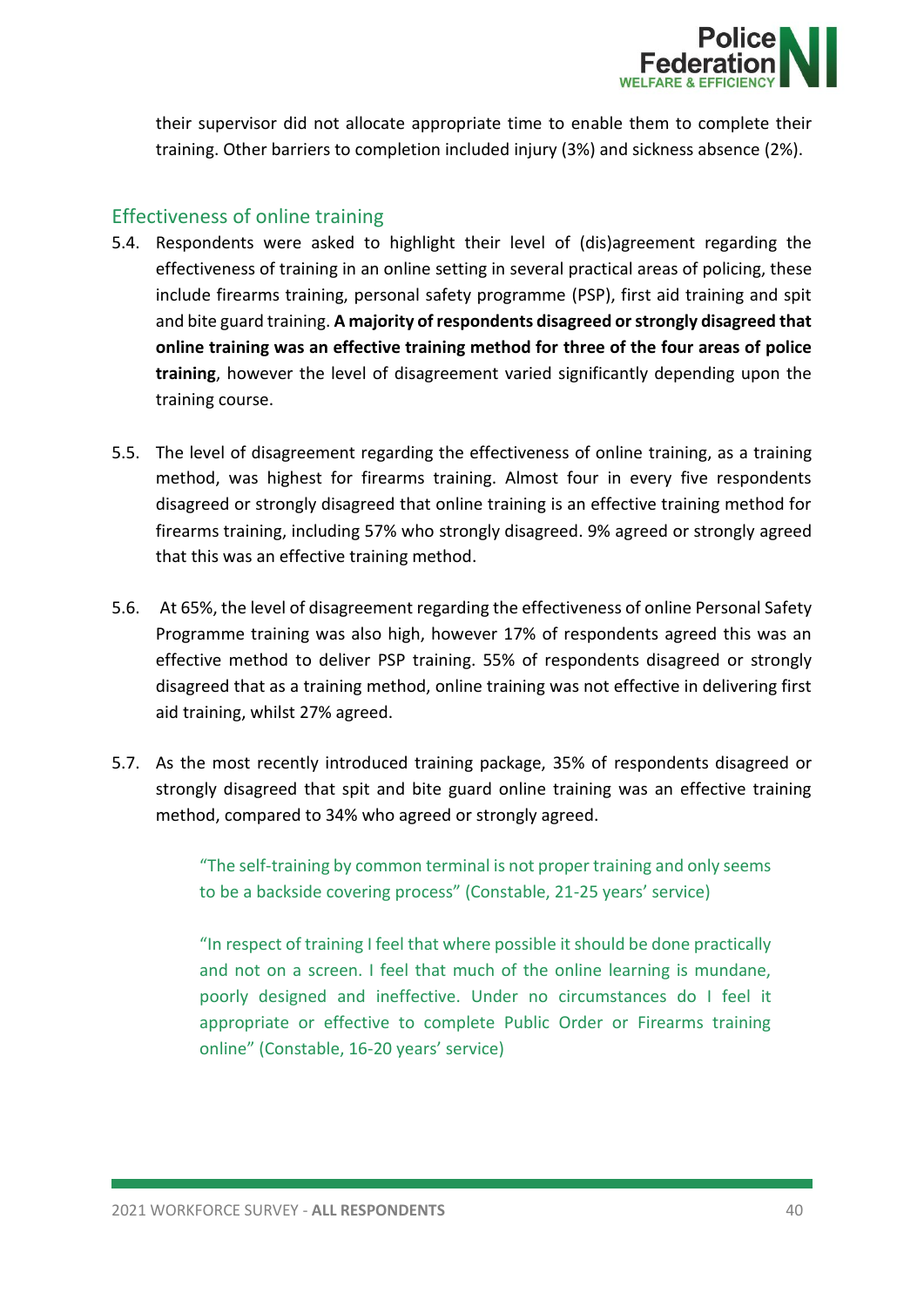their supervisor did not allocate appropriate time to enable them to complete their training. Other barriers to completion included injury (3%) and sickness absence (2%).

## Effectiveness of online training

5.4. Respondents were asked to highlight their level of (dis)agreement regarding the effectiveness of training in an online setting in several practical areas of policing, these include firearms training, personal safety programme (PSP), first aid training and spit and bite guard training. **A majority of respondents disagreed or strongly disagreed that online training was an effective training method for three of the four areas of police training**, however the level of disagreement varied significantly depending upon the training course.

5.5. The level of disagreement regarding the effectiveness of online training, as a training method, was highest for firearms training. Almost four in every five respondents disagreed or strongly disagreed that online training is an effective training method for firearms training, including 57% who strongly disagreed. 9% agreed or strongly agreed that this was an effective training method.

5.6. At 65%, the level of disagreement regarding the effectiveness of online Personal Safety Programme training was also high, however 17% of respondents agreed this was an effective method to deliver PSP training. 55% of respondents disagreed or strongly disagreed that as a training method, online training was not effective in delivering first aid training, whilst 27% agreed.

5.7. As the most recently introduced training package, 35% of respondents disagreed or strongly disagreed that spit and bite guard online training was an effective training method, compared to 34% who agreed or strongly agreed.

> "The self-training by common terminal is not proper training and only seems to be a backside covering process" (Constable, 21-25 years' service)

> "In respect of training I feel that where possible it should be done practically and not on a screen. I feel that much of the online learning is mundane, poorly designed and ineffective. Under no circumstances do I feel it appropriate or effective to complete Public Order or Firearms training online" (Constable, 16-20 years' service)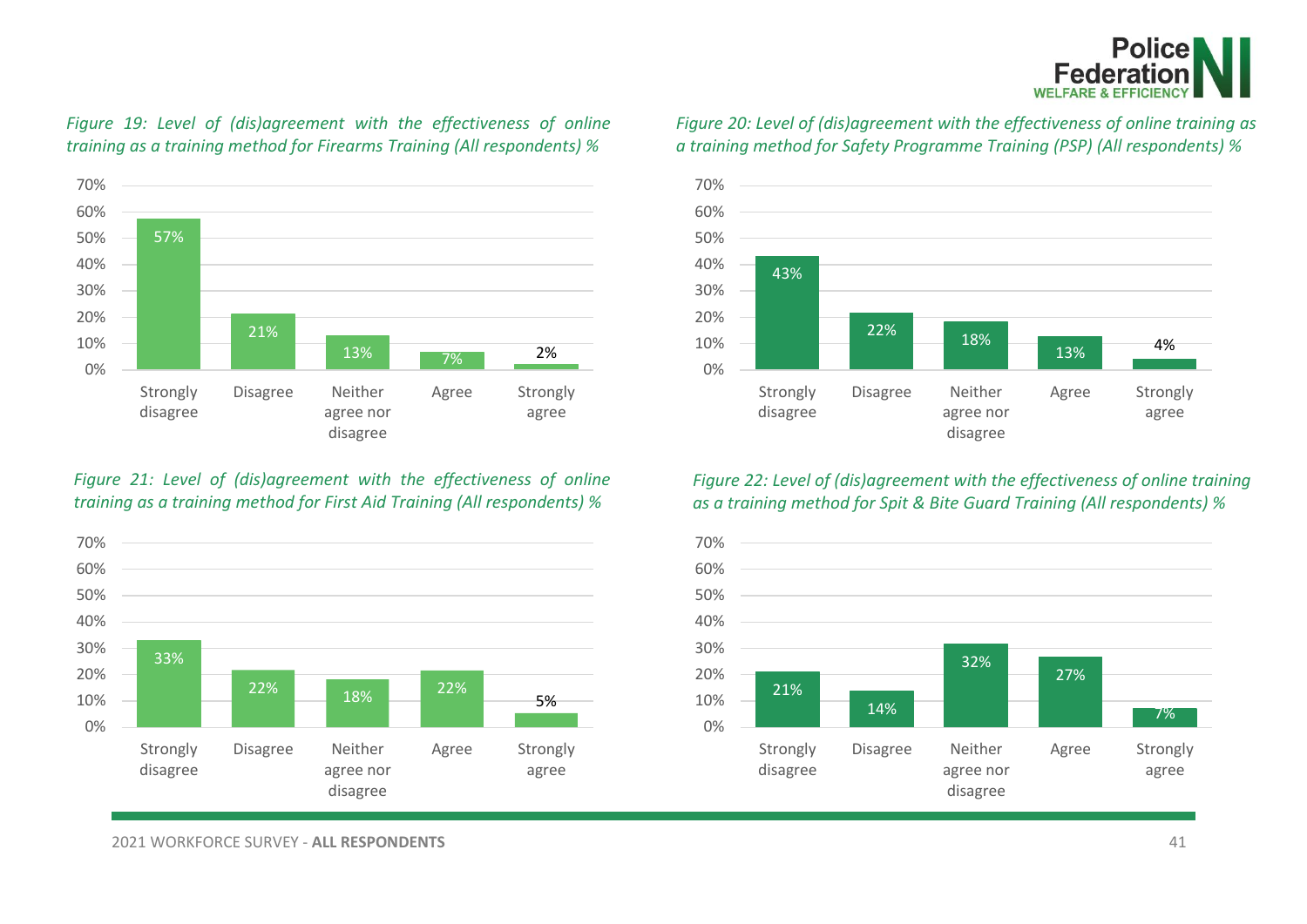*Figure 19: Level of (dis)agreement with the effectiveness of online training as a training method for Firearms Training (All respondents) %*

70%
60%
50%
40%
30%
20%
10%
0%

57%
21%
13%
7%
2%

Strongly disagree
Disagree
Neither agree nor disagree
Agree
Strongly agree

*Figure 20: Level of (dis)agreement with the effectiveness of online training as a training method for Safety Programme Training (PSP) (All respondents) %*

70%
60%
50%
40%
30%
20%
10%
0%

43%
22%
18%
13%
4%

Strongly disagree
Disagree
Neither agree nor disagree
Agree
Strongly agree

*Figure 21: Level of (dis)agreement with the effectiveness of online training as a training method for First Aid Training (All respondents) %*

70%
60%
50%
40%
30%
20%
10%
0%

33%
22%
18%
22%
5%

Strongly disagree
Disagree
Neither agree nor disagree
Agree
Strongly agree

*Figure 22: Level of (dis)agreement with the effectiveness of online training as a training method for Spit & Bite Guard Training (All respondents) %*

70%
60%
50%
40%
30%
20%
10%
0%

21%
14%
32%
27%
7%

Strongly disagree
Disagree
Neither agree nor disagree
Agree
Strongly agree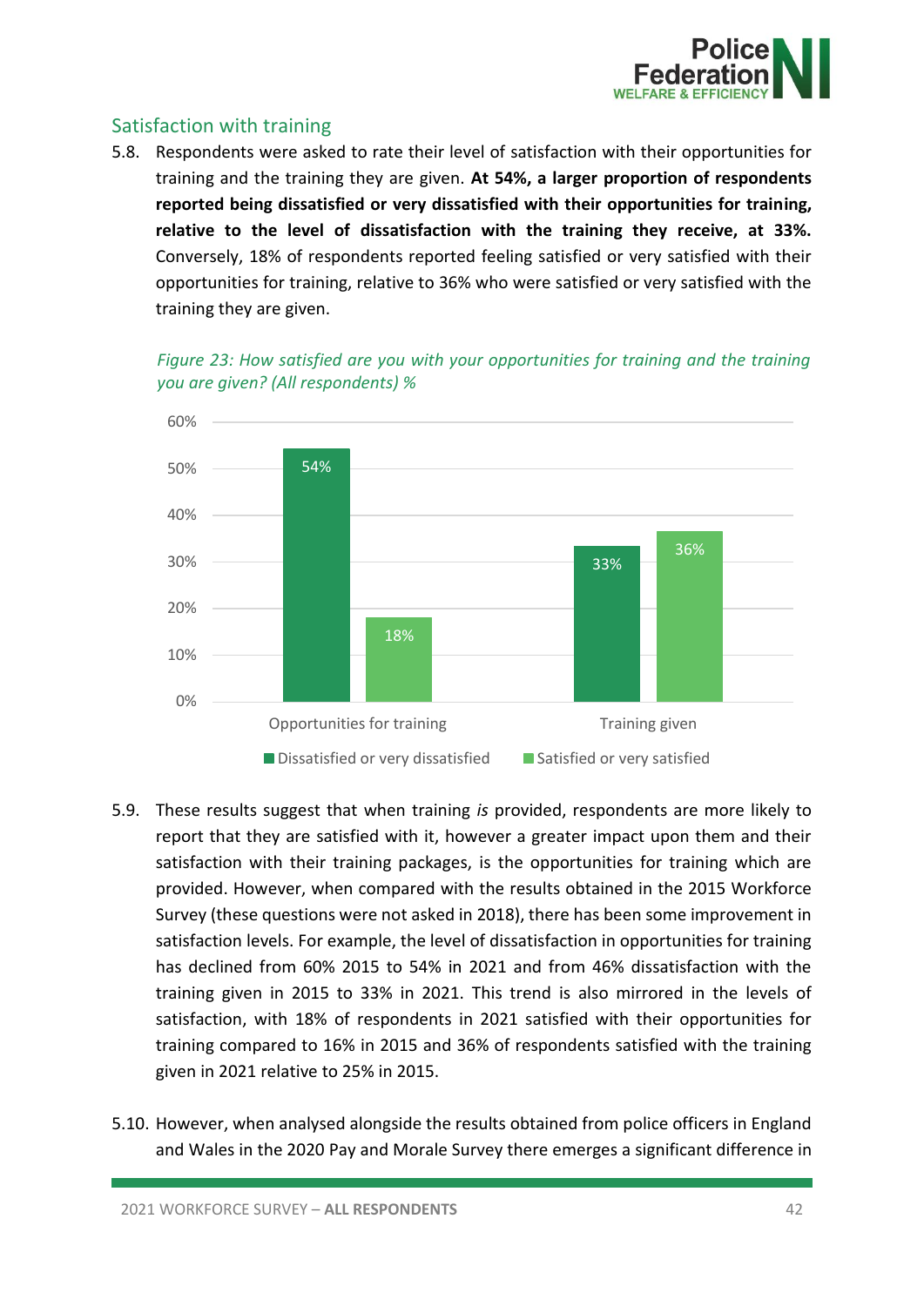## Satisfaction with training

5.8. Respondents were asked to rate their level of satisfaction with their opportunities for training and the training they are given. **At 54%, a larger proportion of respondents reported being dissatisfied or very dissatisfied with their opportunities for training, relative to the level of dissatisfaction with the training they receive, at 33%.** Conversely, 18% of respondents reported feeling satisfied or very satisfied with their opportunities for training, relative to 36% who were satisfied or very satisfied with the training they are given.

*Figure 23: How satisfied are you with your opportunities for training and the training you are given? (All respondents) %*

60%
50%
40%
30%
20%
10%
0%

54%
18%
33%
36%

Opportunities for training
Training given

Dissatisfied or very dissatisfied
Satisfied or very satisfied

5.9. These results suggest that when training *is* provided, respondents are more likely to report that they are satisfied with it, however a greater impact upon them and their satisfaction with their training packages, is the opportunities for training which are provided. However, when compared with the results obtained in the 2015 Workforce Survey (these questions were not asked in 2018), there has been some improvement in satisfaction levels. For example, the level of dissatisfaction in opportunities for training has declined from 60% 2015 to 54% in 2021 and from 46% dissatisfaction with the training given in 2015 to 33% in 2021. This trend is also mirrored in the levels of satisfaction, with 18% of respondents in 2021 satisfied with their opportunities for training compared to 16% in 2015 and 36% of respondents satisfied with the training given in 2021 relative to 25% in 2015.

5.10. However, when analysed alongside the results obtained from police officers in England and Wales in the 2020 Pay and Morale Survey there emerges a significant difference in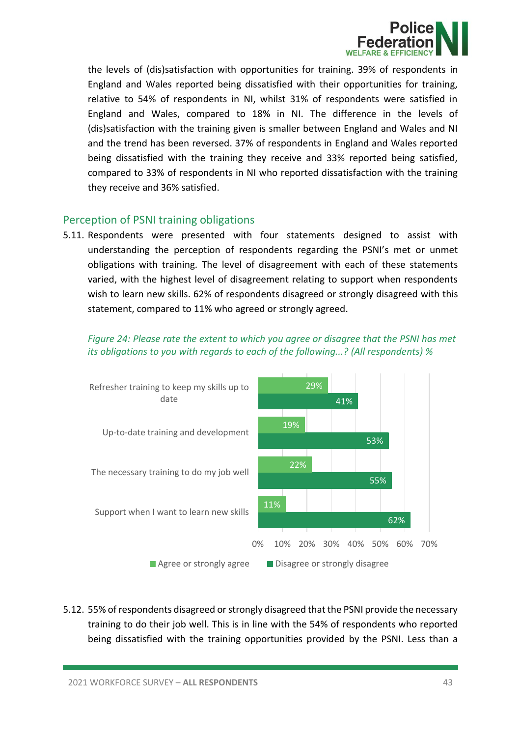the levels of (dis)satisfaction with opportunities for training. 39% of respondents in England and Wales reported being dissatisfied with their opportunities for training, relative to 54% of respondents in NI, whilst 31% of respondents were satisfied in England and Wales, compared to 18% in NI. The difference in the levels of (dis)satisfaction with the training given is smaller between England and Wales and NI and the trend has been reversed. 37% of respondents in England and Wales reported being dissatisfied with the training they receive and 33% reported being satisfied, compared to 33% of respondents in NI who reported dissatisfaction with the training they receive and 36% satisfied.

## Perception of PSNI training obligations

5.11. Respondents were presented with four statements designed to assist with understanding the perception of respondents regarding the PSNI's met or unmet obligations with training. The level of disagreement with each of these statements varied, with the highest level of disagreement relating to support when respondents wish to learn new skills. 62% of respondents disagreed or strongly disagreed with this statement, compared to 11% who agreed or strongly agreed.

*Figure 24: Please rate the extent to which you agree or disagree that the PSNI has met its obligations to you with regards to each of the following...? (All respondents) %*

Refresher training to keep my skills up to date
29%
41%
Up-to-date training and development
19%
53%
The necessary training to do my job well
22%
55%
Support when I want to learn new skills
11%
62%

0% 10% 20% 30% 40% 50% 60% 70%

Agree or strongly agree
Disagree or strongly disagree

5.12. 55% of respondents disagreed or strongly disagreed that the PSNI provide the necessary training to do their job well. This is in line with the 54% of respondents who reported being dissatisfied with the training opportunities provided by the PSNI. Less than a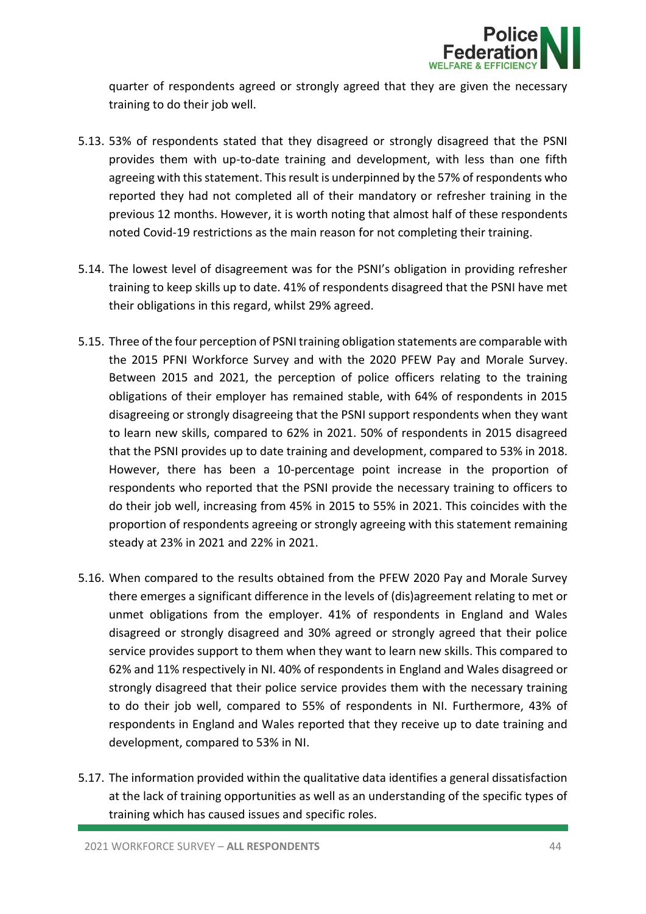quarter of respondents agreed or strongly agreed that they are given the necessary training to do their job well.

5.13. 53% of respondents stated that they disagreed or strongly disagreed that the PSNI provides them with up-to-date training and development, with less than one fifth agreeing with this statement. This result is underpinned by the 57% of respondents who reported they had not completed all of their mandatory or refresher training in the previous 12 months. However, it is worth noting that almost half of these respondents noted Covid-19 restrictions as the main reason for not completing their training.

5.14. The lowest level of disagreement was for the PSNI's obligation in providing refresher training to keep skills up to date. 41% of respondents disagreed that the PSNI have met their obligations in this regard, whilst 29% agreed.

5.15. Three of the four perception of PSNI training obligation statements are comparable with the 2015 PFNI Workforce Survey and with the 2020 PFEW Pay and Morale Survey. Between 2015 and 2021, the perception of police officers relating to the training obligations of their employer has remained stable, with 64% of respondents in 2015 disagreeing or strongly disagreeing that the PSNI support respondents when they want to learn new skills, compared to 62% in 2021. 50% of respondents in 2015 disagreed that the PSNI provides up to date training and development, compared to 53% in 2018. However, there has been a 10-percentage point increase in the proportion of respondents who reported that the PSNI provide the necessary training to officers to do their job well, increasing from 45% in 2015 to 55% in 2021. This coincides with the proportion of respondents agreeing or strongly agreeing with this statement remaining steady at 23% in 2021 and 22% in 2021.

5.16. When compared to the results obtained from the PFEW 2020 Pay and Morale Survey there emerges a significant difference in the levels of (dis)agreement relating to met or unmet obligations from the employer. 41% of respondents in England and Wales disagreed or strongly disagreed and 30% agreed or strongly agreed that their police service provides support to them when they want to learn new skills. This compared to 62% and 11% respectively in NI. 40% of respondents in England and Wales disagreed or strongly disagreed that their police service provides them with the necessary training to do their job well, compared to 55% of respondents in NI. Furthermore, 43% of respondents in England and Wales reported that they receive up to date training and development, compared to 53% in NI.

5.17. The information provided within the qualitative data identifies a general dissatisfaction at the lack of training opportunities as well as an understanding of the specific types of training which has caused issues and specific roles.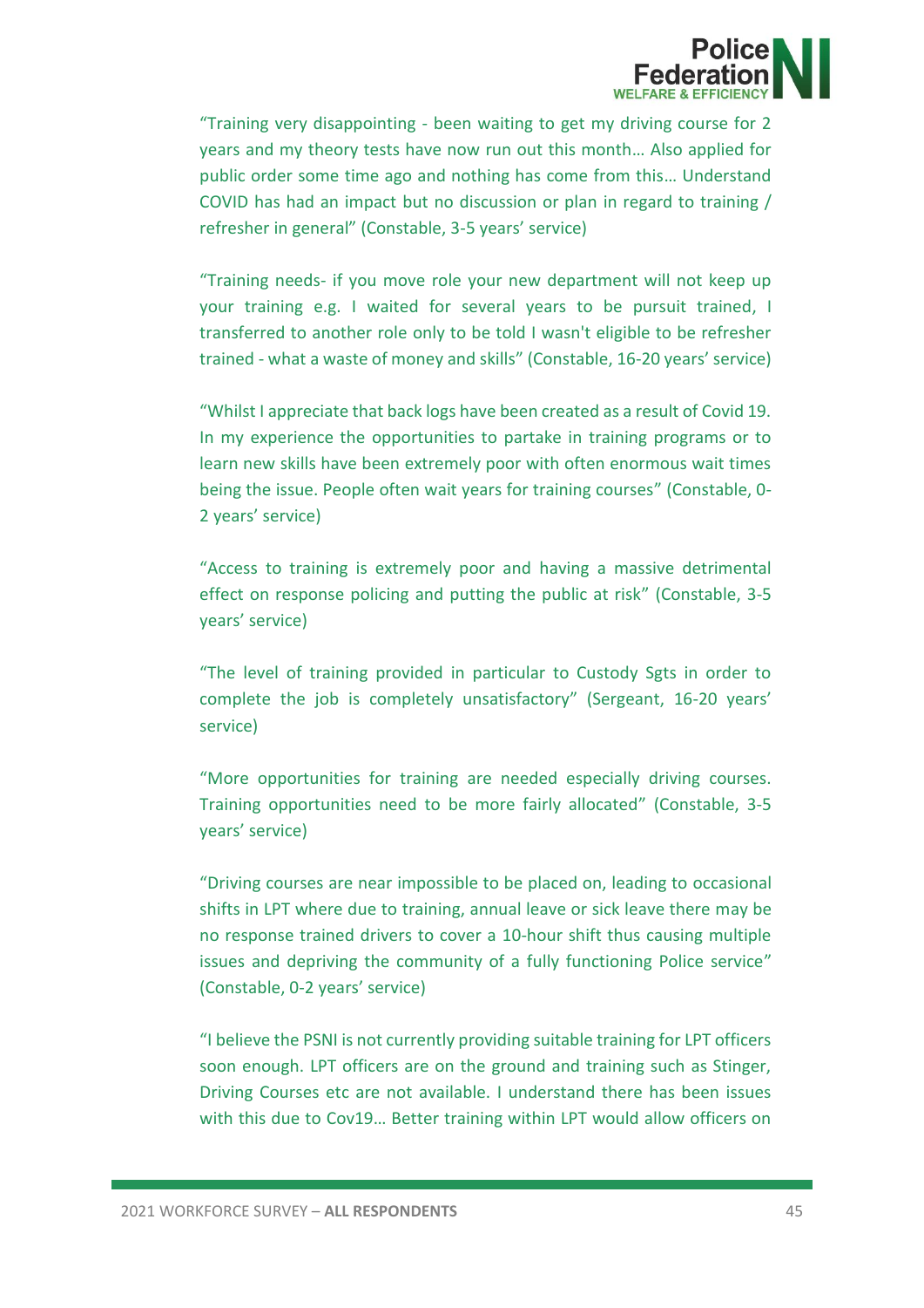"Training very disappointing - been waiting to get my driving course for 2 years and my theory tests have now run out this month… Also applied for public order some time ago and nothing has come from this… Understand COVID has had an impact but no discussion or plan in regard to training / refresher in general" (Constable, 3-5 years' service)

"Training needs- if you move role your new department will not keep up your training e.g. I waited for several years to be pursuit trained, I transferred to another role only to be told I wasn't eligible to be refresher trained - what a waste of money and skills" (Constable, 16-20 years' service)

"Whilst I appreciate that back logs have been created as a result of Covid 19. In my experience the opportunities to partake in training programs or to learn new skills have been extremely poor with often enormous wait times being the issue. People often wait years for training courses" (Constable, 0-2 years' service)

"Access to training is extremely poor and having a massive detrimental effect on response policing and putting the public at risk" (Constable, 3-5 years' service)

"The level of training provided in particular to Custody Sgts in order to complete the job is completely unsatisfactory" (Sergeant, 16-20 years' service)

"More opportunities for training are needed especially driving courses. Training opportunities need to be more fairly allocated" (Constable, 3-5 years' service)

"Driving courses are near impossible to be placed on, leading to occasional shifts in LPT where due to training, annual leave or sick leave there may be no response trained drivers to cover a 10-hour shift thus causing multiple issues and depriving the community of a fully functioning Police service" (Constable, 0-2 years' service)

"I believe the PSNI is not currently providing suitable training for LPT officers soon enough. LPT officers are on the ground and training such as Stinger, Driving Courses etc are not available. I understand there has been issues with this due to Cov19… Better training within LPT would allow officers on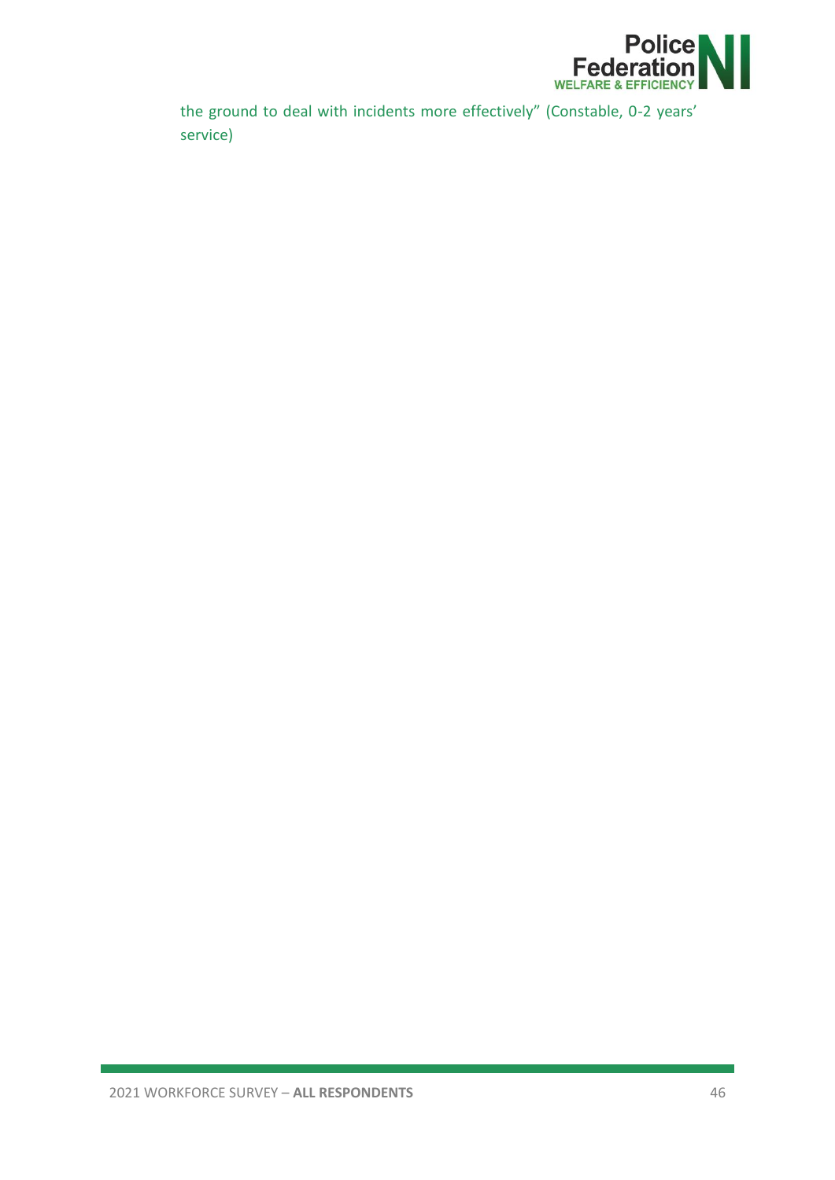the ground to deal with incidents more effectively" (Constable, 0-2 years' service)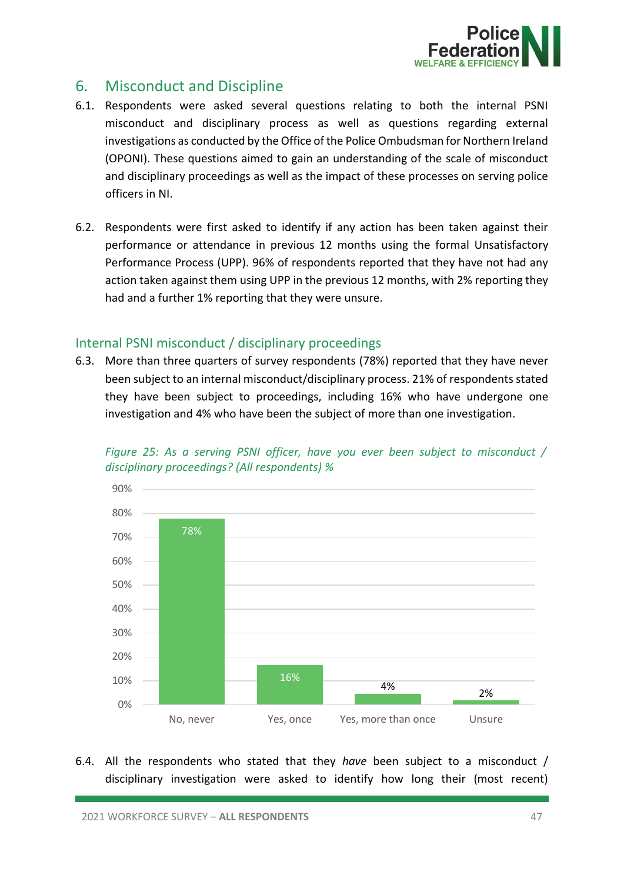## 6. Misconduct and Discipline

6.1. Respondents were asked several questions relating to both the internal PSNI misconduct and disciplinary process as well as questions regarding external investigations as conducted by the Office of the Police Ombudsman for Northern Ireland (OPONI). These questions aimed to gain an understanding of the scale of misconduct and disciplinary proceedings as well as the impact of these processes on serving police officers in NI.

6.2. Respondents were first asked to identify if any action has been taken against their performance or attendance in previous 12 months using the formal Unsatisfactory Performance Process (UPP). 96% of respondents reported that they have not had any action taken against them using UPP in the previous 12 months, with 2% reporting they had and a further 1% reporting that they were unsure.

### Internal PSNI misconduct / disciplinary proceedings

6.3. More than three quarters of survey respondents (78%) reported that they have never been subject to an internal misconduct/disciplinary process. 21% of respondents stated they have been subject to proceedings, including 16% who have undergone one investigation and 4% who have been the subject of more than one investigation.

*Figure 25: As a serving PSNI officer, have you ever been subject to misconduct / disciplinary proceedings? (All respondents) %*

90%
80%
70%
60%
50%
40%
30%
20%
10%
0%

78%
16%
4%
2%

No, never
Yes, once
Yes, more than once
Unsure

6.4. All the respondents who stated that they *have* been subject to a misconduct / disciplinary investigation were asked to identify how long their (most recent)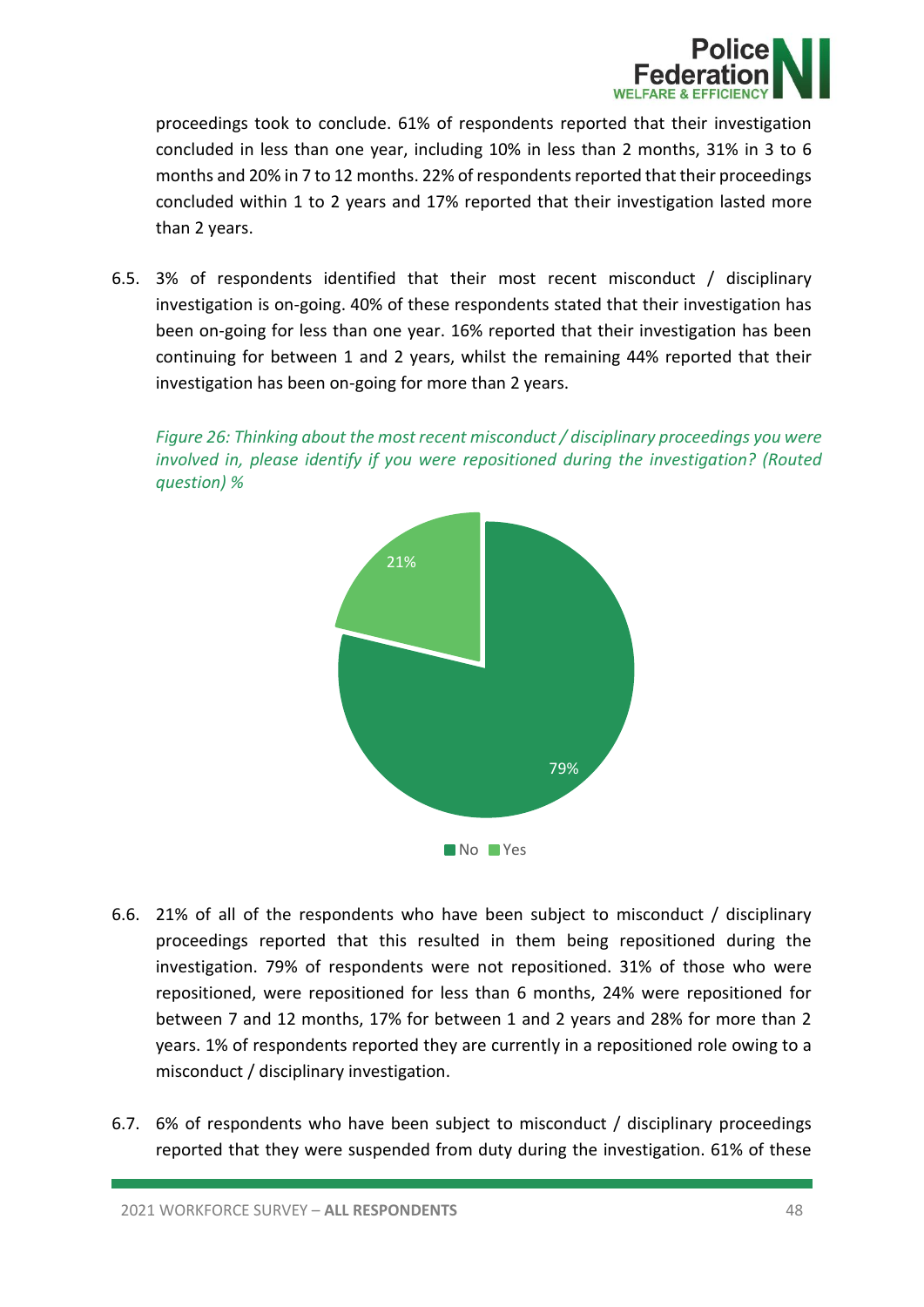proceedings took to conclude. 61% of respondents reported that their investigation concluded in less than one year, including 10% in less than 2 months, 31% in 3 to 6 months and 20% in 7 to 12 months. 22% of respondents reported that their proceedings concluded within 1 to 2 years and 17% reported that their investigation lasted more than 2 years.

6.5. 3% of respondents identified that their most recent misconduct / disciplinary investigation is on-going. 40% of these respondents stated that their investigation has been on-going for less than one year. 16% reported that their investigation has been continuing for between 1 and 2 years, whilst the remaining 44% reported that their investigation has been on-going for more than 2 years.

*Figure 26: Thinking about the most recent misconduct / disciplinary proceedings you were involved in, please identify if you were repositioned during the investigation? (Routed question) %*

21%

79%

No Yes

6.6. 21% of all of the respondents who have been subject to misconduct / disciplinary proceedings reported that this resulted in them being repositioned during the investigation. 79% of respondents were not repositioned. 31% of those who were repositioned, were repositioned for less than 6 months, 24% were repositioned for between 7 and 12 months, 17% for between 1 and 2 years and 28% for more than 2 years. 1% of respondents reported they are currently in a repositioned role owing to a misconduct / disciplinary investigation.

6.7. 6% of respondents who have been subject to misconduct / disciplinary proceedings reported that they were suspended from duty during the investigation. 61% of these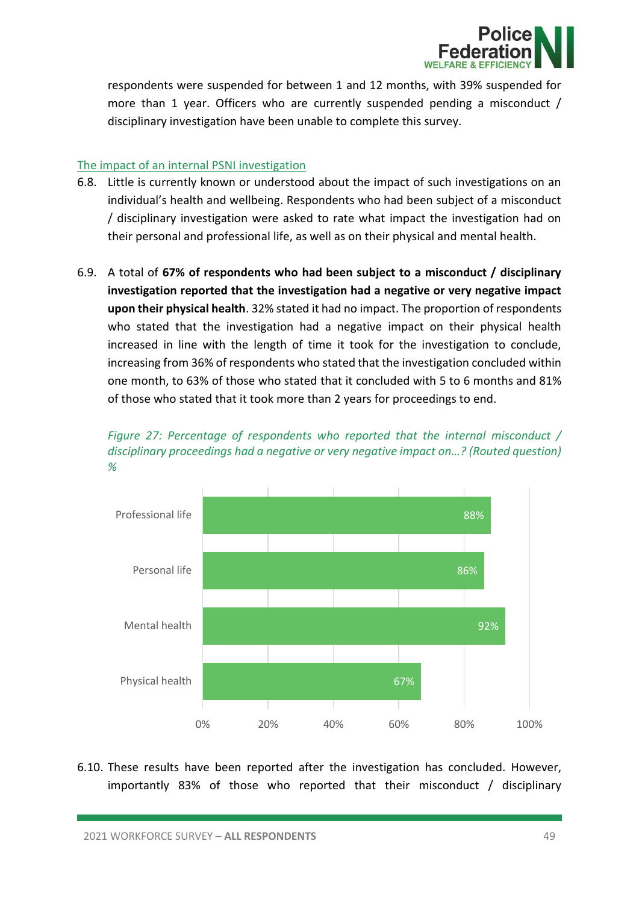respondents were suspended for between 1 and 12 months, with 39% suspended for more than 1 year. Officers who are currently suspended pending a misconduct / disciplinary investigation have been unable to complete this survey.

## The impact of an internal PSNI investigation

6.8. Little is currently known or understood about the impact of such investigations on an individual's health and wellbeing. Respondents who had been subject of a misconduct / disciplinary investigation were asked to rate what impact the investigation had on their personal and professional life, as well as on their physical and mental health.

6.9. A total of **67% of respondents who had been subject to a misconduct / disciplinary investigation reported that the investigation had a negative or very negative impact upon their physical health**. 32% stated it had no impact. The proportion of respondents who stated that the investigation had a negative impact on their physical health increased in line with the length of time it took for the investigation to conclude, increasing from 36% of respondents who stated that the investigation concluded within one month, to 63% of those who stated that it concluded with 5 to 6 months and 81% of those who stated that it took more than 2 years for proceedings to end.

*Figure 27: Percentage of respondents who reported that the internal misconduct / disciplinary proceedings had a negative or very negative impact on…? (Routed question) %*

Professional life 88%
Personal life 86%
Mental health 92%
Physical health 67%

0% 20% 40% 60% 80% 100%

6.10. These results have been reported after the investigation has concluded. However, importantly 83% of those who reported that their misconduct / disciplinary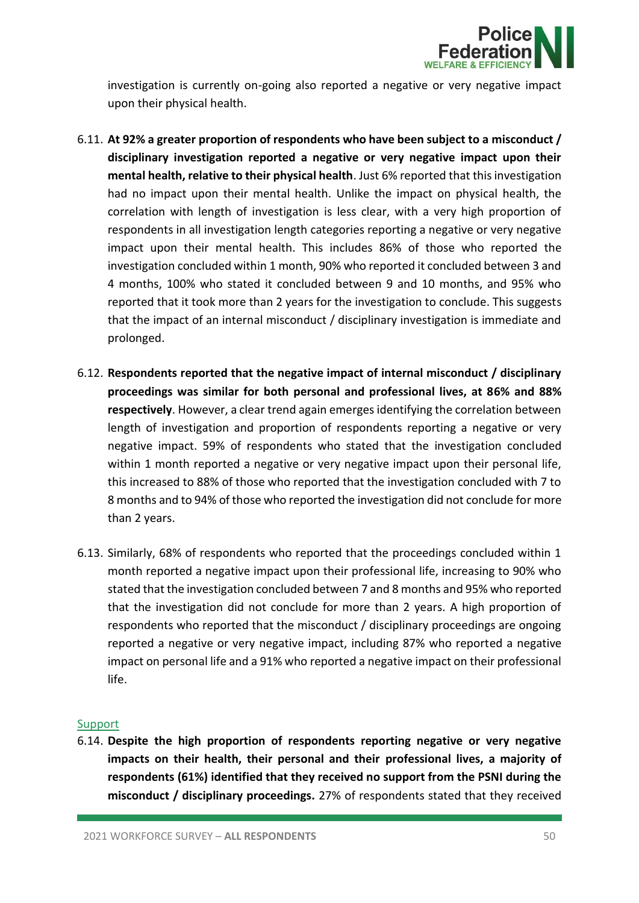investigation is currently on-going also reported a negative or very negative impact upon their physical health.

6.11. **At 92% a greater proportion of respondents who have been subject to a misconduct / disciplinary investigation reported a negative or very negative impact upon their mental health, relative to their physical health**. Just 6% reported that this investigation had no impact upon their mental health. Unlike the impact on physical health, the correlation with length of investigation is less clear, with a very high proportion of respondents in all investigation length categories reporting a negative or very negative impact upon their mental health. This includes 86% of those who reported the investigation concluded within 1 month, 90% who reported it concluded between 3 and 4 months, 100% who stated it concluded between 9 and 10 months, and 95% who reported that it took more than 2 years for the investigation to conclude. This suggests that the impact of an internal misconduct / disciplinary investigation is immediate and prolonged.

6.12. **Respondents reported that the negative impact of internal misconduct / disciplinary proceedings was similar for both personal and professional lives, at 86% and 88% respectively**. However, a clear trend again emerges identifying the correlation between length of investigation and proportion of respondents reporting a negative or very negative impact. 59% of respondents who stated that the investigation concluded within 1 month reported a negative or very negative impact upon their personal life, this increased to 88% of those who reported that the investigation concluded with 7 to 8 months and to 94% of those who reported the investigation did not conclude for more than 2 years.

6.13. Similarly, 68% of respondents who reported that the proceedings concluded within 1 month reported a negative impact upon their professional life, increasing to 90% who stated that the investigation concluded between 7 and 8 months and 95% who reported that the investigation did not conclude for more than 2 years. A high proportion of respondents who reported that the misconduct / disciplinary proceedings are ongoing reported a negative or very negative impact, including 87% who reported a negative impact on personal life and a 91% who reported a negative impact on their professional life.

Support

6.14. **Despite the high proportion of respondents reporting negative or very negative impacts on their health, their personal and their professional lives, a majority of respondents (61%) identified that they received no support from the PSNI during the misconduct / disciplinary proceedings.** 27% of respondents stated that they received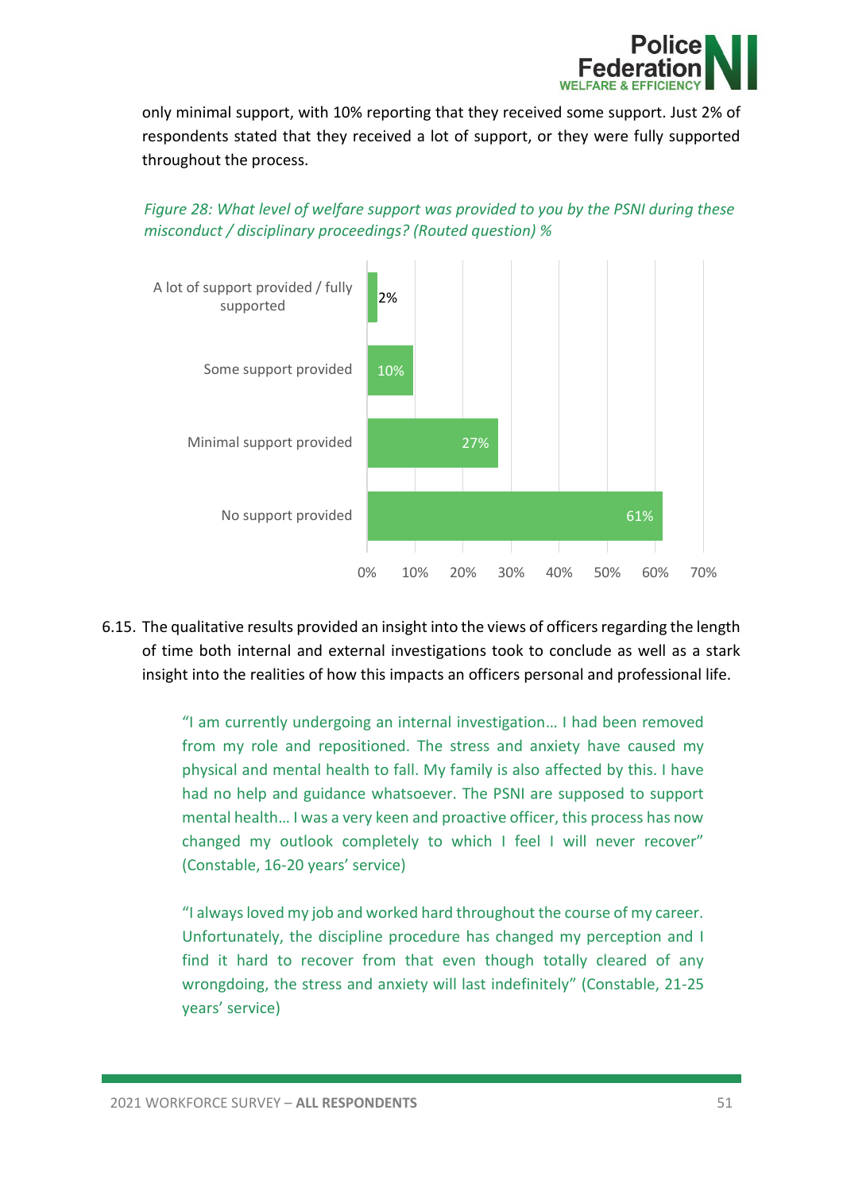only minimal support, with 10% reporting that they received some support. Just 2% of respondents stated that they received a lot of support, or they were fully supported throughout the process.

*Figure 28: What level of welfare support was provided to you by the PSNI during these misconduct / disciplinary proceedings? (Routed question) %*

A lot of support provided / fully supported
2%
Some support provided
10%
Minimal support provided
27%
No support provided
61%

0% 10% 20% 30% 40% 50% 60% 70%

6.15. The qualitative results provided an insight into the views of officers regarding the length of time both internal and external investigations took to conclude as well as a stark insight into the realities of how this impacts an officers personal and professional life.

> "I am currently undergoing an internal investigation… I had been removed from my role and repositioned. The stress and anxiety have caused my physical and mental health to fall. My family is also affected by this. I have had no help and guidance whatsoever. The PSNI are supposed to support mental health… I was a very keen and proactive officer, this process has now changed my outlook completely to which I feel I will never recover" (Constable, 16-20 years' service)

> "I always loved my job and worked hard throughout the course of my career. Unfortunately, the discipline procedure has changed my perception and I find it hard to recover from that even though totally cleared of any wrongdoing, the stress and anxiety will last indefinitely" (Constable, 21-25 years' service)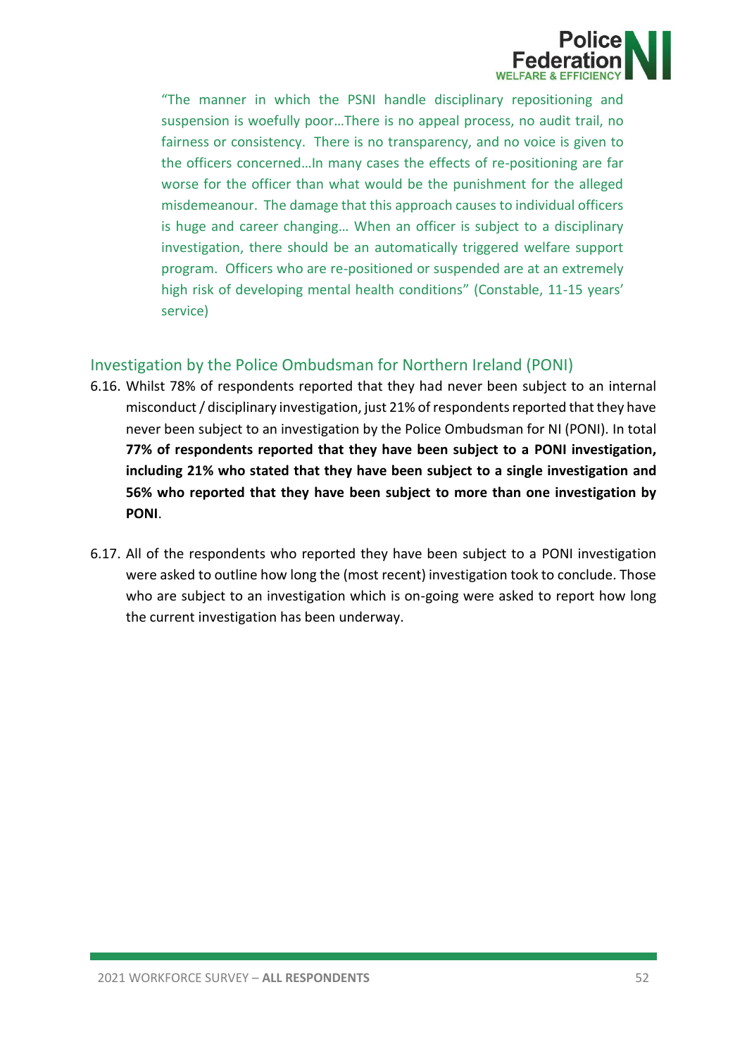"The manner in which the PSNI handle disciplinary repositioning and suspension is woefully poor…There is no appeal process, no audit trail, no fairness or consistency. There is no transparency, and no voice is given to the officers concerned…In many cases the effects of re-positioning are far worse for the officer than what would be the punishment for the alleged misdemeanour. The damage that this approach causes to individual officers is huge and career changing… When an officer is subject to a disciplinary investigation, there should be an automatically triggered welfare support program. Officers who are re-positioned or suspended are at an extremely high risk of developing mental health conditions" (Constable, 11-15 years' service)

## Investigation by the Police Ombudsman for Northern Ireland (PONI)

6.16. Whilst 78% of respondents reported that they had never been subject to an internal misconduct / disciplinary investigation, just 21% of respondents reported that they have never been subject to an investigation by the Police Ombudsman for NI (PONI). In total **77% of respondents reported that they have been subject to a PONI investigation, including 21% who stated that they have been subject to a single investigation and 56% who reported that they have been subject to more than one investigation by PONI**.

6.17. All of the respondents who reported they have been subject to a PONI investigation were asked to outline how long the (most recent) investigation took to conclude. Those who are subject to an investigation which is on-going were asked to report how long the current investigation has been underway.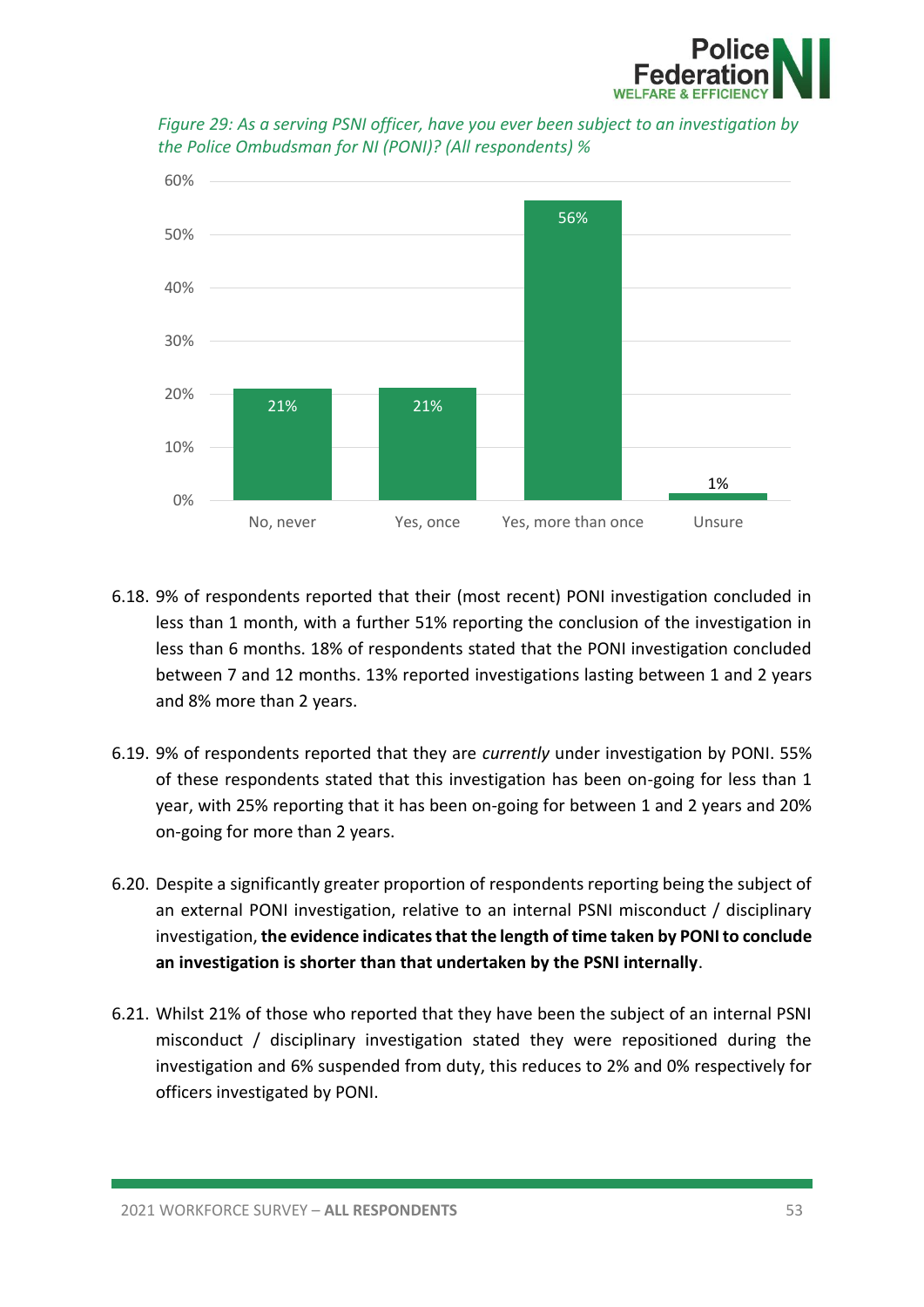*Figure 29: As a serving PSNI officer, have you ever been subject to an investigation by the Police Ombudsman for NI (PONI)? (All respondents) %*

60%
50%
40%
30%
20%
10%
0%

21%
21%
56%
1%

No, never
Yes, once
Yes, more than once
Unsure

6.18. 9% of respondents reported that their (most recent) PONI investigation concluded in less than 1 month, with a further 51% reporting the conclusion of the investigation in less than 6 months. 18% of respondents stated that the PONI investigation concluded between 7 and 12 months. 13% reported investigations lasting between 1 and 2 years and 8% more than 2 years.

6.19. 9% of respondents reported that they are *currently* under investigation by PONI. 55% of these respondents stated that this investigation has been on-going for less than 1 year, with 25% reporting that it has been on-going for between 1 and 2 years and 20% on-going for more than 2 years.

6.20. Despite a significantly greater proportion of respondents reporting being the subject of an external PONI investigation, relative to an internal PSNI misconduct / disciplinary investigation, **the evidence indicates that the length of time taken by PONI to conclude an investigation is shorter than that undertaken by the PSNI internally**.

6.21. Whilst 21% of those who reported that they have been the subject of an internal PSNI misconduct / disciplinary investigation stated they were repositioned during the investigation and 6% suspended from duty, this reduces to 2% and 0% respectively for officers investigated by PONI.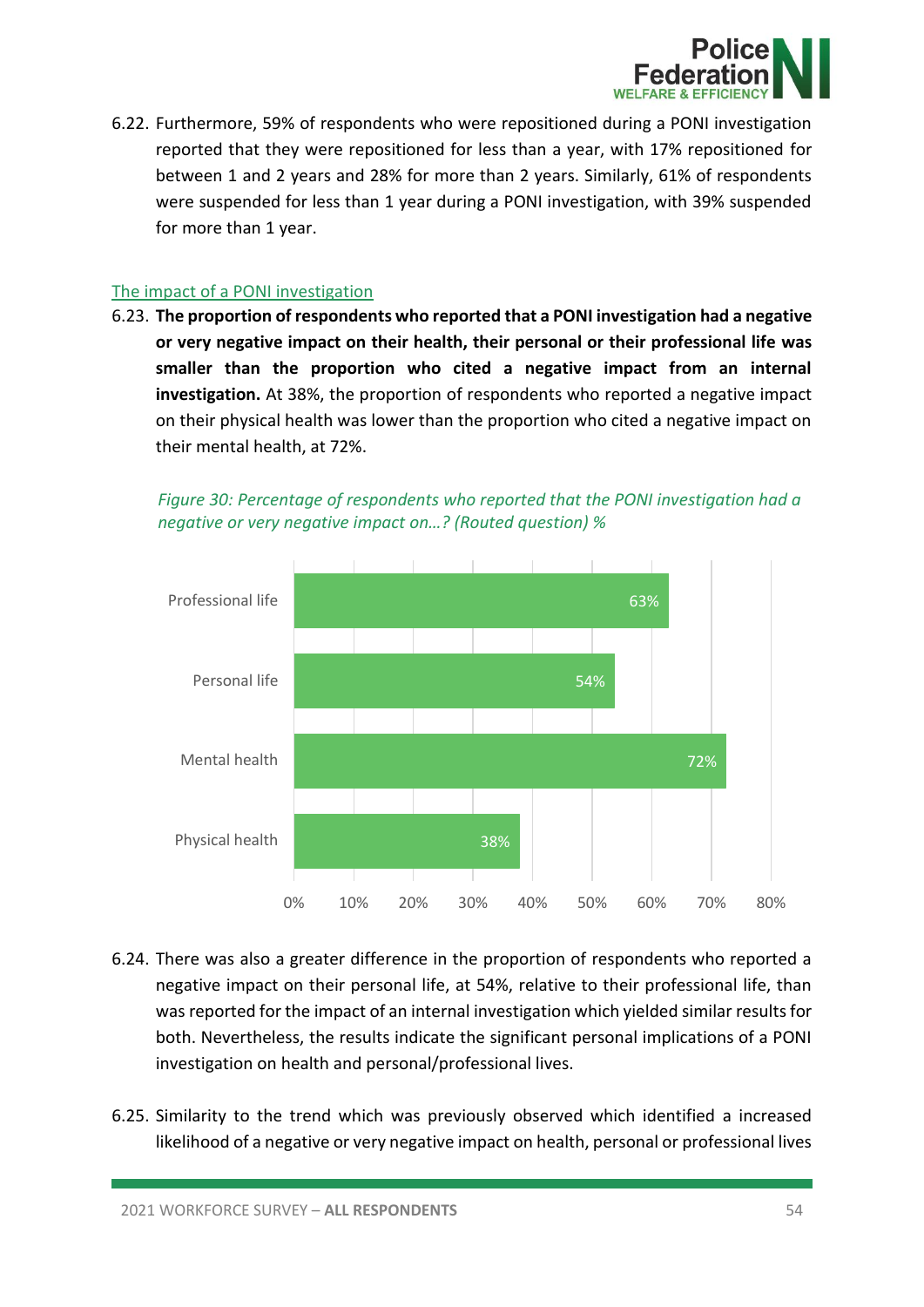6.22. Furthermore, 59% of respondents who were repositioned during a PONI investigation reported that they were repositioned for less than a year, with 17% repositioned for between 1 and 2 years and 28% for more than 2 years. Similarly, 61% of respondents were suspended for less than 1 year during a PONI investigation, with 39% suspended for more than 1 year.

## The impact of a PONI investigation

6.23. **The proportion of respondents who reported that a PONI investigation had a negative or very negative impact on their health, their personal or their professional life was smaller than the proportion who cited a negative impact from an internal investigation.** At 38%, the proportion of respondents who reported a negative impact on their physical health was lower than the proportion who cited a negative impact on their mental health, at 72%.

*Figure 30: Percentage of respondents who reported that the PONI investigation had a negative or very negative impact on…? (Routed question) %*

Professional life 63%
Personal life 54%
Mental health 72%
Physical health 38%

0% 10% 20% 30% 40% 50% 60% 70% 80%

6.24. There was also a greater difference in the proportion of respondents who reported a negative impact on their personal life, at 54%, relative to their professional life, than was reported for the impact of an internal investigation which yielded similar results for both. Nevertheless, the results indicate the significant personal implications of a PONI investigation on health and personal/professional lives.

6.25. Similarity to the trend which was previously observed which identified a increased likelihood of a negative or very negative impact on health, personal or professional lives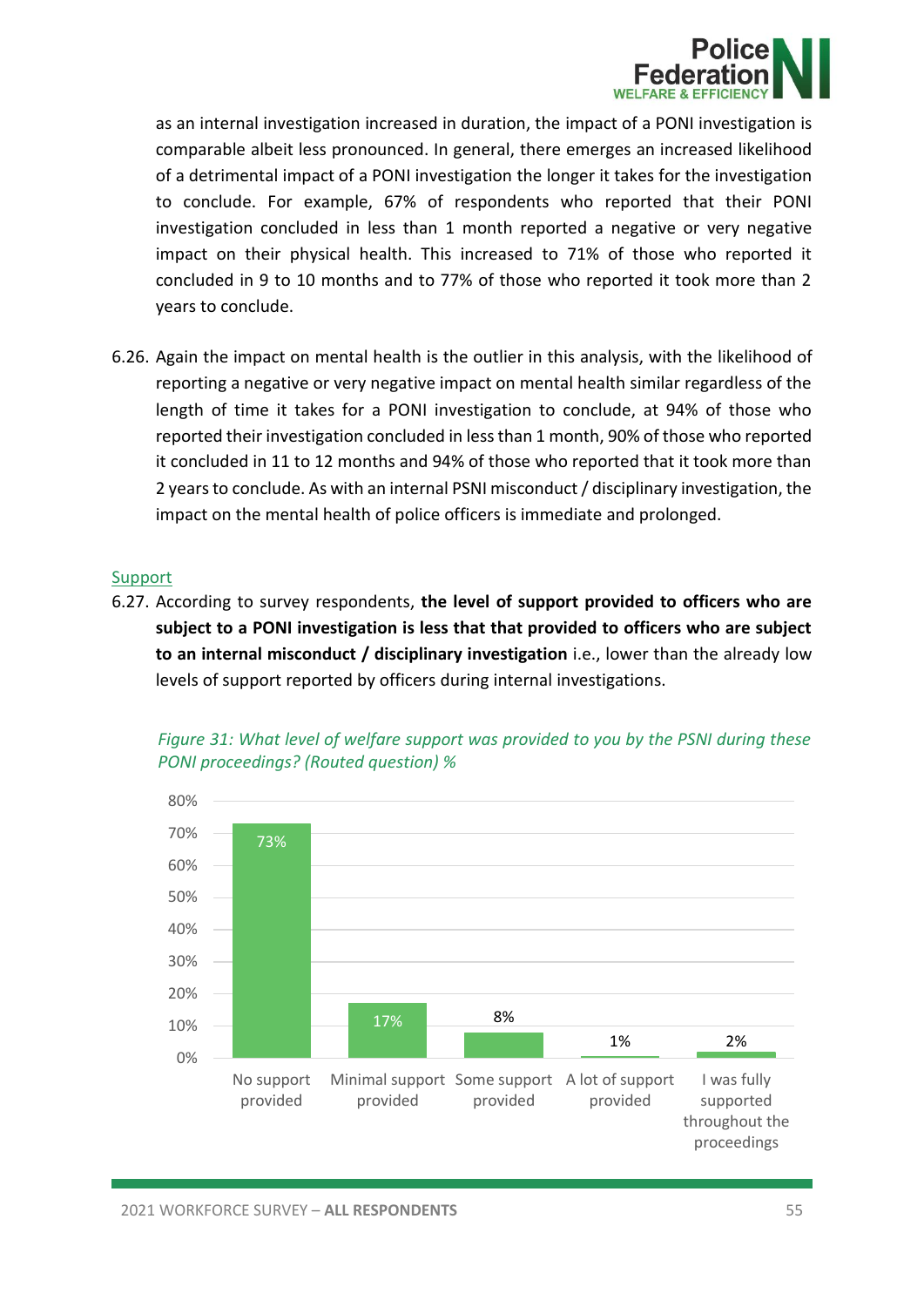as an internal investigation increased in duration, the impact of a PONI investigation is comparable albeit less pronounced. In general, there emerges an increased likelihood of a detrimental impact of a PONI investigation the longer it takes for the investigation to conclude. For example, 67% of respondents who reported that their PONI investigation concluded in less than 1 month reported a negative or very negative impact on their physical health. This increased to 71% of those who reported it concluded in 9 to 10 months and to 77% of those who reported it took more than 2 years to conclude.

6.26. Again the impact on mental health is the outlier in this analysis, with the likelihood of reporting a negative or very negative impact on mental health similar regardless of the length of time it takes for a PONI investigation to conclude, at 94% of those who reported their investigation concluded in less than 1 month, 90% of those who reported it concluded in 11 to 12 months and 94% of those who reported that it took more than 2 years to conclude. As with an internal PSNI misconduct / disciplinary investigation, the impact on the mental health of police officers is immediate and prolonged.

Support

6.27. According to survey respondents, **the level of support provided to officers who are subject to a PONI investigation is less that that provided to officers who are subject to an internal misconduct / disciplinary investigation** i.e., lower than the already low levels of support reported by officers during internal investigations.

*Figure 31: What level of welfare support was provided to you by the PSNI during these PONI proceedings? (Routed question) %*

80%
70%
60%
50%
40%
30%
20%
10%
0%

73%
17%
8%
1%
2%

No support provided
Minimal support provided
Some support provided
A lot of support provided
I was fully supported throughout the proceedings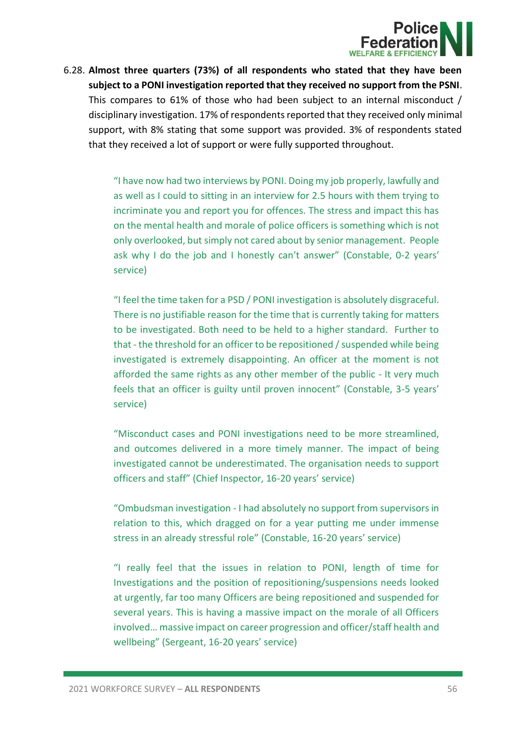6.28. **Almost three quarters (73%) of all respondents who stated that they have been subject to a PONI investigation reported that they received no support from the PSNI**. This compares to 61% of those who had been subject to an internal misconduct / disciplinary investigation. 17% of respondents reported that they received only minimal support, with 8% stating that some support was provided. 3% of respondents stated that they received a lot of support or were fully supported throughout.

> "I have now had two interviews by PONI. Doing my job properly, lawfully and as well as I could to sitting in an interview for 2.5 hours with them trying to incriminate you and report you for offences. The stress and impact this has on the mental health and morale of police officers is something which is not only overlooked, but simply not cared about by senior management. People ask why I do the job and I honestly can't answer" (Constable, 0-2 years' service)

> "I feel the time taken for a PSD / PONI investigation is absolutely disgraceful. There is no justifiable reason for the time that is currently taking for matters to be investigated. Both need to be held to a higher standard. Further to that - the threshold for an officer to be repositioned / suspended while being investigated is extremely disappointing. An officer at the moment is not afforded the same rights as any other member of the public - It very much feels that an officer is guilty until proven innocent" (Constable, 3-5 years' service)

> "Misconduct cases and PONI investigations need to be more streamlined, and outcomes delivered in a more timely manner. The impact of being investigated cannot be underestimated. The organisation needs to support officers and staff" (Chief Inspector, 16-20 years' service)

> "Ombudsman investigation - I had absolutely no support from supervisors in relation to this, which dragged on for a year putting me under immense stress in an already stressful role" (Constable, 16-20 years' service)

> "I really feel that the issues in relation to PONI, length of time for Investigations and the position of repositioning/suspensions needs looked at urgently, far too many Officers are being repositioned and suspended for several years. This is having a massive impact on the morale of all Officers involved… massive impact on career progression and officer/staff health and wellbeing" (Sergeant, 16-20 years' service)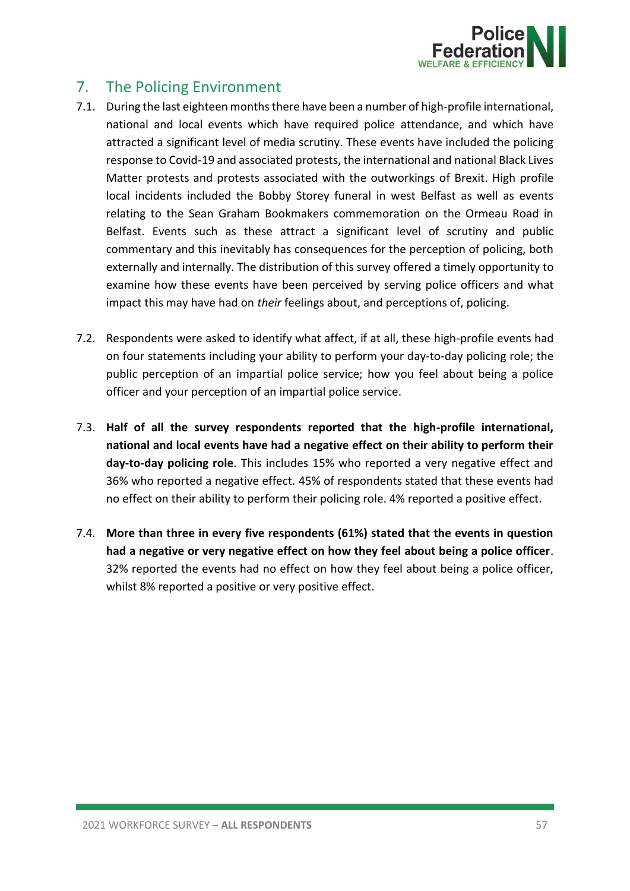## 7. The Policing Environment

7.1. During the last eighteen months there have been a number of high-profile international, national and local events which have required police attendance, and which have attracted a significant level of media scrutiny. These events have included the policing response to Covid-19 and associated protests, the international and national Black Lives Matter protests and protests associated with the outworkings of Brexit. High profile local incidents included the Bobby Storey funeral in west Belfast as well as events relating to the Sean Graham Bookmakers commemoration on the Ormeau Road in Belfast. Events such as these attract a significant level of scrutiny and public commentary and this inevitably has consequences for the perception of policing, both externally and internally. The distribution of this survey offered a timely opportunity to examine how these events have been perceived by serving police officers and what impact this may have had on *their* feelings about, and perceptions of, policing.

7.2. Respondents were asked to identify what affect, if at all, these high-profile events had on four statements including your ability to perform your day-to-day policing role; the public perception of an impartial police service; how you feel about being a police officer and your perception of an impartial police service.

7.3. **Half of all the survey respondents reported that the high-profile international, national and local events have had a negative effect on their ability to perform their day-to-day policing role**. This includes 15% who reported a very negative effect and 36% who reported a negative effect. 45% of respondents stated that these events had no effect on their ability to perform their policing role. 4% reported a positive effect.

7.4. **More than three in every five respondents (61%) stated that the events in question had a negative or very negative effect on how they feel about being a police officer**. 32% reported the events had no effect on how they feel about being a police officer, whilst 8% reported a positive or very positive effect.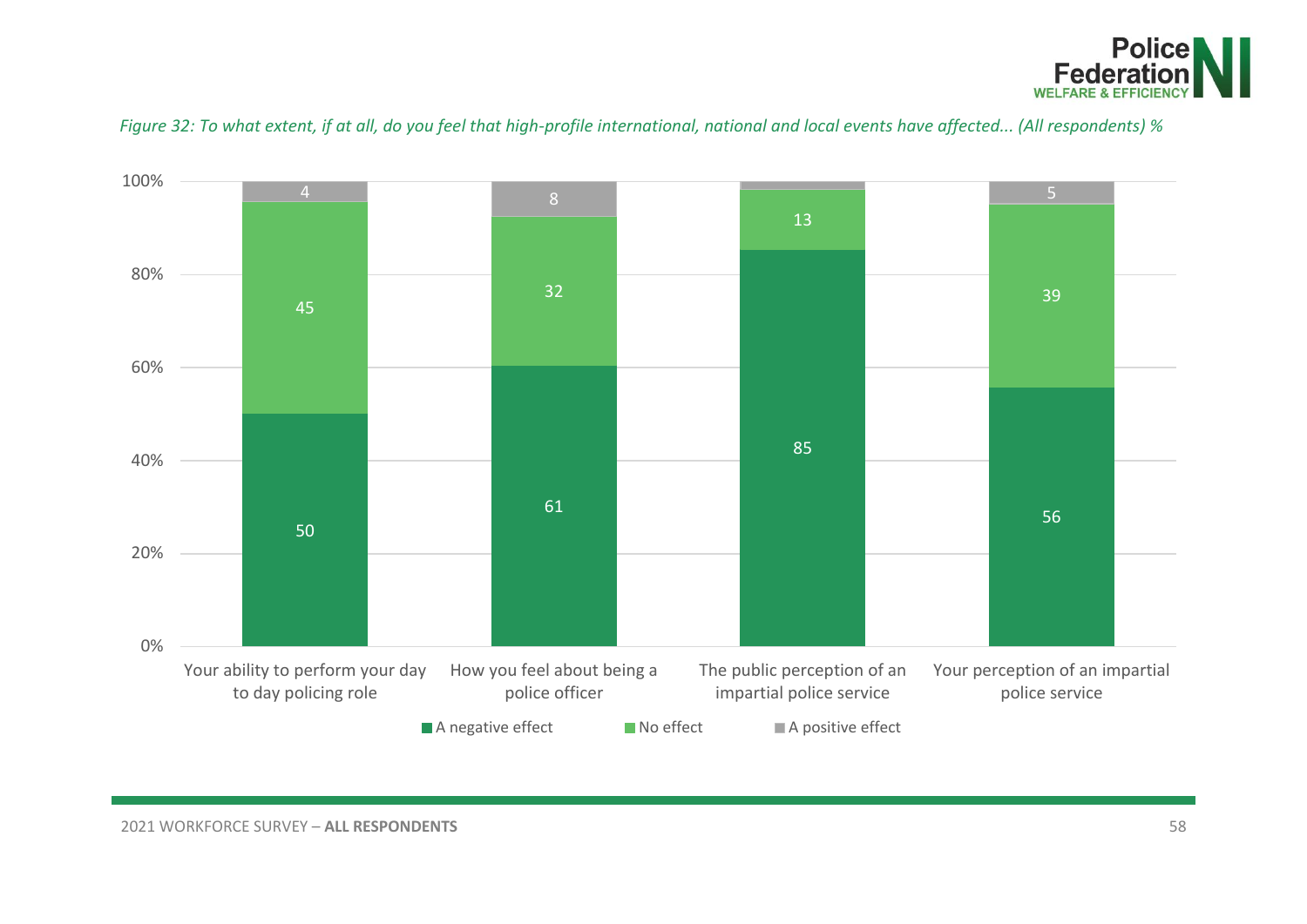*Figure 32: To what extent, if at all, do you feel that high-profile international, national and local events have affected... (All respondents) %*

100%
80%
60%
40%
20%
0%

4
45
50
Your ability to perform your day to day policing role

8
32
61
How you feel about being a police officer

13
85
The public perception of an impartial police service

5
39
56
Your perception of an impartial police service

A negative effect
No effect
A positive effect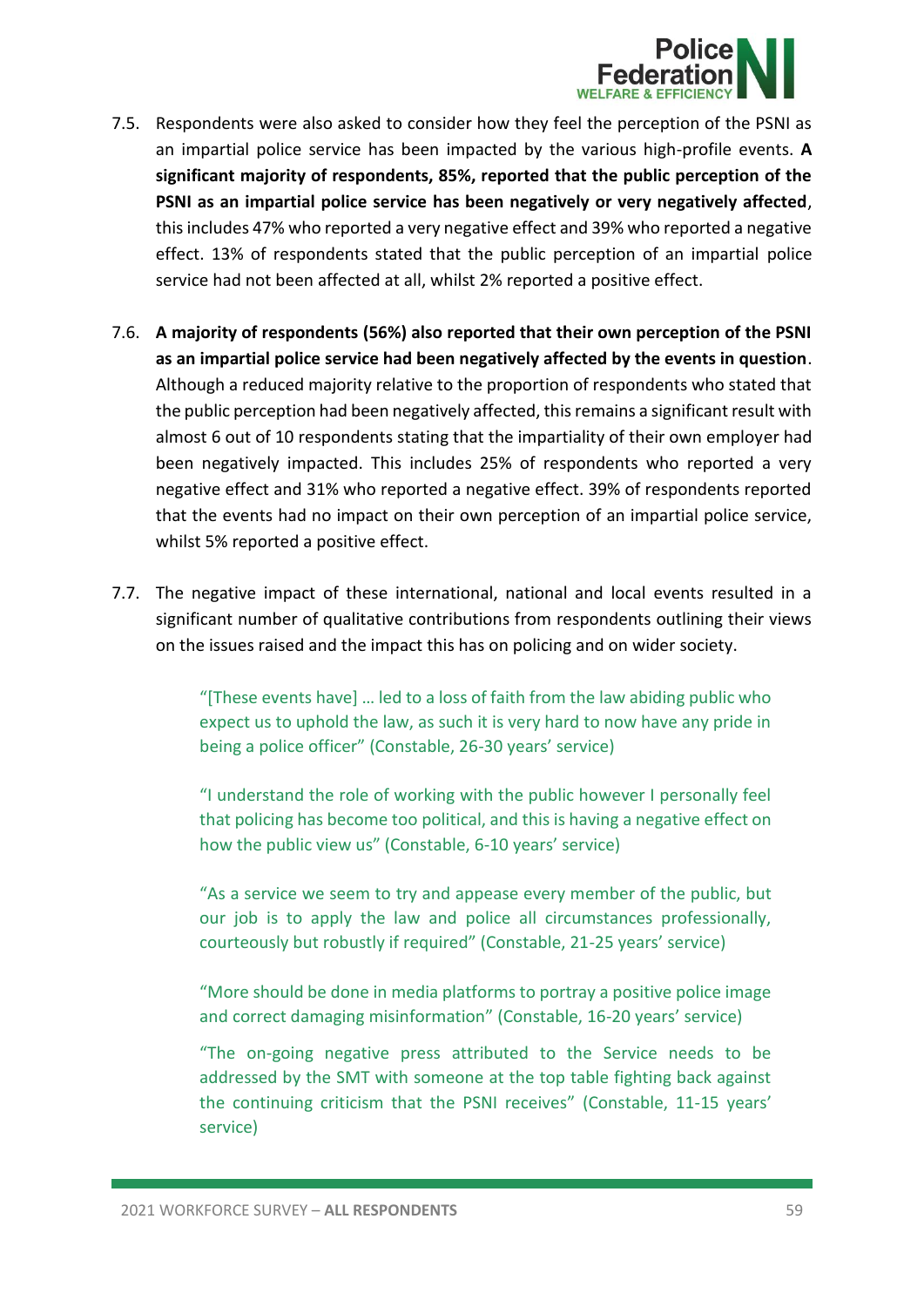7.5. Respondents were also asked to consider how they feel the perception of the PSNI as an impartial police service has been impacted by the various high-profile events. **A significant majority of respondents, 85%, reported that the public perception of the PSNI as an impartial police service has been negatively or very negatively affected**, this includes 47% who reported a very negative effect and 39% who reported a negative effect. 13% of respondents stated that the public perception of an impartial police service had not been affected at all, whilst 2% reported a positive effect.

7.6. **A majority of respondents (56%) also reported that their own perception of the PSNI as an impartial police service had been negatively affected by the events in question**. Although a reduced majority relative to the proportion of respondents who stated that the public perception had been negatively affected, this remains a significant result with almost 6 out of 10 respondents stating that the impartiality of their own employer had been negatively impacted. This includes 25% of respondents who reported a very negative effect and 31% who reported a negative effect. 39% of respondents reported that the events had no impact on their own perception of an impartial police service, whilst 5% reported a positive effect.

7.7. The negative impact of these international, national and local events resulted in a significant number of qualitative contributions from respondents outlining their views on the issues raised and the impact this has on policing and on wider society.

> "[These events have] … led to a loss of faith from the law abiding public who expect us to uphold the law, as such it is very hard to now have any pride in being a police officer" (Constable, 26-30 years' service)

> "I understand the role of working with the public however I personally feel that policing has become too political, and this is having a negative effect on how the public view us" (Constable, 6-10 years' service)

> "As a service we seem to try and appease every member of the public, but our job is to apply the law and police all circumstances professionally, courteously but robustly if required" (Constable, 21-25 years' service)

> "More should be done in media platforms to portray a positive police image and correct damaging misinformation" (Constable, 16-20 years' service)

> "The on-going negative press attributed to the Service needs to be addressed by the SMT with someone at the top table fighting back against the continuing criticism that the PSNI receives" (Constable, 11-15 years' service)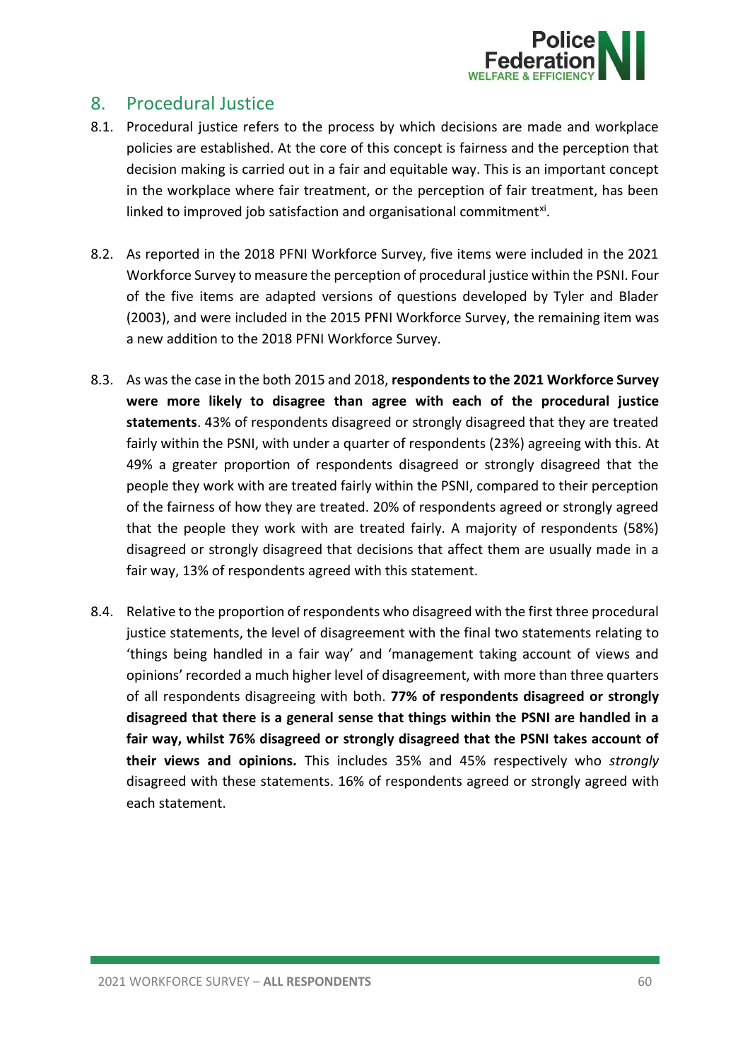## 8. Procedural Justice

8.1. Procedural justice refers to the process by which decisions are made and workplace policies are established. At the core of this concept is fairness and the perception that decision making is carried out in a fair and equitable way. This is an important concept in the workplace where fair treatment, or the perception of fair treatment, has been linked to improved job satisfaction and organisational commitment[xi].

8.2. As reported in the 2018 PFNI Workforce Survey, five items were included in the 2021 Workforce Survey to measure the perception of procedural justice within the PSNI. Four of the five items are adapted versions of questions developed by Tyler and Blader (2003), and were included in the 2015 PFNI Workforce Survey, the remaining item was a new addition to the 2018 PFNI Workforce Survey.

8.3. As was the case in the both 2015 and 2018, **respondents to the 2021 Workforce Survey were more likely to disagree than agree with each of the procedural justice statements**. 43% of respondents disagreed or strongly disagreed that they are treated fairly within the PSNI, with under a quarter of respondents (23%) agreeing with this. At 49% a greater proportion of respondents disagreed or strongly disagreed that the people they work with are treated fairly within the PSNI, compared to their perception of the fairness of how they are treated. 20% of respondents agreed or strongly agreed that the people they work with are treated fairly. A majority of respondents (58%) disagreed or strongly disagreed that decisions that affect them are usually made in a fair way, 13% of respondents agreed with this statement.

8.4. Relative to the proportion of respondents who disagreed with the first three procedural justice statements, the level of disagreement with the final two statements relating to 'things being handled in a fair way' and 'management taking account of views and opinions' recorded a much higher level of disagreement, with more than three quarters of all respondents disagreeing with both. **77% of respondents disagreed or strongly disagreed that there is a general sense that things within the PSNI are handled in a fair way, whilst 76% disagreed or strongly disagreed that the PSNI takes account of their views and opinions.** This includes 35% and 45% respectively who *strongly* disagreed with these statements. 16% of respondents agreed or strongly agreed with each statement.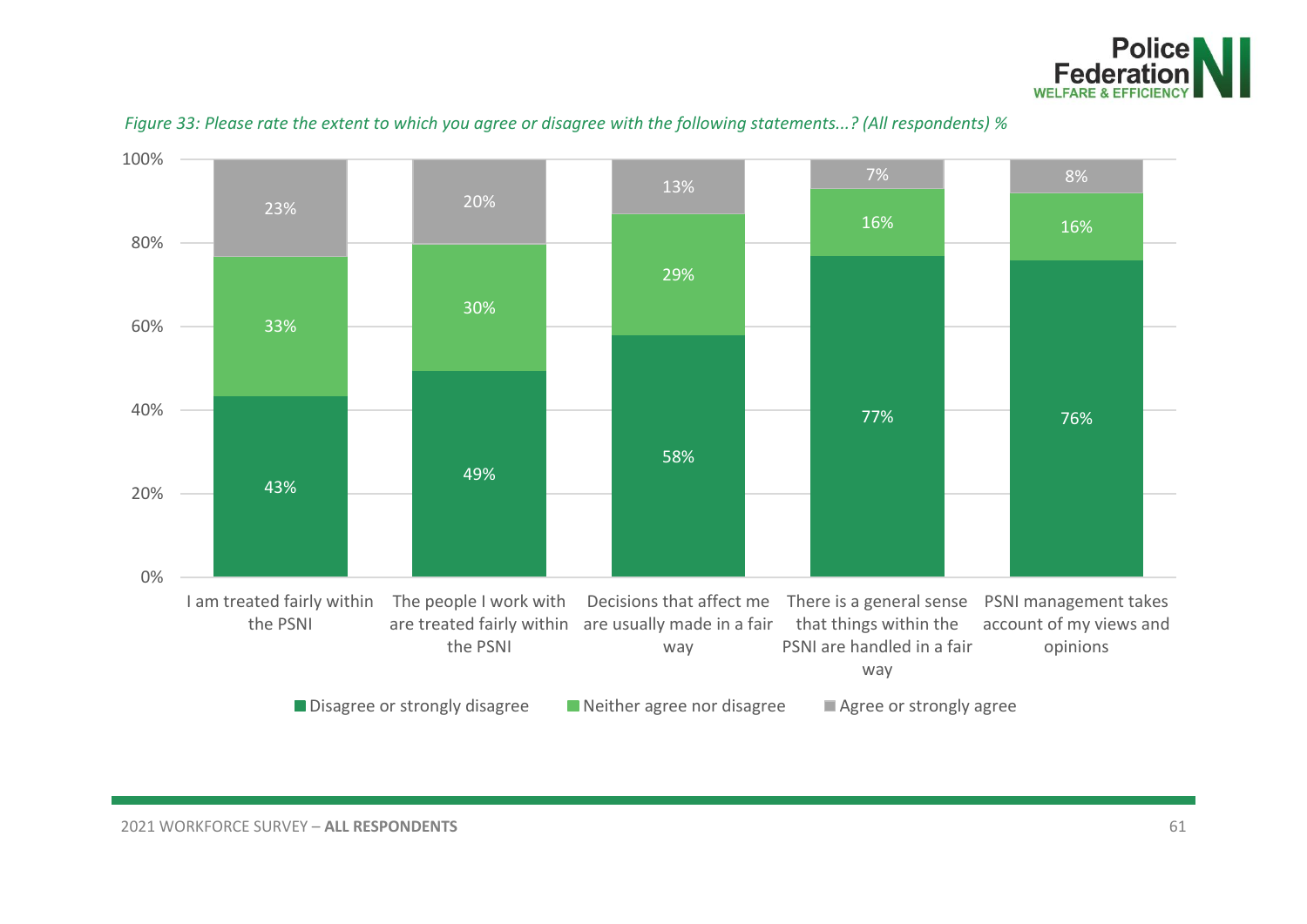*Figure 33: Please rate the extent to which you agree or disagree with the following statements...? (All respondents) %*

100%
80%
60%
40%
20%
0%

I am treated fairly within the PSNI: 43%, 33%, 23%

The people I work with are treated fairly within the PSNI: 49%, 30%, 20%

Decisions that affect me are usually made in a fair way: 58%, 29%, 13%

There is a general sense that things within the PSNI are handled in a fair way: 77%, 16%, 7%

PSNI management takes account of my views and opinions: 76%, 16%, 8%

Disagree or strongly disagree
Neither agree nor disagree
Agree or strongly agree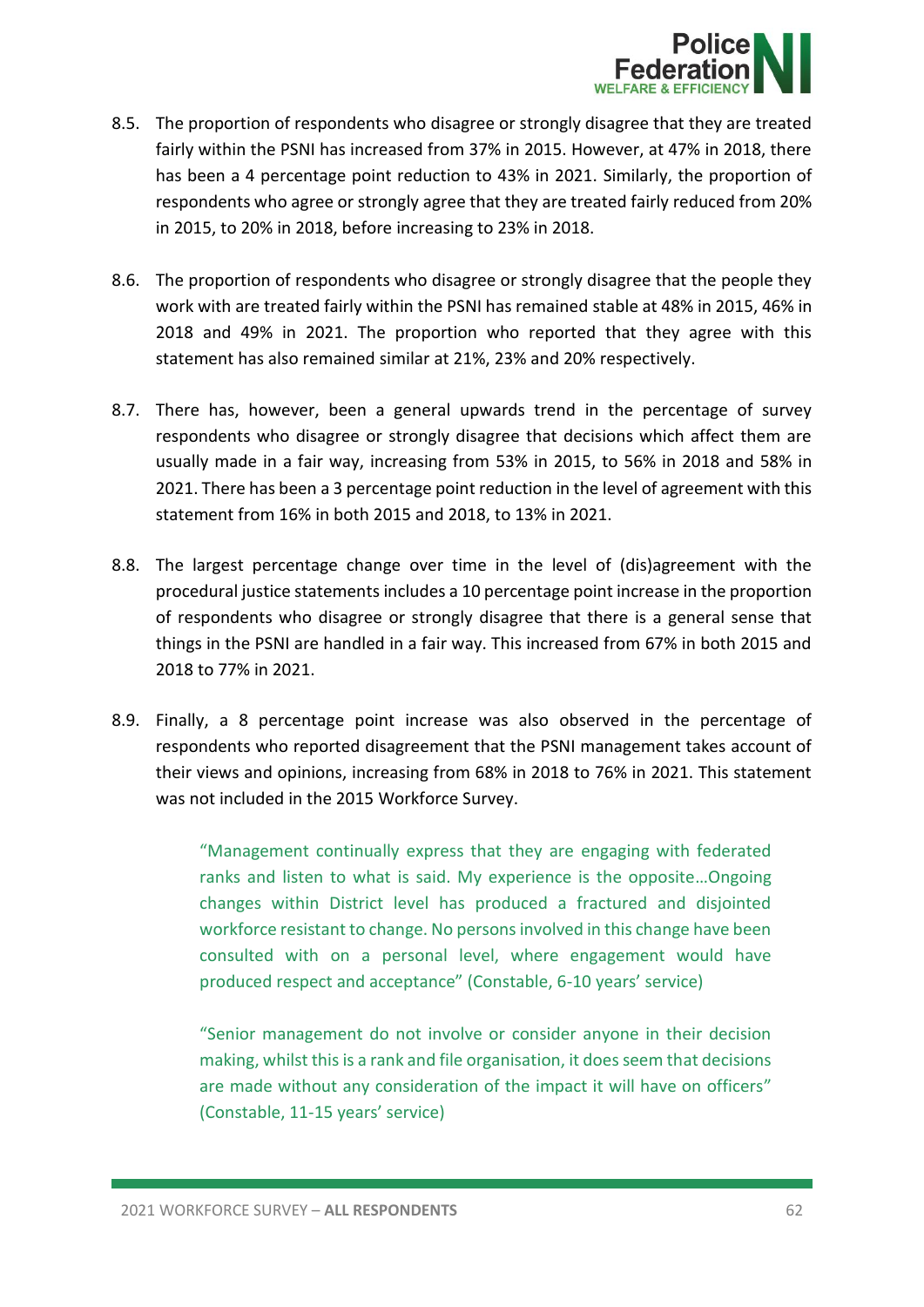8.5. The proportion of respondents who disagree or strongly disagree that they are treated fairly within the PSNI has increased from 37% in 2015. However, at 47% in 2018, there has been a 4 percentage point reduction to 43% in 2021. Similarly, the proportion of respondents who agree or strongly agree that they are treated fairly reduced from 20% in 2015, to 20% in 2018, before increasing to 23% in 2018.

8.6. The proportion of respondents who disagree or strongly disagree that the people they work with are treated fairly within the PSNI has remained stable at 48% in 2015, 46% in 2018 and 49% in 2021. The proportion who reported that they agree with this statement has also remained similar at 21%, 23% and 20% respectively.

8.7. There has, however, been a general upwards trend in the percentage of survey respondents who disagree or strongly disagree that decisions which affect them are usually made in a fair way, increasing from 53% in 2015, to 56% in 2018 and 58% in 2021. There has been a 3 percentage point reduction in the level of agreement with this statement from 16% in both 2015 and 2018, to 13% in 2021.

8.8. The largest percentage change over time in the level of (dis)agreement with the procedural justice statements includes a 10 percentage point increase in the proportion of respondents who disagree or strongly disagree that there is a general sense that things in the PSNI are handled in a fair way. This increased from 67% in both 2015 and 2018 to 77% in 2021.

8.9. Finally, a 8 percentage point increase was also observed in the percentage of respondents who reported disagreement that the PSNI management takes account of their views and opinions, increasing from 68% in 2018 to 76% in 2021. This statement was not included in the 2015 Workforce Survey.

> "Management continually express that they are engaging with federated ranks and listen to what is said. My experience is the opposite…Ongoing changes within District level has produced a fractured and disjointed workforce resistant to change. No persons involved in this change have been consulted with on a personal level, where engagement would have produced respect and acceptance" (Constable, 6-10 years' service)

> "Senior management do not involve or consider anyone in their decision making, whilst this is a rank and file organisation, it does seem that decisions are made without any consideration of the impact it will have on officers" (Constable, 11-15 years' service)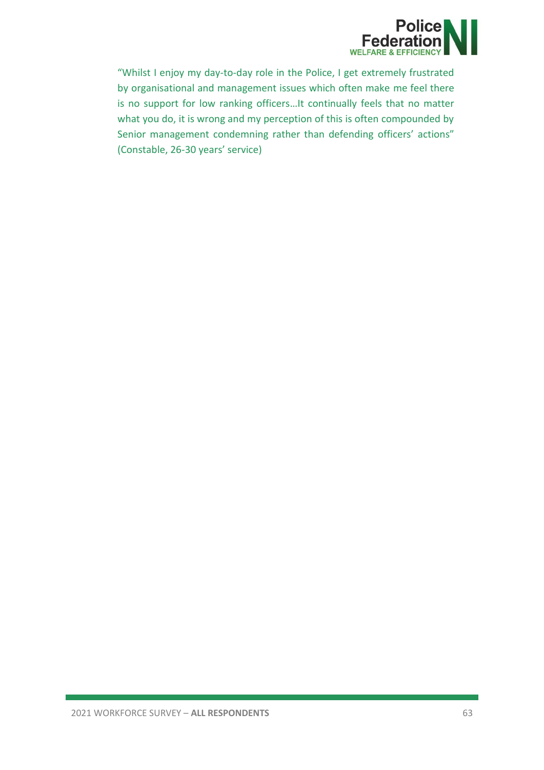"Whilst I enjoy my day-to-day role in the Police, I get extremely frustrated by organisational and management issues which often make me feel there is no support for low ranking officers…It continually feels that no matter what you do, it is wrong and my perception of this is often compounded by Senior management condemning rather than defending officers' actions" (Constable, 26-30 years' service)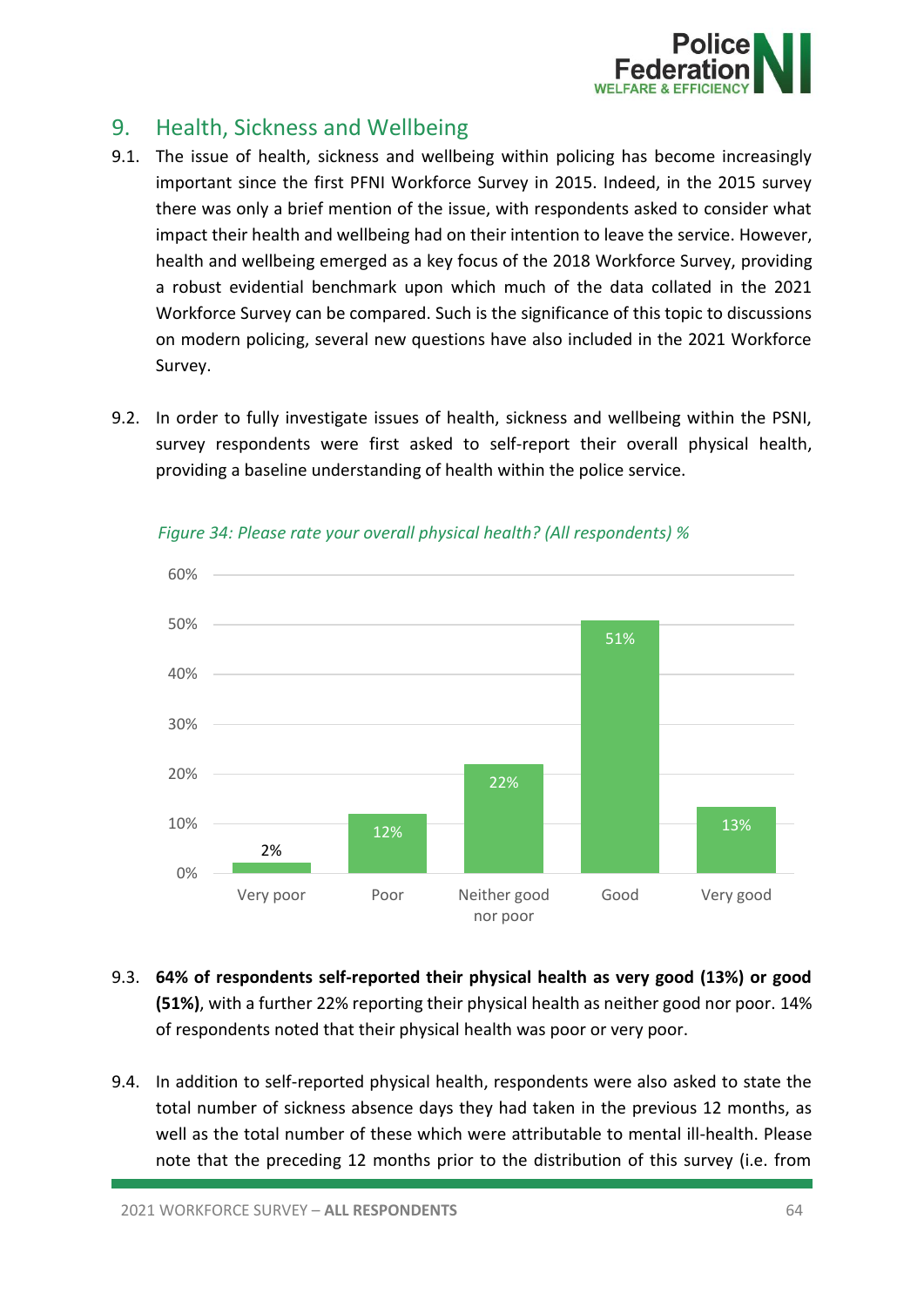## 9. Health, Sickness and Wellbeing

9.1. The issue of health, sickness and wellbeing within policing has become increasingly important since the first PFNI Workforce Survey in 2015. Indeed, in the 2015 survey there was only a brief mention of the issue, with respondents asked to consider what impact their health and wellbeing had on their intention to leave the service. However, health and wellbeing emerged as a key focus of the 2018 Workforce Survey, providing a robust evidential benchmark upon which much of the data collated in the 2021 Workforce Survey can be compared. Such is the significance of this topic to discussions on modern policing, several new questions have also included in the 2021 Workforce Survey.

9.2. In order to fully investigate issues of health, sickness and wellbeing within the PSNI, survey respondents were first asked to self-report their overall physical health, providing a baseline understanding of health within the police service.

*Figure 34: Please rate your overall physical health? (All respondents) %*

60%
50%
40%
30%
20%
10%
0%

Very poor 2%
Poor 12%
Neither good nor poor 22%
Good 51%
Very good 13%

9.3. **64% of respondents self-reported their physical health as very good (13%) or good (51%)**, with a further 22% reporting their physical health as neither good nor poor. 14% of respondents noted that their physical health was poor or very poor.

9.4. In addition to self-reported physical health, respondents were also asked to state the total number of sickness absence days they had taken in the previous 12 months, as well as the total number of these which were attributable to mental ill-health. Please note that the preceding 12 months prior to the distribution of this survey (i.e. from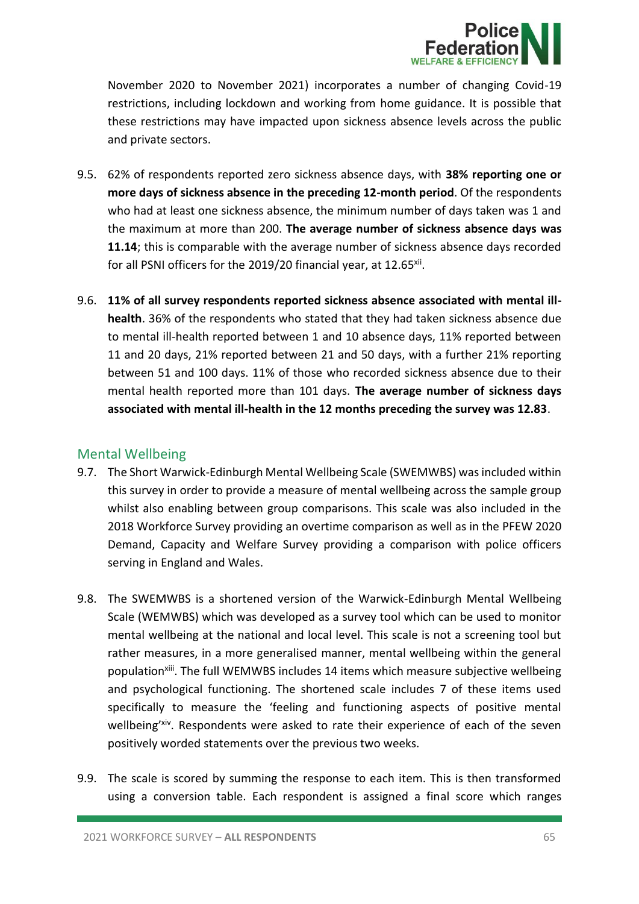November 2020 to November 2021) incorporates a number of changing Covid-19 restrictions, including lockdown and working from home guidance. It is possible that these restrictions may have impacted upon sickness absence levels across the public and private sectors.

9.5. 62% of respondents reported zero sickness absence days, with **38% reporting one or more days of sickness absence in the preceding 12-month period**. Of the respondents who had at least one sickness absence, the minimum number of days taken was 1 and the maximum at more than 200. **The average number of sickness absence days was 11.14**; this is comparable with the average number of sickness absence days recorded for all PSNI officers for the 2019/20 financial year, at 12.65[xii].

9.6. **11% of all survey respondents reported sickness absence associated with mental ill-health**. 36% of the respondents who stated that they had taken sickness absence due to mental ill-health reported between 1 and 10 absence days, 11% reported between 11 and 20 days, 21% reported between 21 and 50 days, with a further 21% reporting between 51 and 100 days. 11% of those who recorded sickness absence due to their mental health reported more than 101 days. **The average number of sickness days associated with mental ill-health in the 12 months preceding the survey was 12.83**.

## Mental Wellbeing

9.7. The Short Warwick-Edinburgh Mental Wellbeing Scale (SWEMWBS) was included within this survey in order to provide a measure of mental wellbeing across the sample group whilst also enabling between group comparisons. This scale was also included in the 2018 Workforce Survey providing an overtime comparison as well as in the PFEW 2020 Demand, Capacity and Welfare Survey providing a comparison with police officers serving in England and Wales.

9.8. The SWEMWBS is a shortened version of the Warwick-Edinburgh Mental Wellbeing Scale (WEMWBS) which was developed as a survey tool which can be used to monitor mental wellbeing at the national and local level. This scale is not a screening tool but rather measures, in a more generalised manner, mental wellbeing within the general population[xiii]. The full WEMWBS includes 14 items which measure subjective wellbeing and psychological functioning. The shortened scale includes 7 of these items used specifically to measure the 'feeling and functioning aspects of positive mental wellbeing'[xiv]. Respondents were asked to rate their experience of each of the seven positively worded statements over the previous two weeks.

9.9. The scale is scored by summing the response to each item. This is then transformed using a conversion table. Each respondent is assigned a final score which ranges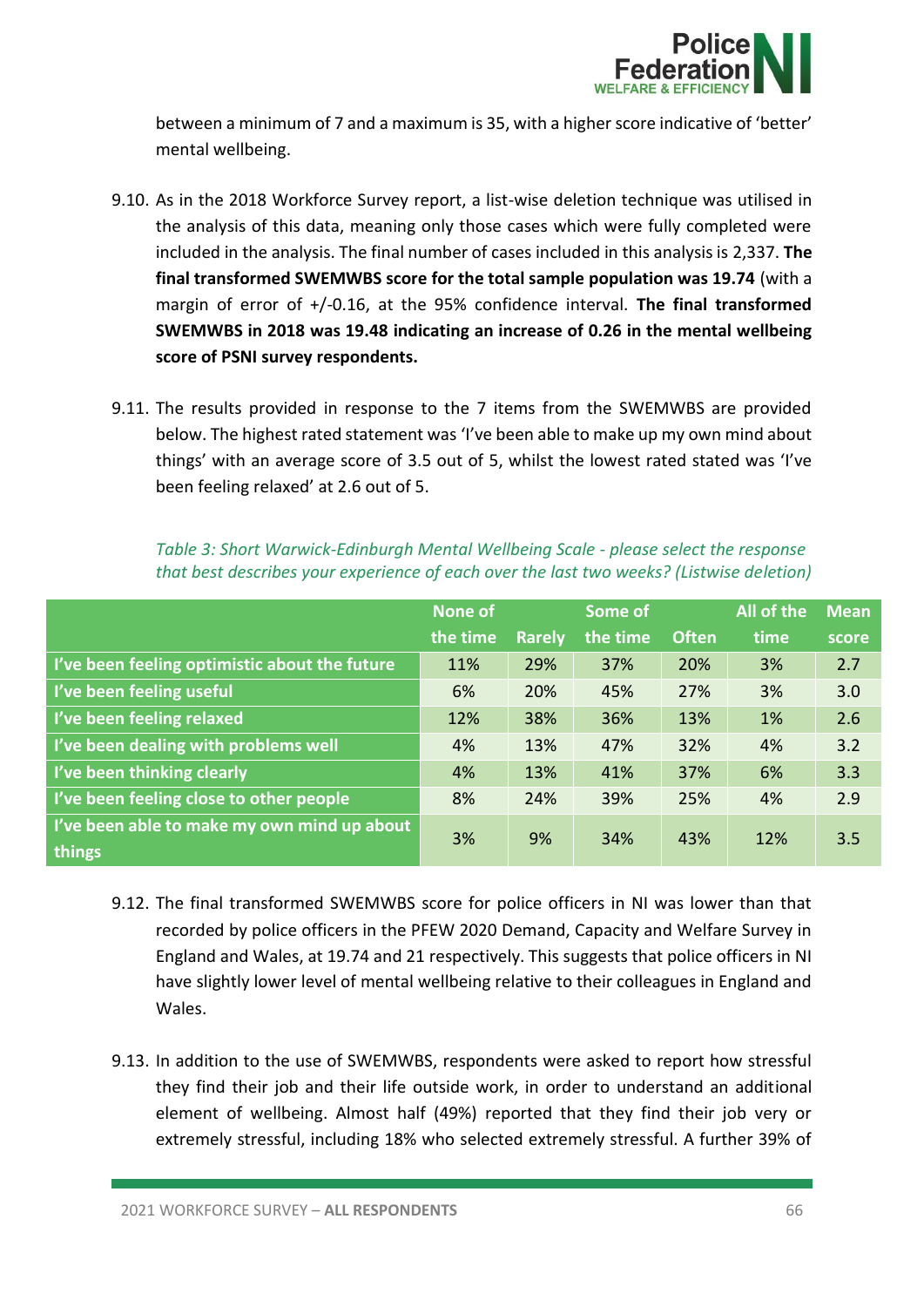between a minimum of 7 and a maximum is 35, with a higher score indicative of 'better' mental wellbeing.

9.10. As in the 2018 Workforce Survey report, a list-wise deletion technique was utilised in the analysis of this data, meaning only those cases which were fully completed were included in the analysis. The final number of cases included in this analysis is 2,337. **The final transformed SWEMWBS score for the total sample population was 19.74** (with a margin of error of +/-0.16, at the 95% confidence interval. **The final transformed SWEMWBS in 2018 was 19.48 indicating an increase of 0.26 in the mental wellbeing score of PSNI survey respondents.**

9.11. The results provided in response to the 7 items from the SWEMWBS are provided below. The highest rated statement was 'I've been able to make up my own mind about things' with an average score of 3.5 out of 5, whilst the lowest rated stated was 'I've been feeling relaxed' at 2.6 out of 5.

*Table 3: Short Warwick-Edinburgh Mental Wellbeing Scale - please select the response that best describes your experience of each over the last two weeks? (Listwise deletion)*

| | None of the time | Rarely | Some of the time | Often | All of the time | Mean score |
|---|---|---|---|---|---|---|
| I've been feeling optimistic about the future | 11% | 29% | 37% | 20% | 3% | 2.7 |
| I've been feeling useful | 6% | 20% | 45% | 27% | 3% | 3.0 |
| I've been feeling relaxed | 12% | 38% | 36% | 13% | 1% | 2.6 |
| I've been dealing with problems well | 4% | 13% | 47% | 32% | 4% | 3.2 |
| I've been thinking clearly | 4% | 13% | 41% | 37% | 6% | 3.3 |
| I've been feeling close to other people | 8% | 24% | 39% | 25% | 4% | 2.9 |
| I've been able to make my own mind up about things | 3% | 9% | 34% | 43% | 12% | 3.5 |

9.12. The final transformed SWEMWBS score for police officers in NI was lower than that recorded by police officers in the PFEW 2020 Demand, Capacity and Welfare Survey in England and Wales, at 19.74 and 21 respectively. This suggests that police officers in NI have slightly lower level of mental wellbeing relative to their colleagues in England and Wales.

9.13. In addition to the use of SWEMWBS, respondents were asked to report how stressful they find their job and their life outside work, in order to understand an additional element of wellbeing. Almost half (49%) reported that they find their job very or extremely stressful, including 18% who selected extremely stressful. A further 39% of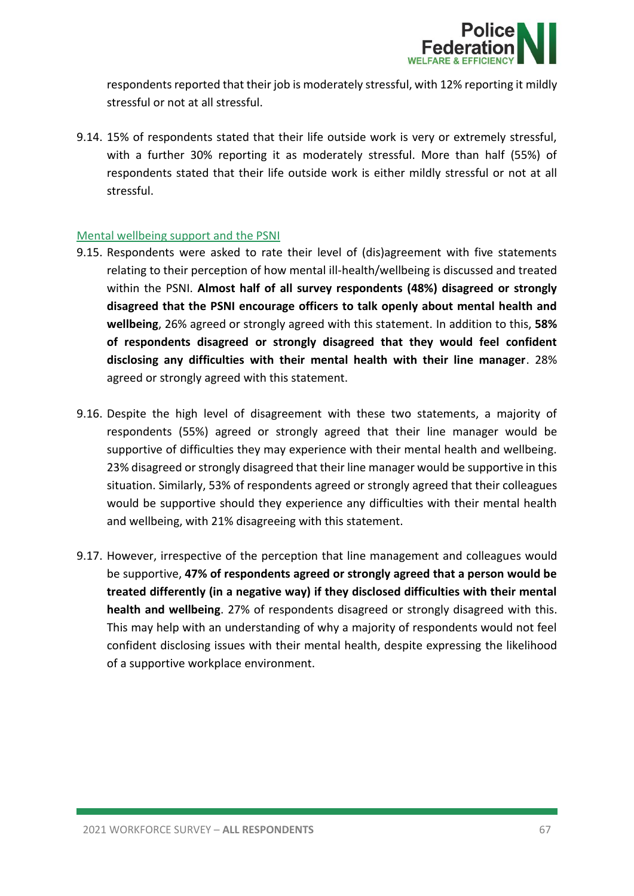respondents reported that their job is moderately stressful, with 12% reporting it mildly stressful or not at all stressful.

9.14. 15% of respondents stated that their life outside work is very or extremely stressful, with a further 30% reporting it as moderately stressful. More than half (55%) of respondents stated that their life outside work is either mildly stressful or not at all stressful.

### Mental wellbeing support and the PSNI

9.15. Respondents were asked to rate their level of (dis)agreement with five statements relating to their perception of how mental ill-health/wellbeing is discussed and treated within the PSNI. **Almost half of all survey respondents (48%) disagreed or strongly disagreed that the PSNI encourage officers to talk openly about mental health and wellbeing**, 26% agreed or strongly agreed with this statement. In addition to this, **58% of respondents disagreed or strongly disagreed that they would feel confident disclosing any difficulties with their mental health with their line manager**. 28% agreed or strongly agreed with this statement.

9.16. Despite the high level of disagreement with these two statements, a majority of respondents (55%) agreed or strongly agreed that their line manager would be supportive of difficulties they may experience with their mental health and wellbeing. 23% disagreed or strongly disagreed that their line manager would be supportive in this situation. Similarly, 53% of respondents agreed or strongly agreed that their colleagues would be supportive should they experience any difficulties with their mental health and wellbeing, with 21% disagreeing with this statement.

9.17. However, irrespective of the perception that line management and colleagues would be supportive, **47% of respondents agreed or strongly agreed that a person would be treated differently (in a negative way) if they disclosed difficulties with their mental health and wellbeing**. 27% of respondents disagreed or strongly disagreed with this. This may help with an understanding of why a majority of respondents would not feel confident disclosing issues with their mental health, despite expressing the likelihood of a supportive workplace environment.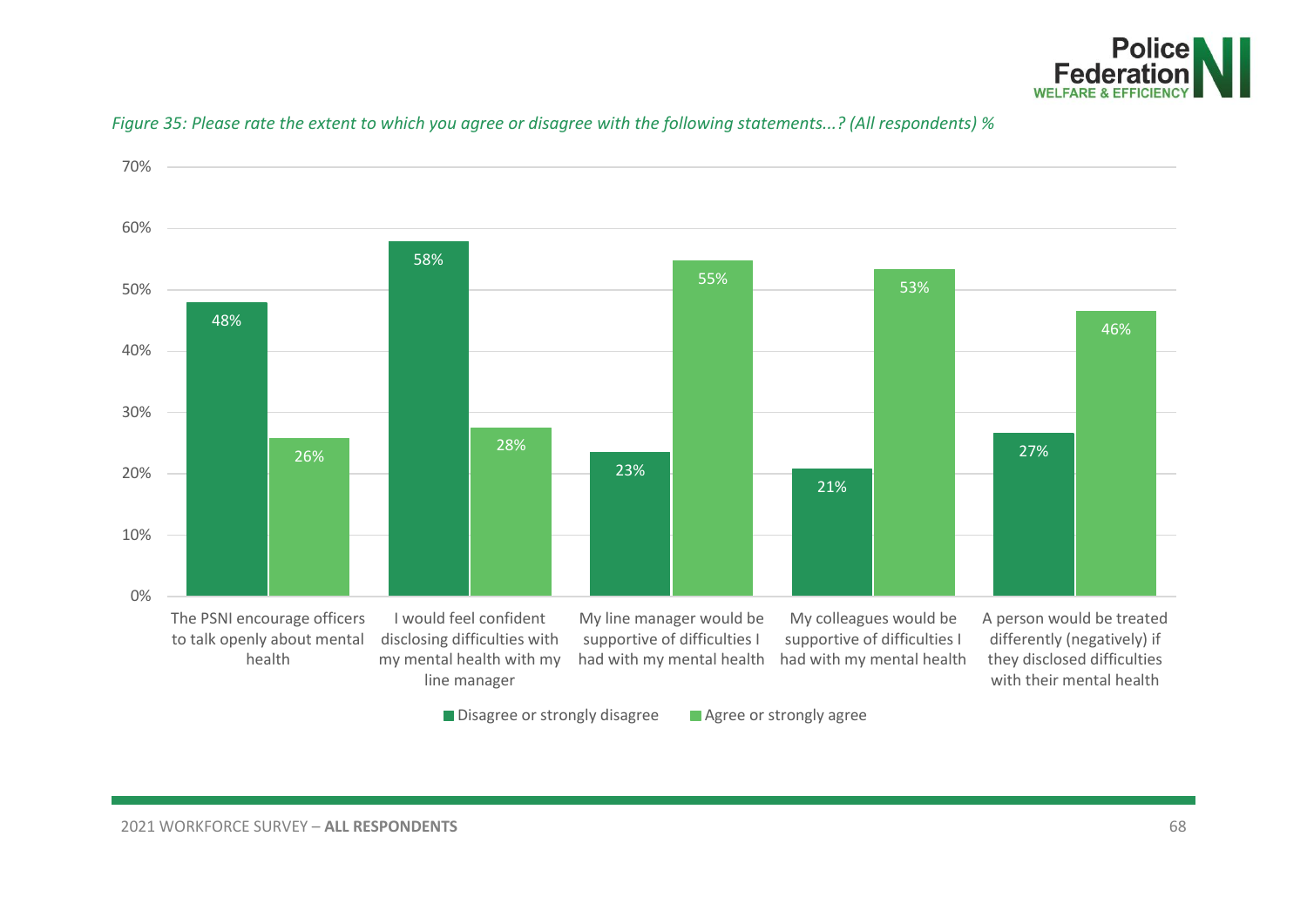*Figure 35: Please rate the extent to which you agree or disagree with the following statements...? (All respondents) %*

70%
60%
50%
40%
30%
20%
10%
0%

The PSNI encourage officers to talk openly about mental health
48%
26%

I would feel confident disclosing difficulties with my mental health with my line manager
58%
28%

My line manager would be supportive of difficulties I had with my mental health
23%
55%

My colleagues would be supportive of difficulties I had with my mental health
21%
53%

A person would be treated differently (negatively) if they disclosed difficulties with their mental health
27%
46%

Disagree or strongly disagree
Agree or strongly agree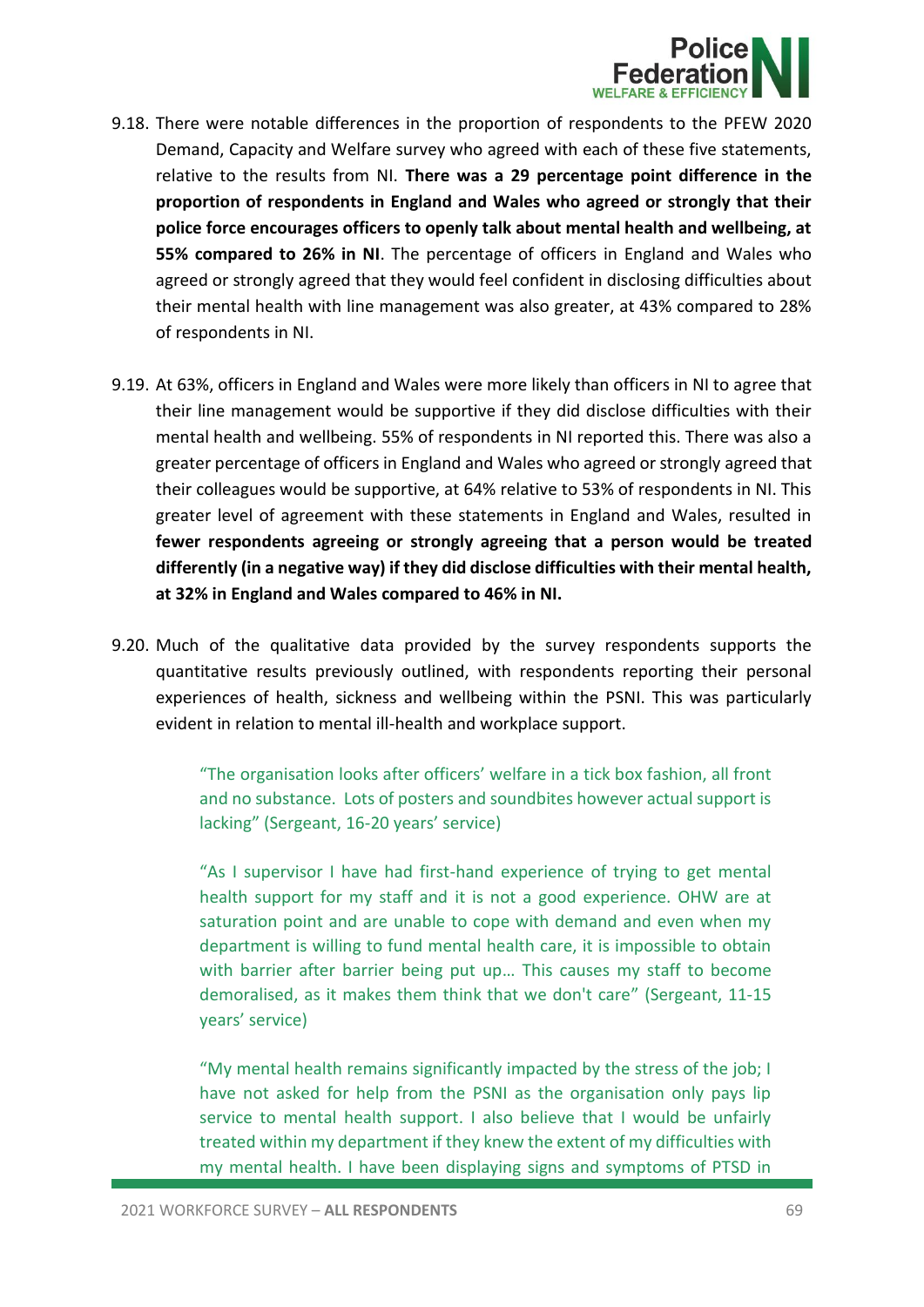9.18. There were notable differences in the proportion of respondents to the PFEW 2020 Demand, Capacity and Welfare survey who agreed with each of these five statements, relative to the results from NI. **There was a 29 percentage point difference in the proportion of respondents in England and Wales who agreed or strongly that their police force encourages officers to openly talk about mental health and wellbeing, at 55% compared to 26% in NI**. The percentage of officers in England and Wales who agreed or strongly agreed that they would feel confident in disclosing difficulties about their mental health with line management was also greater, at 43% compared to 28% of respondents in NI.

9.19. At 63%, officers in England and Wales were more likely than officers in NI to agree that their line management would be supportive if they did disclose difficulties with their mental health and wellbeing. 55% of respondents in NI reported this. There was also a greater percentage of officers in England and Wales who agreed or strongly agreed that their colleagues would be supportive, at 64% relative to 53% of respondents in NI. This greater level of agreement with these statements in England and Wales, resulted in **fewer respondents agreeing or strongly agreeing that a person would be treated differently (in a negative way) if they did disclose difficulties with their mental health, at 32% in England and Wales compared to 46% in NI.**

9.20. Much of the qualitative data provided by the survey respondents supports the quantitative results previously outlined, with respondents reporting their personal experiences of health, sickness and wellbeing within the PSNI. This was particularly evident in relation to mental ill-health and workplace support.

> "The organisation looks after officers' welfare in a tick box fashion, all front and no substance. Lots of posters and soundbites however actual support is lacking" (Sergeant, 16-20 years' service)

> "As I supervisor I have had first-hand experience of trying to get mental health support for my staff and it is not a good experience. OHW are at saturation point and are unable to cope with demand and even when my department is willing to fund mental health care, it is impossible to obtain with barrier after barrier being put up… This causes my staff to become demoralised, as it makes them think that we don't care" (Sergeant, 11-15 years' service)

> "My mental health remains significantly impacted by the stress of the job; I have not asked for help from the PSNI as the organisation only pays lip service to mental health support. I also believe that I would be unfairly treated within my department if they knew the extent of my difficulties with my mental health. I have been displaying signs and symptoms of PTSD in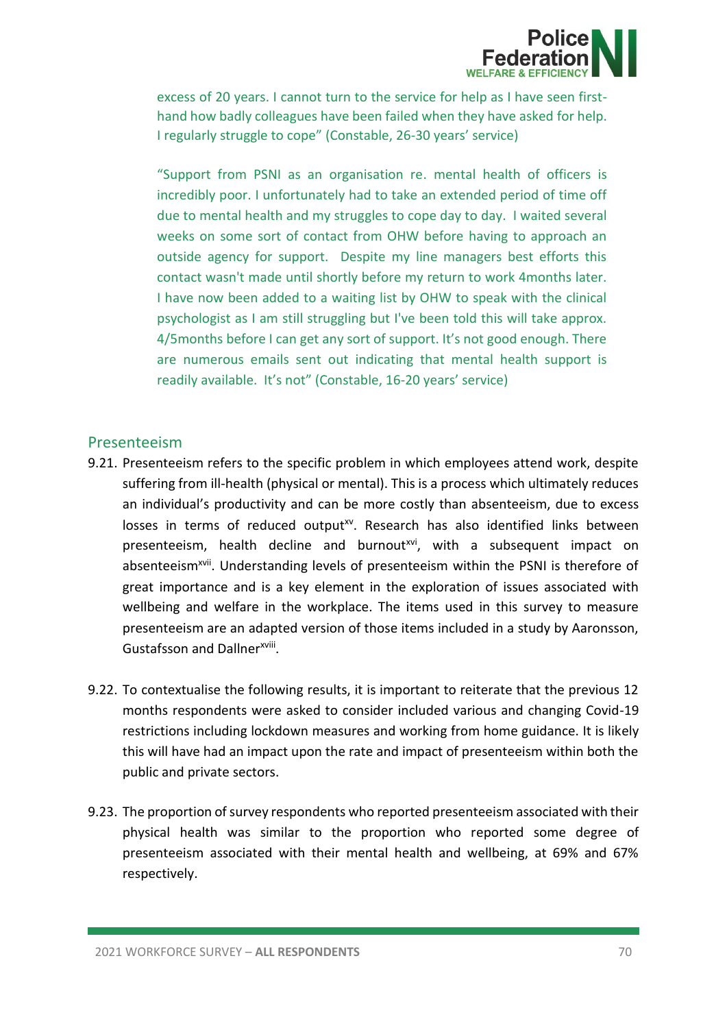excess of 20 years. I cannot turn to the service for help as I have seen first-hand how badly colleagues have been failed when they have asked for help. I regularly struggle to cope" (Constable, 26-30 years' service)

"Support from PSNI as an organisation re. mental health of officers is incredibly poor. I unfortunately had to take an extended period of time off due to mental health and my struggles to cope day to day. I waited several weeks on some sort of contact from OHW before having to approach an outside agency for support. Despite my line managers best efforts this contact wasn't made until shortly before my return to work 4months later. I have now been added to a waiting list by OHW to speak with the clinical psychologist as I am still struggling but I've been told this will take approx. 4/5months before I can get any sort of support. It's not good enough. There are numerous emails sent out indicating that mental health support is readily available. It's not" (Constable, 16-20 years' service)

## Presenteeism

9.21. Presenteeism refers to the specific problem in which employees attend work, despite suffering from ill-health (physical or mental). This is a process which ultimately reduces an individual's productivity and can be more costly than absenteeism, due to excess losses in terms of reduced output[xv]. Research has also identified links between presenteeism, health decline and burnout[xvi], with a subsequent impact on absenteeism[xvii]. Understanding levels of presenteeism within the PSNI is therefore of great importance and is a key element in the exploration of issues associated with wellbeing and welfare in the workplace. The items used in this survey to measure presenteeism are an adapted version of those items included in a study by Aaronsson, Gustafsson and Dallner[xviii].

9.22. To contextualise the following results, it is important to reiterate that the previous 12 months respondents were asked to consider included various and changing Covid-19 restrictions including lockdown measures and working from home guidance. It is likely this will have had an impact upon the rate and impact of presenteeism within both the public and private sectors.

9.23. The proportion of survey respondents who reported presenteeism associated with their physical health was similar to the proportion who reported some degree of presenteeism associated with their mental health and wellbeing, at 69% and 67% respectively.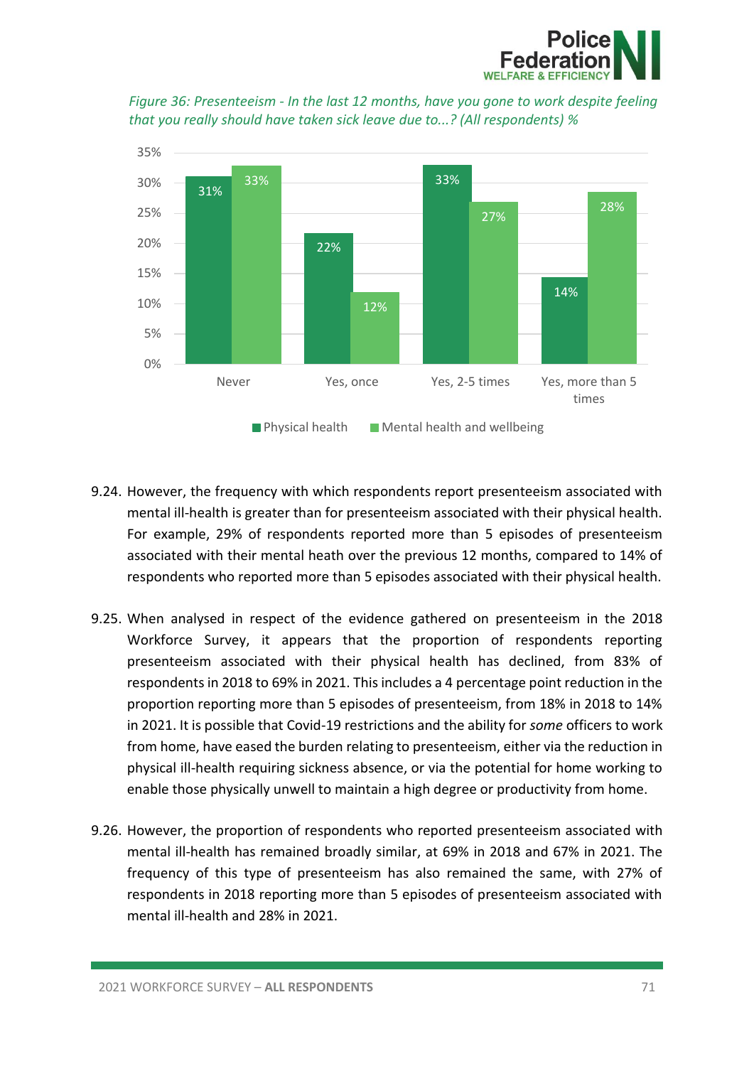*Figure 36: Presenteeism - In the last 12 months, have you gone to work despite feeling that you really should have taken sick leave due to...? (All respondents) %*

35%
30%
25%
20%
15%
10%
5%
0%

31%
33%
22%
12%
33%
27%
14%
28%

Never
Yes, once
Yes, 2-5 times
Yes, more than 5 times

Physical health
Mental health and wellbeing

9.24. However, the frequency with which respondents report presenteeism associated with mental ill-health is greater than for presenteeism associated with their physical health. For example, 29% of respondents reported more than 5 episodes of presenteeism associated with their mental heath over the previous 12 months, compared to 14% of respondents who reported more than 5 episodes associated with their physical health.

9.25. When analysed in respect of the evidence gathered on presenteeism in the 2018 Workforce Survey, it appears that the proportion of respondents reporting presenteeism associated with their physical health has declined, from 83% of respondents in 2018 to 69% in 2021. This includes a 4 percentage point reduction in the proportion reporting more than 5 episodes of presenteeism, from 18% in 2018 to 14% in 2021. It is possible that Covid-19 restrictions and the ability for *some* officers to work from home, have eased the burden relating to presenteeism, either via the reduction in physical ill-health requiring sickness absence, or via the potential for home working to enable those physically unwell to maintain a high degree or productivity from home.

9.26. However, the proportion of respondents who reported presenteeism associated with mental ill-health has remained broadly similar, at 69% in 2018 and 67% in 2021. The frequency of this type of presenteeism has also remained the same, with 27% of respondents in 2018 reporting more than 5 episodes of presenteeism associated with mental ill-health and 28% in 2021.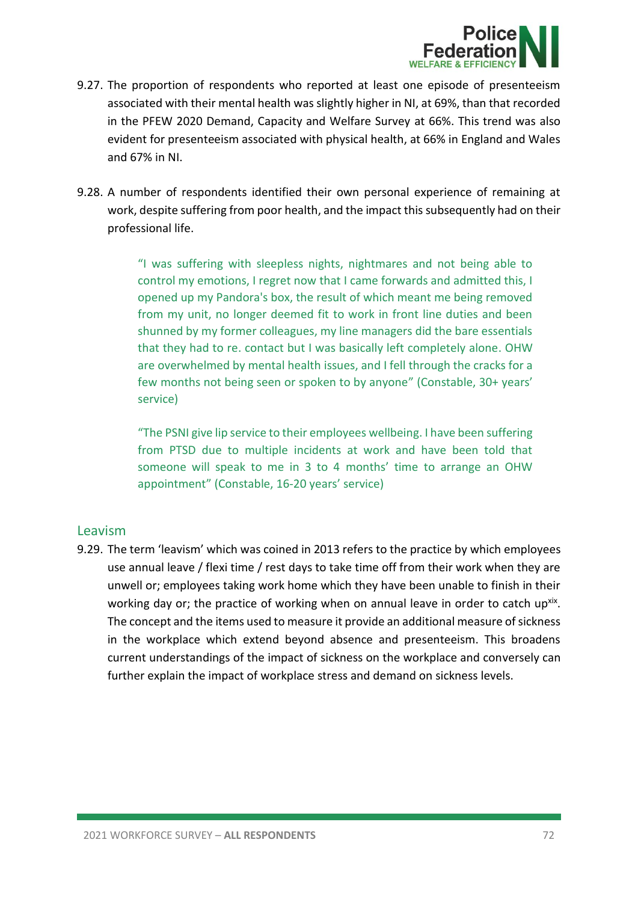9.27. The proportion of respondents who reported at least one episode of presenteeism associated with their mental health was slightly higher in NI, at 69%, than that recorded in the PFEW 2020 Demand, Capacity and Welfare Survey at 66%. This trend was also evident for presenteeism associated with physical health, at 66% in England and Wales and 67% in NI.

9.28. A number of respondents identified their own personal experience of remaining at work, despite suffering from poor health, and the impact this subsequently had on their professional life.

> "I was suffering with sleepless nights, nightmares and not being able to control my emotions, I regret now that I came forwards and admitted this, I opened up my Pandora's box, the result of which meant me being removed from my unit, no longer deemed fit to work in front line duties and been shunned by my former colleagues, my line managers did the bare essentials that they had to re. contact but I was basically left completely alone. OHW are overwhelmed by mental health issues, and I fell through the cracks for a few months not being seen or spoken to by anyone" (Constable, 30+ years' service)

> "The PSNI give lip service to their employees wellbeing. I have been suffering from PTSD due to multiple incidents at work and have been told that someone will speak to me in 3 to 4 months' time to arrange an OHW appointment" (Constable, 16-20 years' service)

## Leavism

9.29. The term 'leavism' which was coined in 2013 refers to the practice by which employees use annual leave / flexi time / rest days to take time off from their work when they are unwell or; employees taking work home which they have been unable to finish in their working day or; the practice of working when on annual leave in order to catch up[xix]. The concept and the items used to measure it provide an additional measure of sickness in the workplace which extend beyond absence and presenteeism. This broadens current understandings of the impact of sickness on the workplace and conversely can further explain the impact of workplace stress and demand on sickness levels.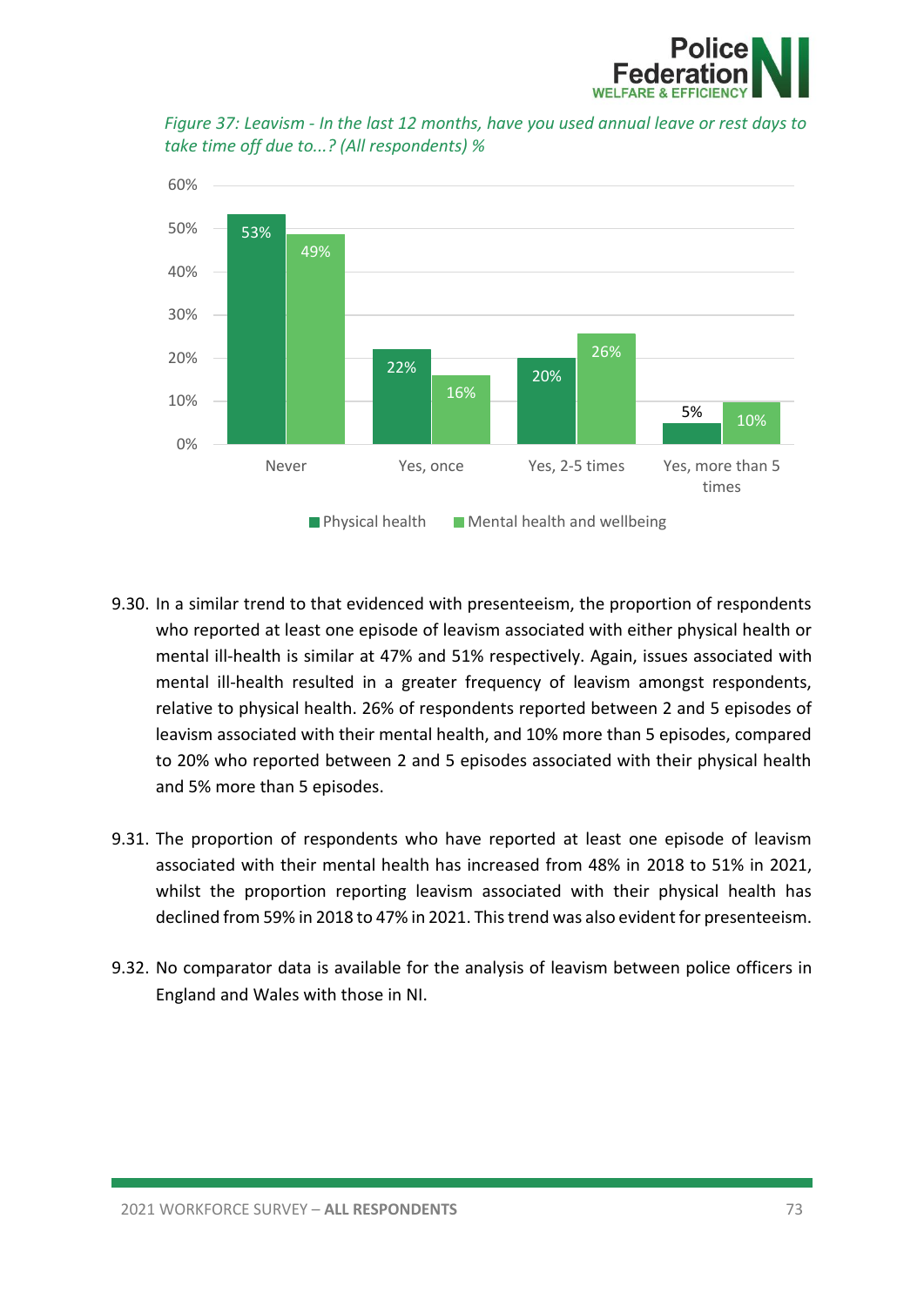*Figure 37: Leavism - In the last 12 months, have you used annual leave or rest days to take time off due to...? (All respondents) %*

60%
50%
40%
30%
20%
10%
0%

53%
49%
22%
16%
20%
26%
5%
10%

Never
Yes, once
Yes, 2-5 times
Yes, more than 5 times

Physical health
Mental health and wellbeing

9.30. In a similar trend to that evidenced with presenteeism, the proportion of respondents who reported at least one episode of leavism associated with either physical health or mental ill-health is similar at 47% and 51% respectively. Again, issues associated with mental ill-health resulted in a greater frequency of leavism amongst respondents, relative to physical health. 26% of respondents reported between 2 and 5 episodes of leavism associated with their mental health, and 10% more than 5 episodes, compared to 20% who reported between 2 and 5 episodes associated with their physical health and 5% more than 5 episodes.

9.31. The proportion of respondents who have reported at least one episode of leavism associated with their mental health has increased from 48% in 2018 to 51% in 2021, whilst the proportion reporting leavism associated with their physical health has declined from 59% in 2018 to 47% in 2021. This trend was also evident for presenteeism.

9.32. No comparator data is available for the analysis of leavism between police officers in England and Wales with those in NI.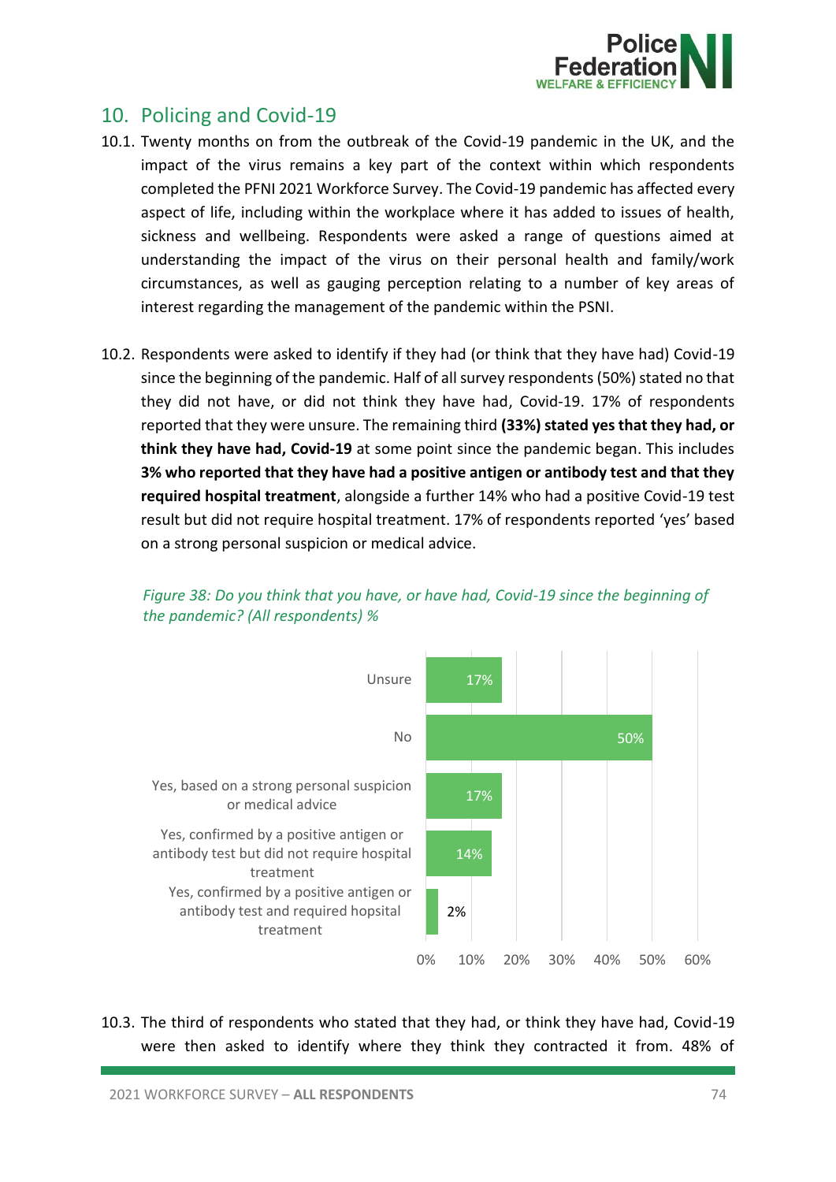## 10. Policing and Covid-19

10.1. Twenty months on from the outbreak of the Covid-19 pandemic in the UK, and the impact of the virus remains a key part of the context within which respondents completed the PFNI 2021 Workforce Survey. The Covid-19 pandemic has affected every aspect of life, including within the workplace where it has added to issues of health, sickness and wellbeing. Respondents were asked a range of questions aimed at understanding the impact of the virus on their personal health and family/work circumstances, as well as gauging perception relating to a number of key areas of interest regarding the management of the pandemic within the PSNI.

10.2. Respondents were asked to identify if they had (or think that they have had) Covid-19 since the beginning of the pandemic. Half of all survey respondents (50%) stated no that they did not have, or did not think they have had, Covid-19. 17% of respondents reported that they were unsure. The remaining third **(33%) stated yes that they had, or think they have had, Covid-19** at some point since the pandemic began. This includes **3% who reported that they have had a positive antigen or antibody test and that they required hospital treatment**, alongside a further 14% who had a positive Covid-19 test result but did not require hospital treatment. 17% of respondents reported 'yes' based on a strong personal suspicion or medical advice.

*Figure 38: Do you think that you have, or have had, Covid-19 since the beginning of the pandemic? (All respondents) %*

Unsure 17%
No 50%
Yes, based on a strong personal suspicion or medical advice 17%
Yes, confirmed by a positive antigen or antibody test but did not require hospital treatment 14%
Yes, confirmed by a positive antigen or antibody test and required hospital treatment 2%

0% 10% 20% 30% 40% 50% 60%

10.3. The third of respondents who stated that they had, or think they have had, Covid-19 were then asked to identify where they think they contracted it from. 48% of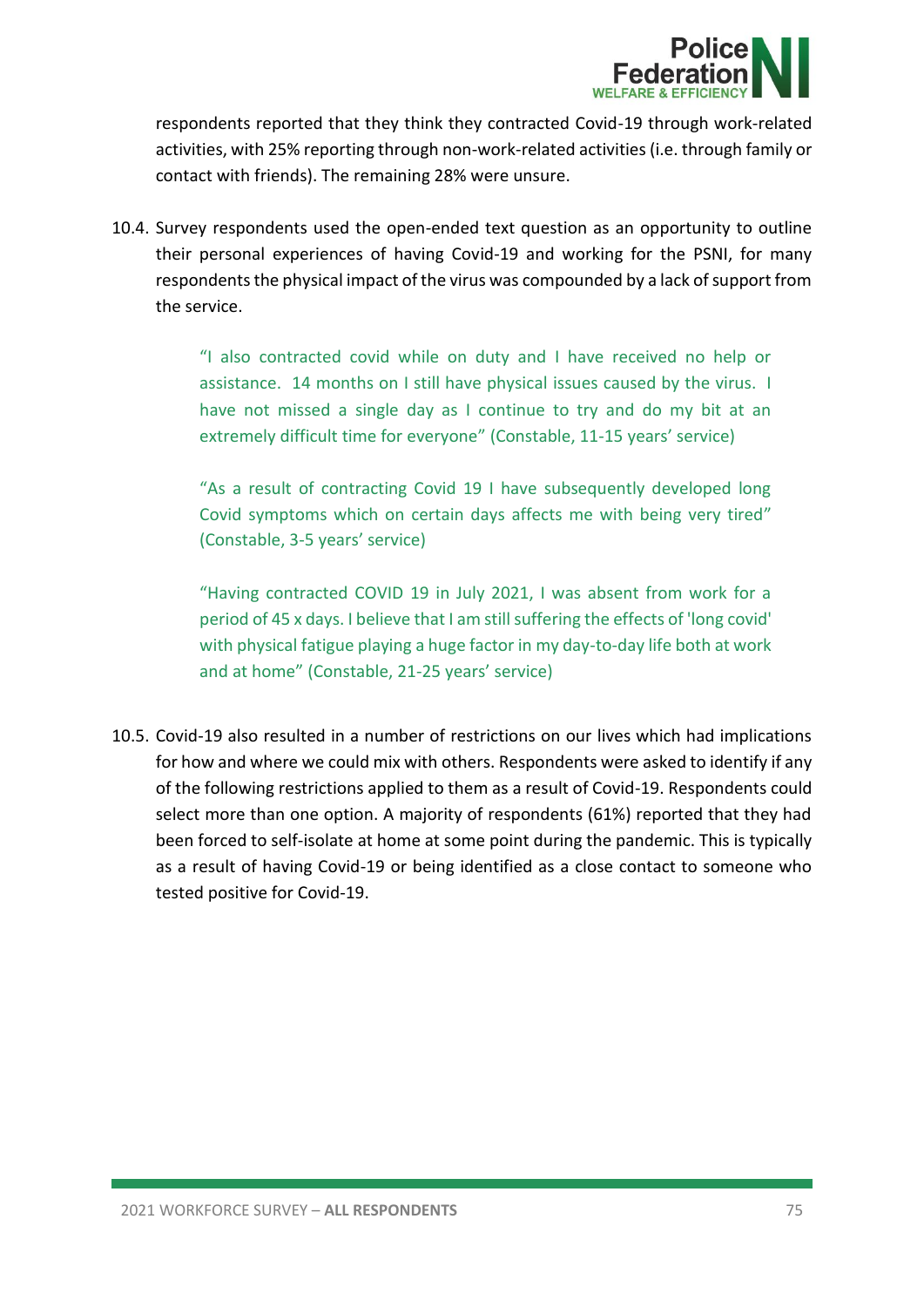respondents reported that they think they contracted Covid-19 through work-related activities, with 25% reporting through non-work-related activities (i.e. through family or contact with friends). The remaining 28% were unsure.

10.4. Survey respondents used the open-ended text question as an opportunity to outline their personal experiences of having Covid-19 and working for the PSNI, for many respondents the physical impact of the virus was compounded by a lack of support from the service.

> "I also contracted covid while on duty and I have received no help or assistance. 14 months on I still have physical issues caused by the virus. I have not missed a single day as I continue to try and do my bit at an extremely difficult time for everyone" (Constable, 11-15 years' service)

> "As a result of contracting Covid 19 I have subsequently developed long Covid symptoms which on certain days affects me with being very tired" (Constable, 3-5 years' service)

> "Having contracted COVID 19 in July 2021, I was absent from work for a period of 45 x days. I believe that I am still suffering the effects of 'long covid' with physical fatigue playing a huge factor in my day-to-day life both at work and at home" (Constable, 21-25 years' service)

10.5. Covid-19 also resulted in a number of restrictions on our lives which had implications for how and where we could mix with others. Respondents were asked to identify if any of the following restrictions applied to them as a result of Covid-19. Respondents could select more than one option. A majority of respondents (61%) reported that they had been forced to self-isolate at home at some point during the pandemic. This is typically as a result of having Covid-19 or being identified as a close contact to someone who tested positive for Covid-19.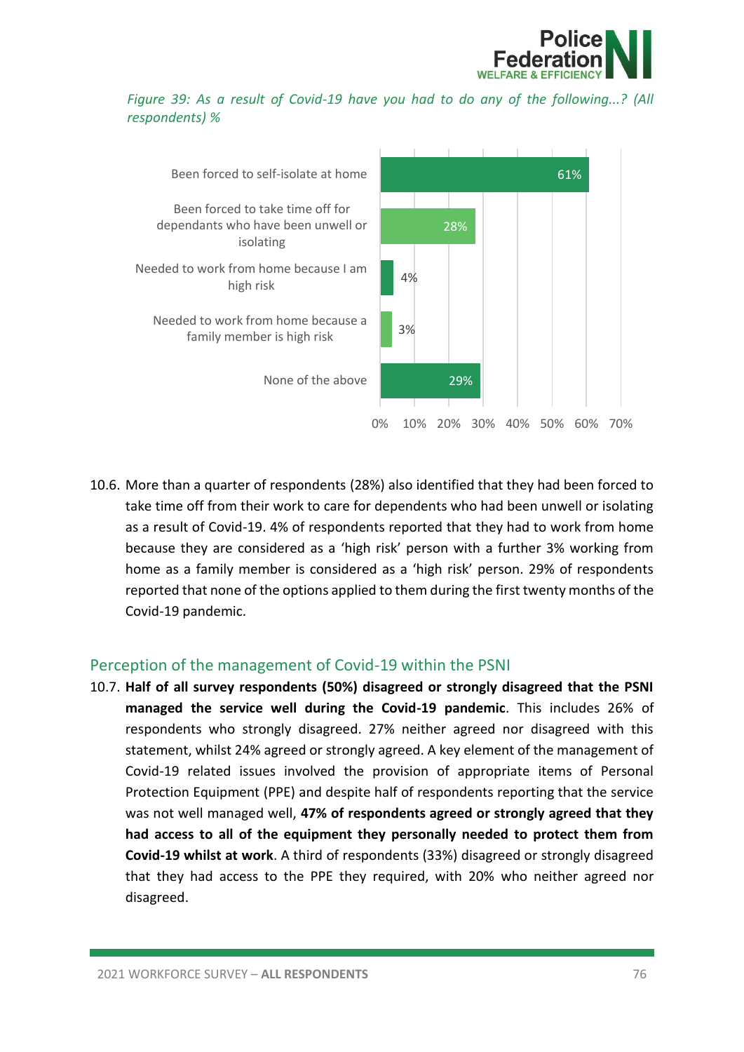*Figure 39: As a result of Covid-19 have you had to do any of the following...? (All respondents) %*

Been forced to self-isolate at home
61%

Been forced to take time off for dependants who have been unwell or isolating
28%

Needed to work from home because I am high risk
4%

Needed to work from home because a family member is high risk
3%

None of the above
29%

0% 10% 20% 30% 40% 50% 60% 70%

10.6. More than a quarter of respondents (28%) also identified that they had been forced to take time off from their work to care for dependents who had been unwell or isolating as a result of Covid-19. 4% of respondents reported that they had to work from home because they are considered as a 'high risk' person with a further 3% working from home as a family member is considered as a 'high risk' person. 29% of respondents reported that none of the options applied to them during the first twenty months of the Covid-19 pandemic.

## Perception of the management of Covid-19 within the PSNI

10.7. **Half of all survey respondents (50%) disagreed or strongly disagreed that the PSNI managed the service well during the Covid-19 pandemic**. This includes 26% of respondents who strongly disagreed. 27% neither agreed nor disagreed with this statement, whilst 24% agreed or strongly agreed. A key element of the management of Covid-19 related issues involved the provision of appropriate items of Personal Protection Equipment (PPE) and despite half of respondents reporting that the service was not well managed well, **47% of respondents agreed or strongly agreed that they had access to all of the equipment they personally needed to protect them from Covid-19 whilst at work**. A third of respondents (33%) disagreed or strongly disagreed that they had access to the PPE they required, with 20% who neither agreed nor disagreed.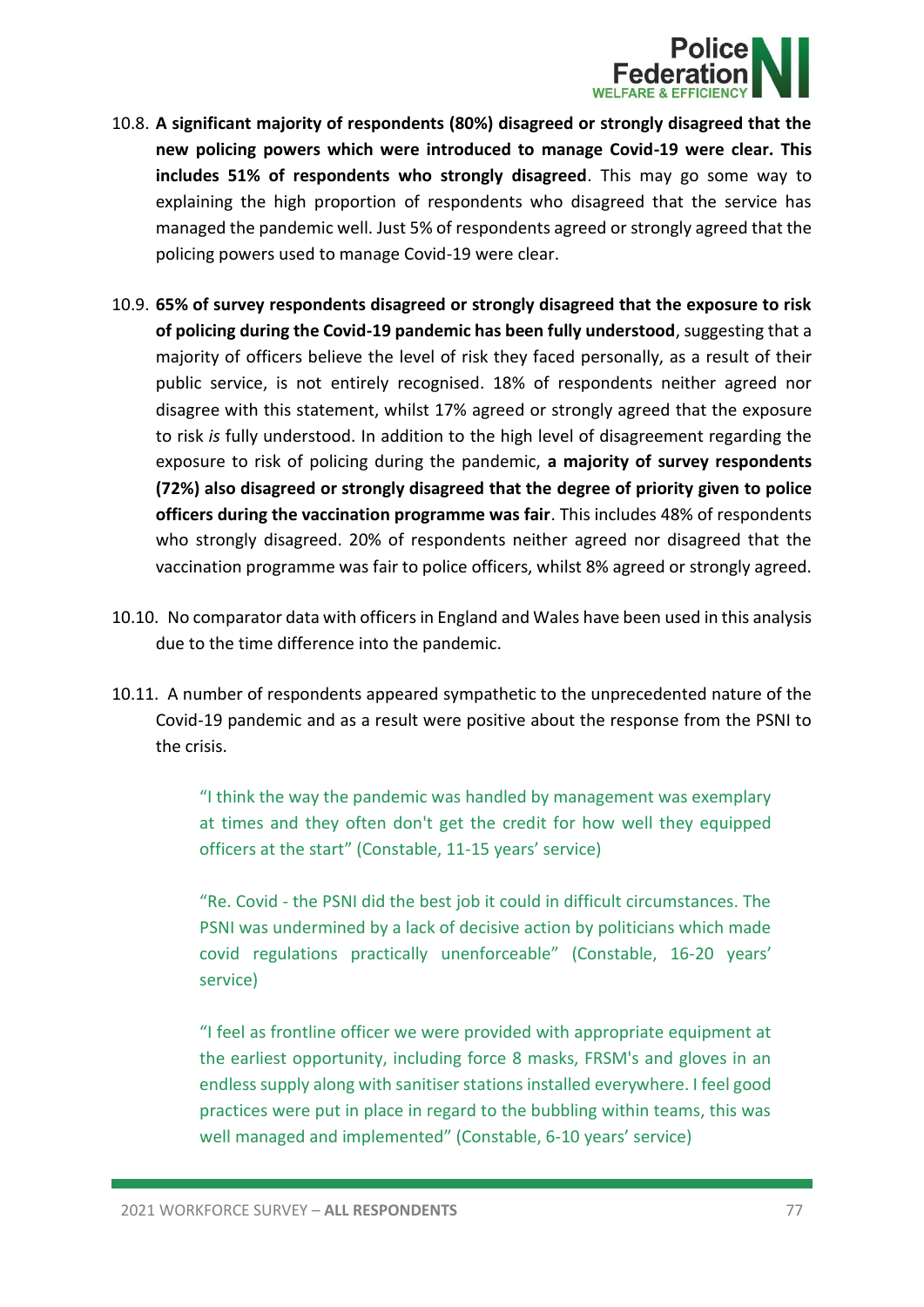10.8. **A significant majority of respondents (80%) disagreed or strongly disagreed that the new policing powers which were introduced to manage Covid-19 were clear. This includes 51% of respondents who strongly disagreed**. This may go some way to explaining the high proportion of respondents who disagreed that the service has managed the pandemic well. Just 5% of respondents agreed or strongly agreed that the policing powers used to manage Covid-19 were clear.

10.9. **65% of survey respondents disagreed or strongly disagreed that the exposure to risk of policing during the Covid-19 pandemic has been fully understood**, suggesting that a majority of officers believe the level of risk they faced personally, as a result of their public service, is not entirely recognised. 18% of respondents neither agreed nor disagree with this statement, whilst 17% agreed or strongly agreed that the exposure to risk *is* fully understood. In addition to the high level of disagreement regarding the exposure to risk of policing during the pandemic, **a majority of survey respondents (72%) also disagreed or strongly disagreed that the degree of priority given to police officers during the vaccination programme was fair**. This includes 48% of respondents who strongly disagreed. 20% of respondents neither agreed nor disagreed that the vaccination programme was fair to police officers, whilst 8% agreed or strongly agreed.

10.10. No comparator data with officers in England and Wales have been used in this analysis due to the time difference into the pandemic.

10.11. A number of respondents appeared sympathetic to the unprecedented nature of the Covid-19 pandemic and as a result were positive about the response from the PSNI to the crisis.

> "I think the way the pandemic was handled by management was exemplary at times and they often don't get the credit for how well they equipped officers at the start" (Constable, 11-15 years' service)

> "Re. Covid - the PSNI did the best job it could in difficult circumstances. The PSNI was undermined by a lack of decisive action by politicians which made covid regulations practically unenforceable" (Constable, 16-20 years' service)

> "I feel as frontline officer we were provided with appropriate equipment at the earliest opportunity, including force 8 masks, FRSM's and gloves in an endless supply along with sanitiser stations installed everywhere. I feel good practices were put in place in regard to the bubbling within teams, this was well managed and implemented" (Constable, 6-10 years' service)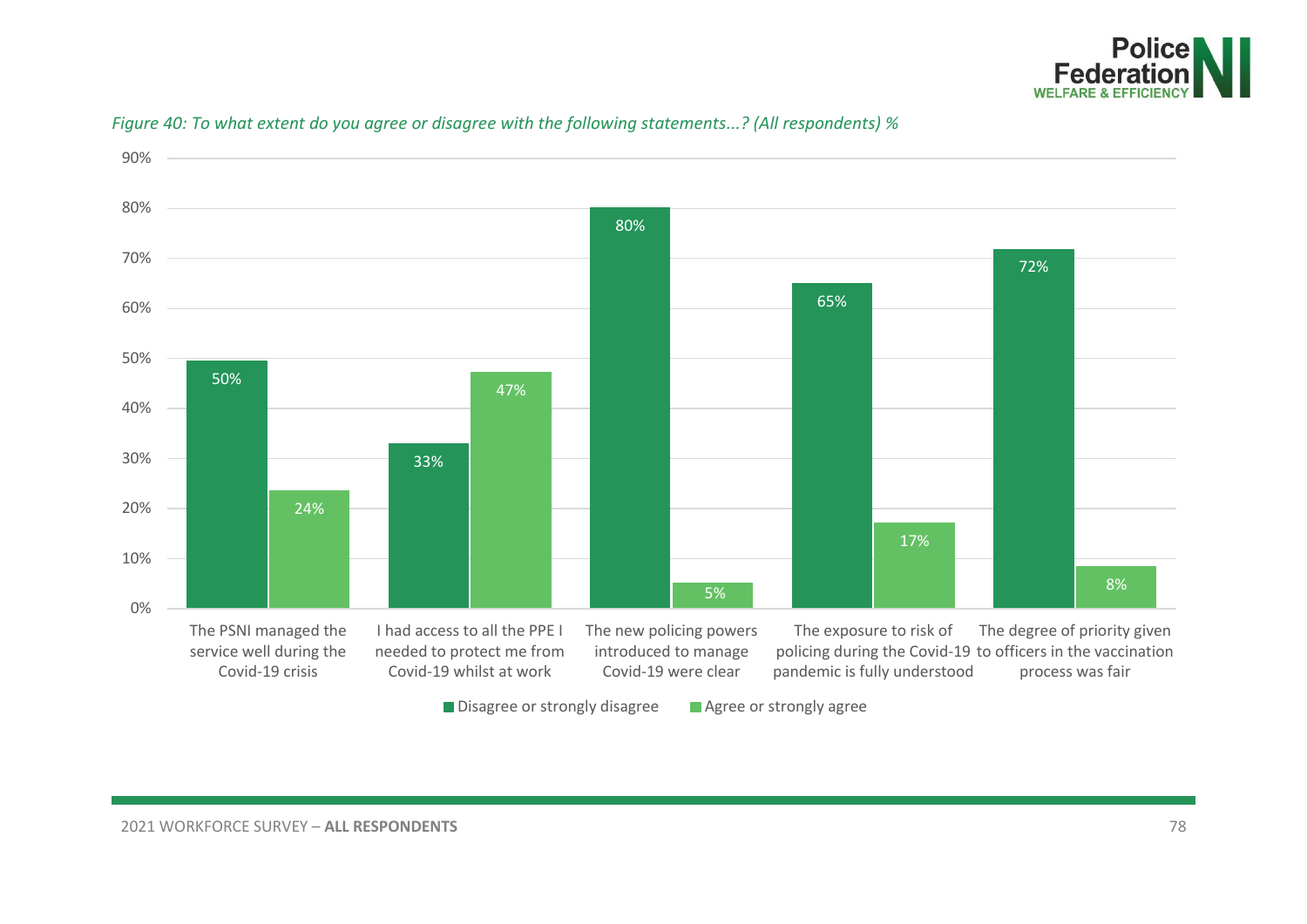*Figure 40: To what extent do you agree or disagree with the following statements...? (All respondents) %*

| Statement | Disagree or strongly disagree | Agree or strongly agree |
|---|---|---|
| The PSNI managed the service well during the Covid-19 crisis | 50% | 24% |
| I had access to all the PPE I needed to protect me from Covid-19 whilst at work | 33% | 47% |
| The new policing powers introduced to manage Covid-19 were clear | 80% | 5% |
| The exposure to risk of policing during the Covid-19 pandemic is fully understood | 65% | 17% |
| The degree of priority given to officers in the vaccination process was fair | 72% | 8% |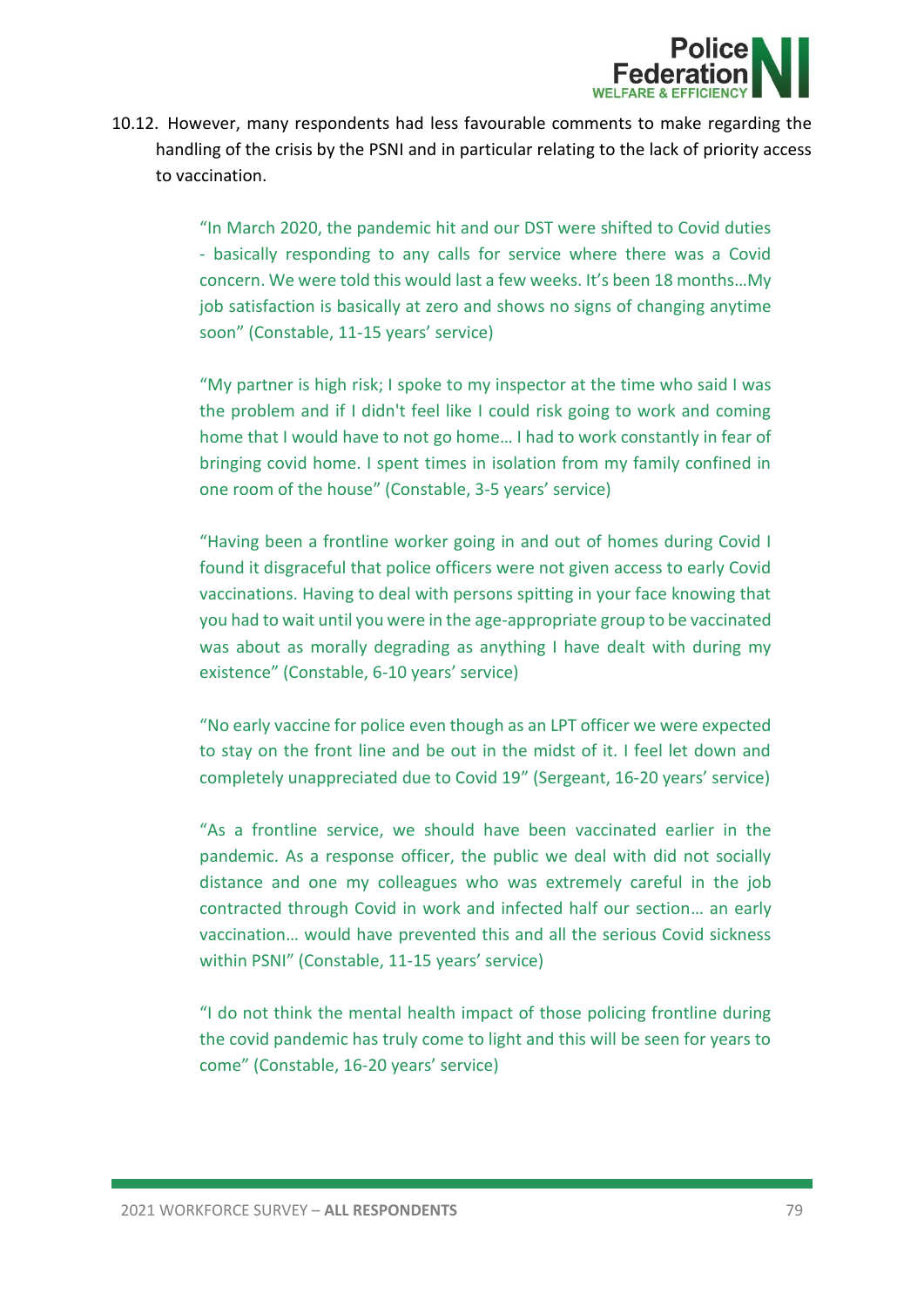10.12. However, many respondents had less favourable comments to make regarding the handling of the crisis by the PSNI and in particular relating to the lack of priority access to vaccination.

> "In March 2020, the pandemic hit and our DST were shifted to Covid duties - basically responding to any calls for service where there was a Covid concern. We were told this would last a few weeks. It's been 18 months…My job satisfaction is basically at zero and shows no signs of changing anytime soon" (Constable, 11-15 years' service)

> "My partner is high risk; I spoke to my inspector at the time who said I was the problem and if I didn't feel like I could risk going to work and coming home that I would have to not go home… I had to work constantly in fear of bringing covid home. I spent times in isolation from my family confined in one room of the house" (Constable, 3-5 years' service)

> "Having been a frontline worker going in and out of homes during Covid I found it disgraceful that police officers were not given access to early Covid vaccinations. Having to deal with persons spitting in your face knowing that you had to wait until you were in the age-appropriate group to be vaccinated was about as morally degrading as anything I have dealt with during my existence" (Constable, 6-10 years' service)

> "No early vaccine for police even though as an LPT officer we were expected to stay on the front line and be out in the midst of it. I feel let down and completely unappreciated due to Covid 19" (Sergeant, 16-20 years' service)

> "As a frontline service, we should have been vaccinated earlier in the pandemic. As a response officer, the public we deal with did not socially distance and one my colleagues who was extremely careful in the job contracted through Covid in work and infected half our section… an early vaccination… would have prevented this and all the serious Covid sickness within PSNI" (Constable, 11-15 years' service)

> "I do not think the mental health impact of those policing frontline during the covid pandemic has truly come to light and this will be seen for years to come" (Constable, 16-20 years' service)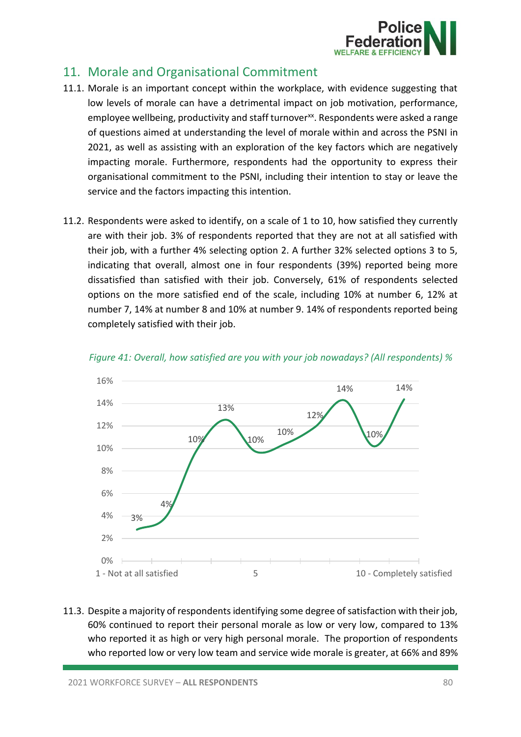## 11. Morale and Organisational Commitment

11.1. Morale is an important concept within the workplace, with evidence suggesting that low levels of morale can have a detrimental impact on job motivation, performance, employee wellbeing, productivity and staff turnover[xx]. Respondents were asked a range of questions aimed at understanding the level of morale within and across the PSNI in 2021, as well as assisting with an exploration of the key factors which are negatively impacting morale. Furthermore, respondents had the opportunity to express their organisational commitment to the PSNI, including their intention to stay or leave the service and the factors impacting this intention.

11.2. Respondents were asked to identify, on a scale of 1 to 10, how satisfied they currently are with their job. 3% of respondents reported that they are not at all satisfied with their job, with a further 4% selecting option 2. A further 32% selected options 3 to 5, indicating that overall, almost one in four respondents (39%) reported being more dissatisfied than satisfied with their job. Conversely, 61% of respondents selected options on the more satisfied end of the scale, including 10% at number 6, 12% at number 7, 14% at number 8 and 10% at number 9. 14% of respondents reported being completely satisfied with their job.

*Figure 41: Overall, how satisfied are you with your job nowadays? (All respondents) %*

16%
14%
12%
10%
8%
6%
4%
2%
0%

3%
4%
10%
13%
10%
10%
12%
14%
10%
14%

1 - Not at all satisfied
5
10 - Completely satisfied

11.3. Despite a majority of respondents identifying some degree of satisfaction with their job, 60% continued to report their personal morale as low or very low, compared to 13% who reported it as high or very high personal morale. The proportion of respondents who reported low or very low team and service wide morale is greater, at 66% and 89%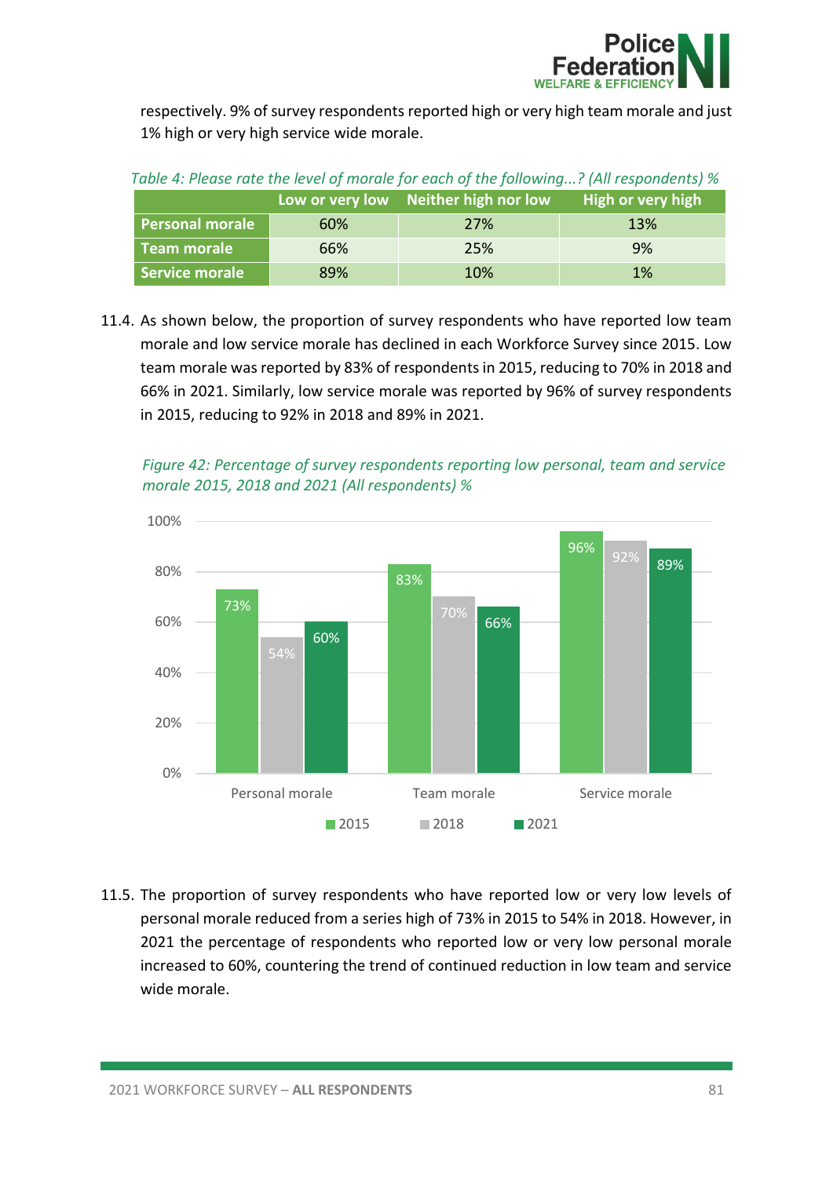respectively. 9% of survey respondents reported high or very high team morale and just 1% high or very high service wide morale.

*Table 4: Please rate the level of morale for each of the following...? (All respondents) %*

| | Low or very low | Neither high nor low | High or very high |
|---|---|---|---|
| **Personal morale** | 60% | 27% | 13% |
| **Team morale** | 66% | 25% | 9% |
| **Service morale** | 89% | 10% | 1% |

11.4. As shown below, the proportion of survey respondents who have reported low team morale and low service morale has declined in each Workforce Survey since 2015. Low team morale was reported by 83% of respondents in 2015, reducing to 70% in 2018 and 66% in 2021. Similarly, low service morale was reported by 96% of survey respondents in 2015, reducing to 92% in 2018 and 89% in 2021.

*Figure 42: Percentage of survey respondents reporting low personal, team and service morale 2015, 2018 and 2021 (All respondents) %*

100%
80%
60%
40%
20%
0%

Personal morale: 73%, 54%, 60%
Team morale: 83%, 70%, 66%
Service morale: 96%, 92%, 89%

2015 2018 2021

11.5. The proportion of survey respondents who have reported low or very low levels of personal morale reduced from a series high of 73% in 2015 to 54% in 2018. However, in 2021 the percentage of respondents who reported low or very low personal morale increased to 60%, countering the trend of continued reduction in low team and service wide morale.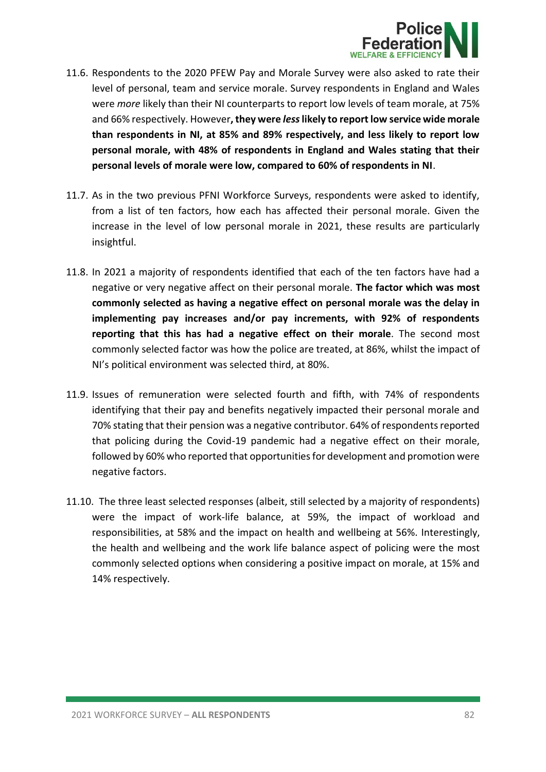11.6. Respondents to the 2020 PFEW Pay and Morale Survey were also asked to rate their level of personal, team and service morale. Survey respondents in England and Wales were *more* likely than their NI counterparts to report low levels of team morale, at 75% and 66% respectively. However**, they were *less* likely to report low service wide morale than respondents in NI, at 85% and 89% respectively, and less likely to report low personal morale, with 48% of respondents in England and Wales stating that their personal levels of morale were low, compared to 60% of respondents in NI**.

11.7. As in the two previous PFNI Workforce Surveys, respondents were asked to identify, from a list of ten factors, how each has affected their personal morale. Given the increase in the level of low personal morale in 2021, these results are particularly insightful.

11.8. In 2021 a majority of respondents identified that each of the ten factors have had a negative or very negative affect on their personal morale. **The factor which was most commonly selected as having a negative effect on personal morale was the delay in implementing pay increases and/or pay increments, with 92% of respondents reporting that this has had a negative effect on their morale**. The second most commonly selected factor was how the police are treated, at 86%, whilst the impact of NI's political environment was selected third, at 80%.

11.9. Issues of remuneration were selected fourth and fifth, with 74% of respondents identifying that their pay and benefits negatively impacted their personal morale and 70% stating that their pension was a negative contributor. 64% of respondents reported that policing during the Covid-19 pandemic had a negative effect on their morale, followed by 60% who reported that opportunities for development and promotion were negative factors.

11.10. The three least selected responses (albeit, still selected by a majority of respondents) were the impact of work-life balance, at 59%, the impact of workload and responsibilities, at 58% and the impact on health and wellbeing at 56%. Interestingly, the health and wellbeing and the work life balance aspect of policing were the most commonly selected options when considering a positive impact on morale, at 15% and 14% respectively.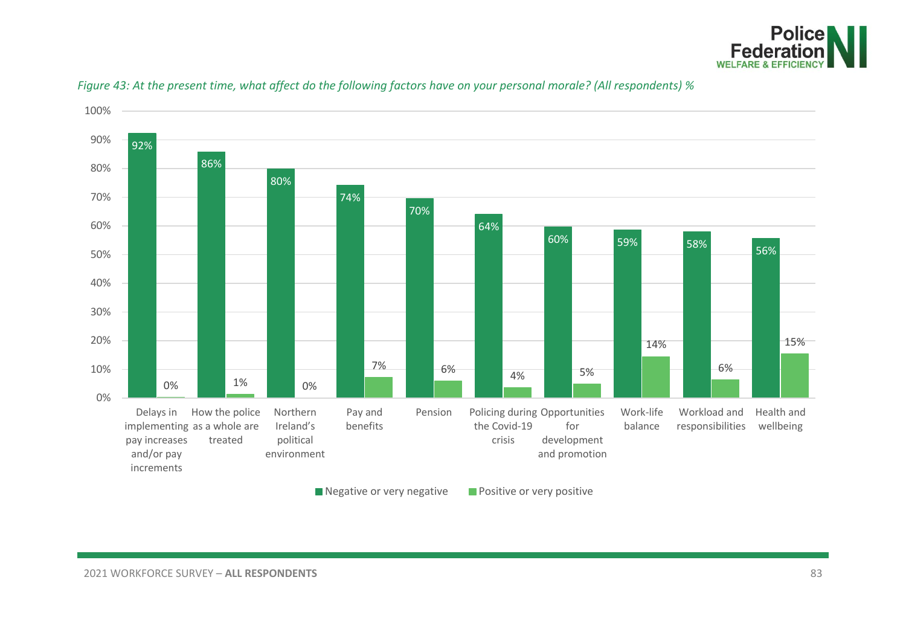*Figure 43: At the present time, what affect do the following factors have on your personal morale? (All respondents) %*

100%
90%
80%
70%
60%
50%
40%
30%
20%
10%
0%

Delays in implementing pay increases and/or pay increments: 92%, 0%
How the police as a whole are treated: 86%, 1%
Northern Ireland's political environment: 80%, 0%
Pay and benefits: 74%, 7%
Pension: 70%, 6%
Policing during the Covid-19 crisis: 64%, 4%
Opportunities for development and promotion: 60%, 5%
Work-life balance: 59%, 14%
Workload and responsibilities: 58%, 6%
Health and wellbeing: 56%, 15%

Negative or very negative
Positive or very positive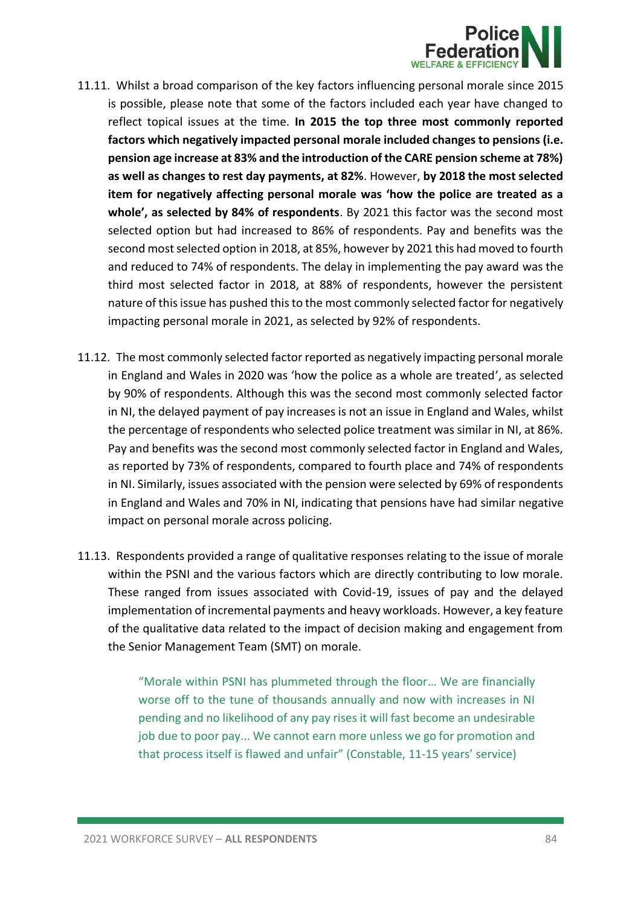11.11. Whilst a broad comparison of the key factors influencing personal morale since 2015 is possible, please note that some of the factors included each year have changed to reflect topical issues at the time. **In 2015 the top three most commonly reported factors which negatively impacted personal morale included changes to pensions (i.e. pension age increase at 83% and the introduction of the CARE pension scheme at 78%) as well as changes to rest day payments, at 82%**. However, **by 2018 the most selected item for negatively affecting personal morale was 'how the police are treated as a whole', as selected by 84% of respondents**. By 2021 this factor was the second most selected option but had increased to 86% of respondents. Pay and benefits was the second most selected option in 2018, at 85%, however by 2021 this had moved to fourth and reduced to 74% of respondents. The delay in implementing the pay award was the third most selected factor in 2018, at 88% of respondents, however the persistent nature of this issue has pushed this to the most commonly selected factor for negatively impacting personal morale in 2021, as selected by 92% of respondents.

11.12. The most commonly selected factor reported as negatively impacting personal morale in England and Wales in 2020 was 'how the police as a whole are treated', as selected by 90% of respondents. Although this was the second most commonly selected factor in NI, the delayed payment of pay increases is not an issue in England and Wales, whilst the percentage of respondents who selected police treatment was similar in NI, at 86%. Pay and benefits was the second most commonly selected factor in England and Wales, as reported by 73% of respondents, compared to fourth place and 74% of respondents in NI. Similarly, issues associated with the pension were selected by 69% of respondents in England and Wales and 70% in NI, indicating that pensions have had similar negative impact on personal morale across policing.

11.13. Respondents provided a range of qualitative responses relating to the issue of morale within the PSNI and the various factors which are directly contributing to low morale. These ranged from issues associated with Covid-19, issues of pay and the delayed implementation of incremental payments and heavy workloads. However, a key feature of the qualitative data related to the impact of decision making and engagement from the Senior Management Team (SMT) on morale.

> "Morale within PSNI has plummeted through the floor… We are financially worse off to the tune of thousands annually and now with increases in NI pending and no likelihood of any pay rises it will fast become an undesirable job due to poor pay... We cannot earn more unless we go for promotion and that process itself is flawed and unfair" (Constable, 11-15 years' service)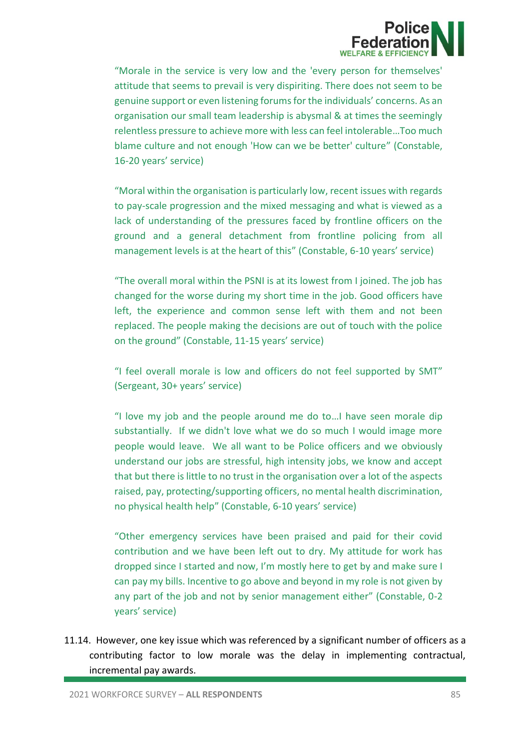"Morale in the service is very low and the 'every person for themselves' attitude that seems to prevail is very dispiriting. There does not seem to be genuine support or even listening forums for the individuals' concerns. As an organisation our small team leadership is abysmal & at times the seemingly relentless pressure to achieve more with less can feel intolerable…Too much blame culture and not enough 'How can we be better' culture" (Constable, 16-20 years' service)

"Moral within the organisation is particularly low, recent issues with regards to pay-scale progression and the mixed messaging and what is viewed as a lack of understanding of the pressures faced by frontline officers on the ground and a general detachment from frontline policing from all management levels is at the heart of this" (Constable, 6-10 years' service)

"The overall moral within the PSNI is at its lowest from I joined. The job has changed for the worse during my short time in the job. Good officers have left, the experience and common sense left with them and not been replaced. The people making the decisions are out of touch with the police on the ground" (Constable, 11-15 years' service)

"I feel overall morale is low and officers do not feel supported by SMT" (Sergeant, 30+ years' service)

"I love my job and the people around me do to…I have seen morale dip substantially. If we didn't love what we do so much I would image more people would leave. We all want to be Police officers and we obviously understand our jobs are stressful, high intensity jobs, we know and accept that but there is little to no trust in the organisation over a lot of the aspects raised, pay, protecting/supporting officers, no mental health discrimination, no physical health help" (Constable, 6-10 years' service)

"Other emergency services have been praised and paid for their covid contribution and we have been left out to dry. My attitude for work has dropped since I started and now, I'm mostly here to get by and make sure I can pay my bills. Incentive to go above and beyond in my role is not given by any part of the job and not by senior management either" (Constable, 0-2 years' service)

11.14. However, one key issue which was referenced by a significant number of officers as a contributing factor to low morale was the delay in implementing contractual, incremental pay awards.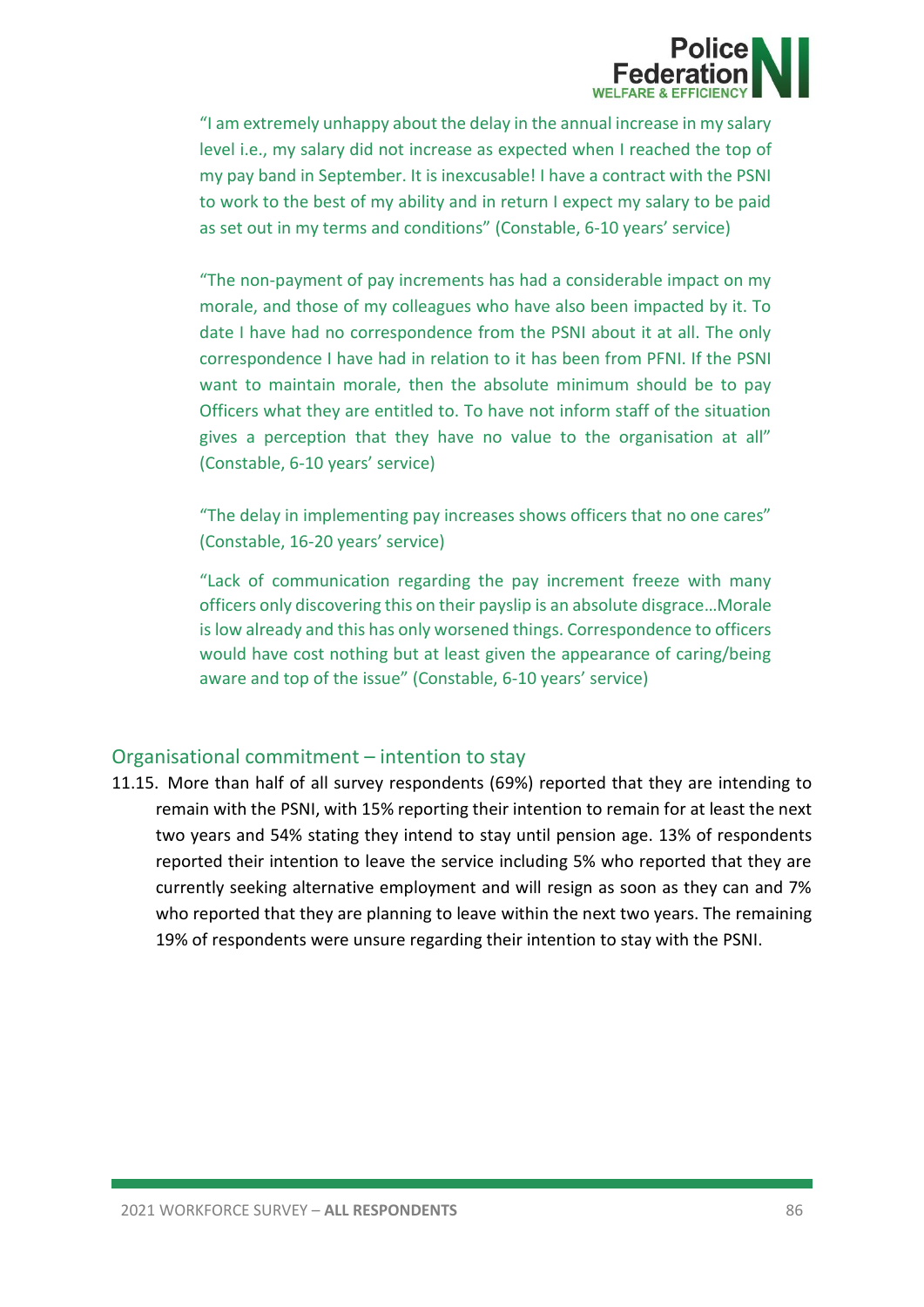"I am extremely unhappy about the delay in the annual increase in my salary level i.e., my salary did not increase as expected when I reached the top of my pay band in September. It is inexcusable! I have a contract with the PSNI to work to the best of my ability and in return I expect my salary to be paid as set out in my terms and conditions" (Constable, 6-10 years' service)

"The non-payment of pay increments has had a considerable impact on my morale, and those of my colleagues who have also been impacted by it. To date I have had no correspondence from the PSNI about it at all. The only correspondence I have had in relation to it has been from PFNI. If the PSNI want to maintain morale, then the absolute minimum should be to pay Officers what they are entitled to. To have not inform staff of the situation gives a perception that they have no value to the organisation at all" (Constable, 6-10 years' service)

"The delay in implementing pay increases shows officers that no one cares" (Constable, 16-20 years' service)

"Lack of communication regarding the pay increment freeze with many officers only discovering this on their payslip is an absolute disgrace…Morale is low already and this has only worsened things. Correspondence to officers would have cost nothing but at least given the appearance of caring/being aware and top of the issue" (Constable, 6-10 years' service)

## Organisational commitment – intention to stay

11.15. More than half of all survey respondents (69%) reported that they are intending to remain with the PSNI, with 15% reporting their intention to remain for at least the next two years and 54% stating they intend to stay until pension age. 13% of respondents reported their intention to leave the service including 5% who reported that they are currently seeking alternative employment and will resign as soon as they can and 7% who reported that they are planning to leave within the next two years. The remaining 19% of respondents were unsure regarding their intention to stay with the PSNI.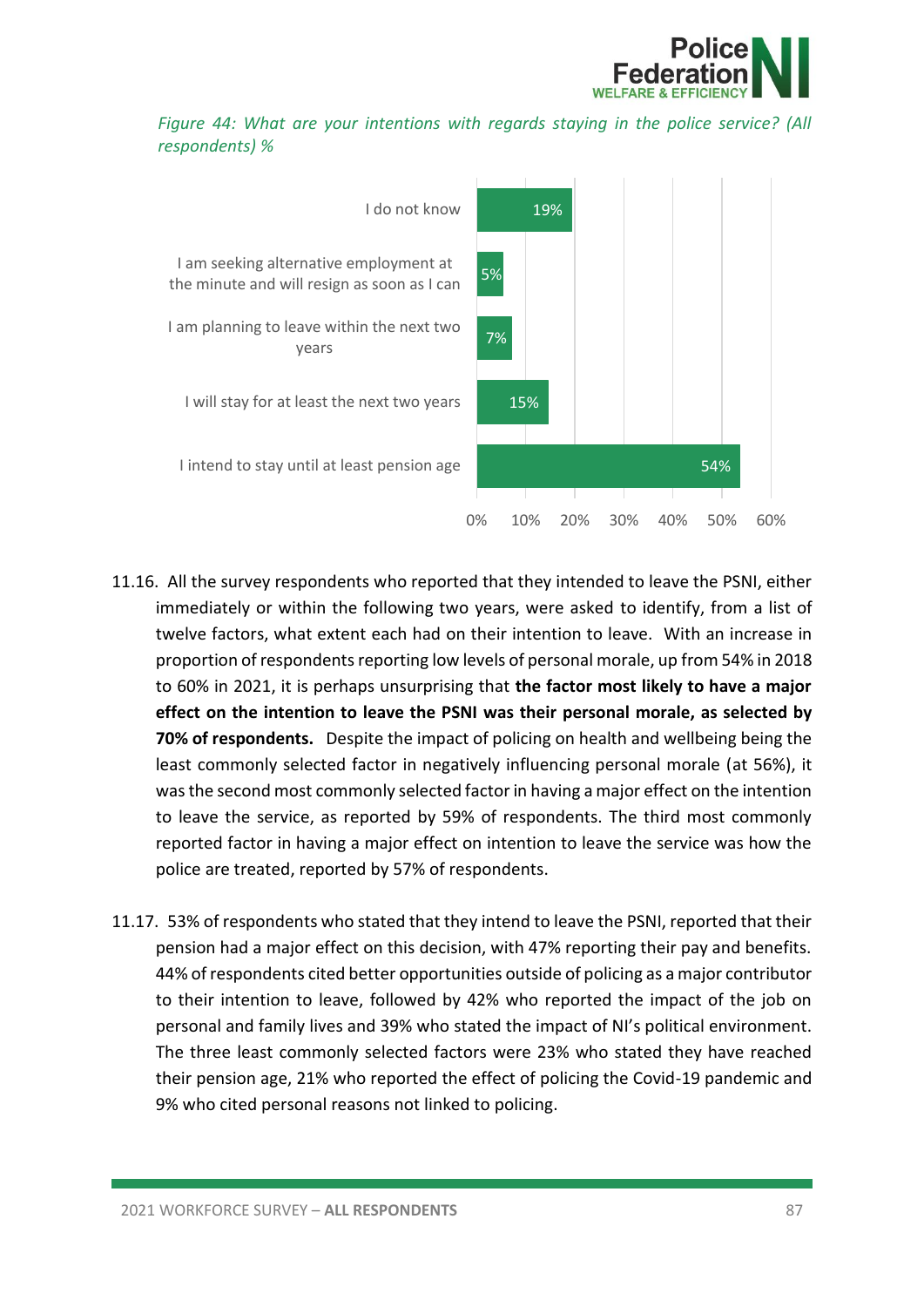*Figure 44: What are your intentions with regards staying in the police service? (All respondents) %*

I do not know 19%

I am seeking alternative employment at the minute and will resign as soon as I can 5%

I am planning to leave within the next two years 7%

I will stay for at least the next two years 15%

I intend to stay until at least pension age 54%

0% 10% 20% 30% 40% 50% 60%

11.16. All the survey respondents who reported that they intended to leave the PSNI, either immediately or within the following two years, were asked to identify, from a list of twelve factors, what extent each had on their intention to leave. With an increase in proportion of respondents reporting low levels of personal morale, up from 54% in 2018 to 60% in 2021, it is perhaps unsurprising that **the factor most likely to have a major effect on the intention to leave the PSNI was their personal morale, as selected by 70% of respondents.** Despite the impact of policing on health and wellbeing being the least commonly selected factor in negatively influencing personal morale (at 56%), it was the second most commonly selected factor in having a major effect on the intention to leave the service, as reported by 59% of respondents. The third most commonly reported factor in having a major effect on intention to leave the service was how the police are treated, reported by 57% of respondents.

11.17. 53% of respondents who stated that they intend to leave the PSNI, reported that their pension had a major effect on this decision, with 47% reporting their pay and benefits. 44% of respondents cited better opportunities outside of policing as a major contributor to their intention to leave, followed by 42% who reported the impact of the job on personal and family lives and 39% who stated the impact of NI's political environment. The three least commonly selected factors were 23% who stated they have reached their pension age, 21% who reported the effect of policing the Covid-19 pandemic and 9% who cited personal reasons not linked to policing.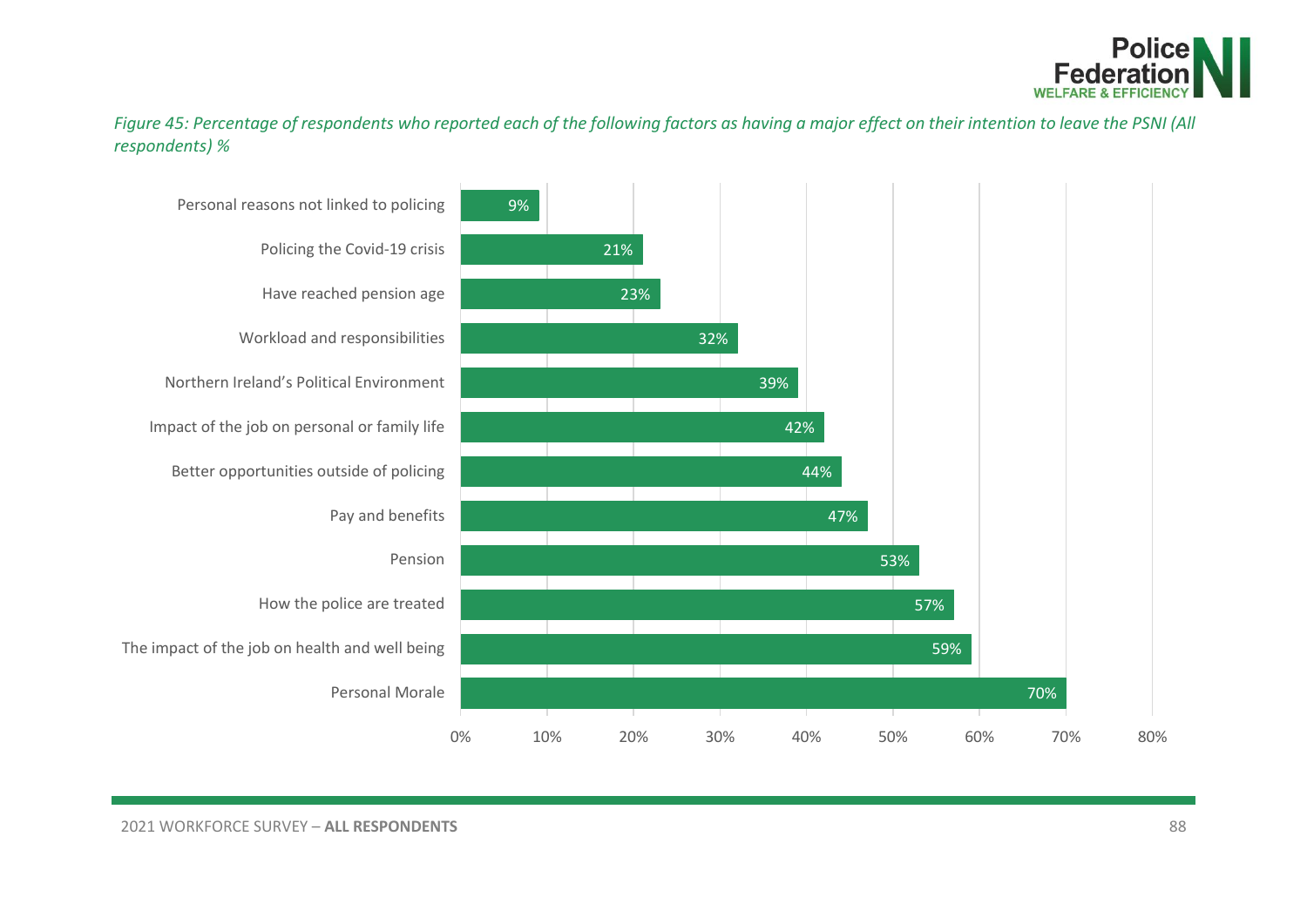*Figure 45: Percentage of respondents who reported each of the following factors as having a major effect on their intention to leave the PSNI (All respondents) %*

| Factor | % |
|---|---|
| Personal reasons not linked to policing | 9% |
| Policing the Covid-19 crisis | 21% |
| Have reached pension age | 23% |
| Workload and responsibilities | 32% |
| Northern Ireland's Political Environment | 39% |
| Impact of the job on personal or family life | 42% |
| Better opportunities outside of policing | 44% |
| Pay and benefits | 47% |
| Pension | 53% |
| How the police are treated | 57% |
| The impact of the job on health and well being | 59% |
| Personal Morale | 70% |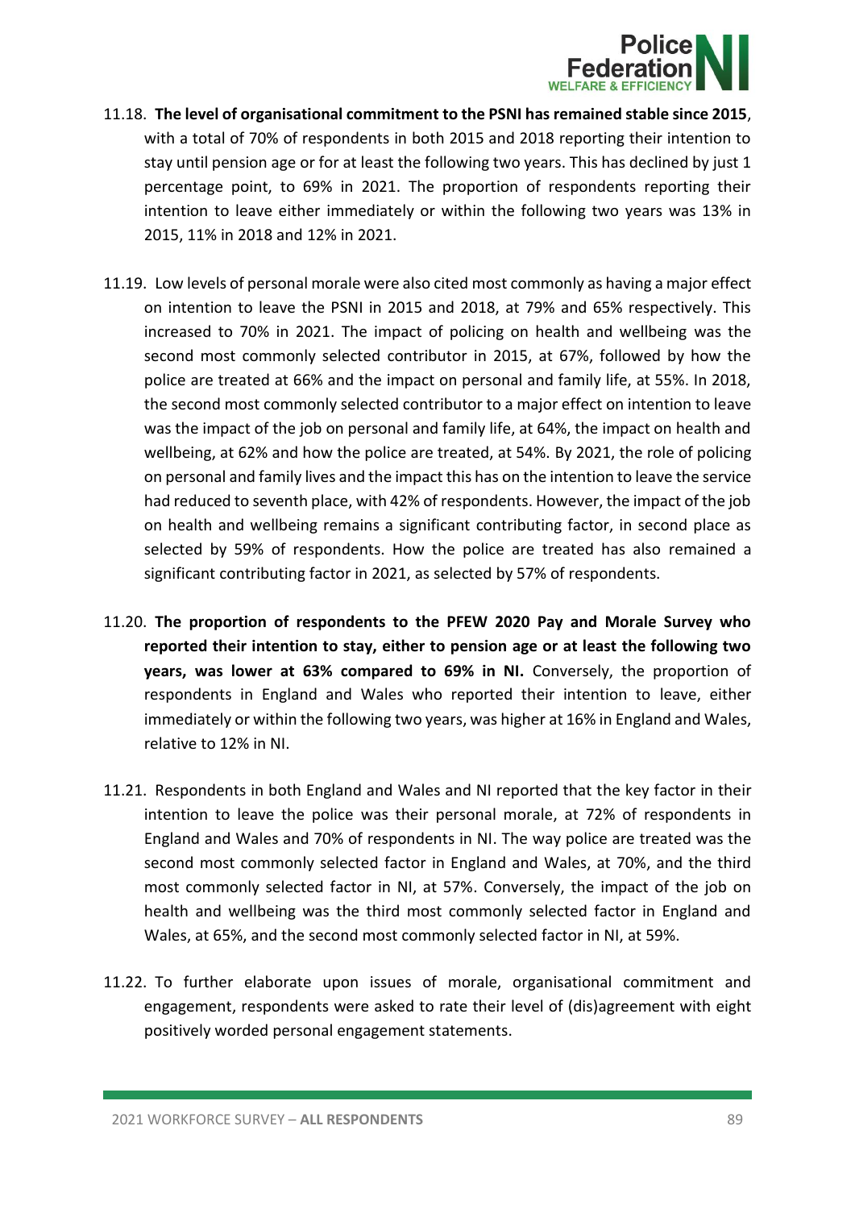11.18. **The level of organisational commitment to the PSNI has remained stable since 2015**, with a total of 70% of respondents in both 2015 and 2018 reporting their intention to stay until pension age or for at least the following two years. This has declined by just 1 percentage point, to 69% in 2021. The proportion of respondents reporting their intention to leave either immediately or within the following two years was 13% in 2015, 11% in 2018 and 12% in 2021.

11.19. Low levels of personal morale were also cited most commonly as having a major effect on intention to leave the PSNI in 2015 and 2018, at 79% and 65% respectively. This increased to 70% in 2021. The impact of policing on health and wellbeing was the second most commonly selected contributor in 2015, at 67%, followed by how the police are treated at 66% and the impact on personal and family life, at 55%. In 2018, the second most commonly selected contributor to a major effect on intention to leave was the impact of the job on personal and family life, at 64%, the impact on health and wellbeing, at 62% and how the police are treated, at 54%. By 2021, the role of policing on personal and family lives and the impact this has on the intention to leave the service had reduced to seventh place, with 42% of respondents. However, the impact of the job on health and wellbeing remains a significant contributing factor, in second place as selected by 59% of respondents. How the police are treated has also remained a significant contributing factor in 2021, as selected by 57% of respondents.

11.20. **The proportion of respondents to the PFEW 2020 Pay and Morale Survey who reported their intention to stay, either to pension age or at least the following two years, was lower at 63% compared to 69% in NI.** Conversely, the proportion of respondents in England and Wales who reported their intention to leave, either immediately or within the following two years, was higher at 16% in England and Wales, relative to 12% in NI.

11.21. Respondents in both England and Wales and NI reported that the key factor in their intention to leave the police was their personal morale, at 72% of respondents in England and Wales and 70% of respondents in NI. The way police are treated was the second most commonly selected factor in England and Wales, at 70%, and the third most commonly selected factor in NI, at 57%. Conversely, the impact of the job on health and wellbeing was the third most commonly selected factor in England and Wales, at 65%, and the second most commonly selected factor in NI, at 59%.

11.22. To further elaborate upon issues of morale, organisational commitment and engagement, respondents were asked to rate their level of (dis)agreement with eight positively worded personal engagement statements.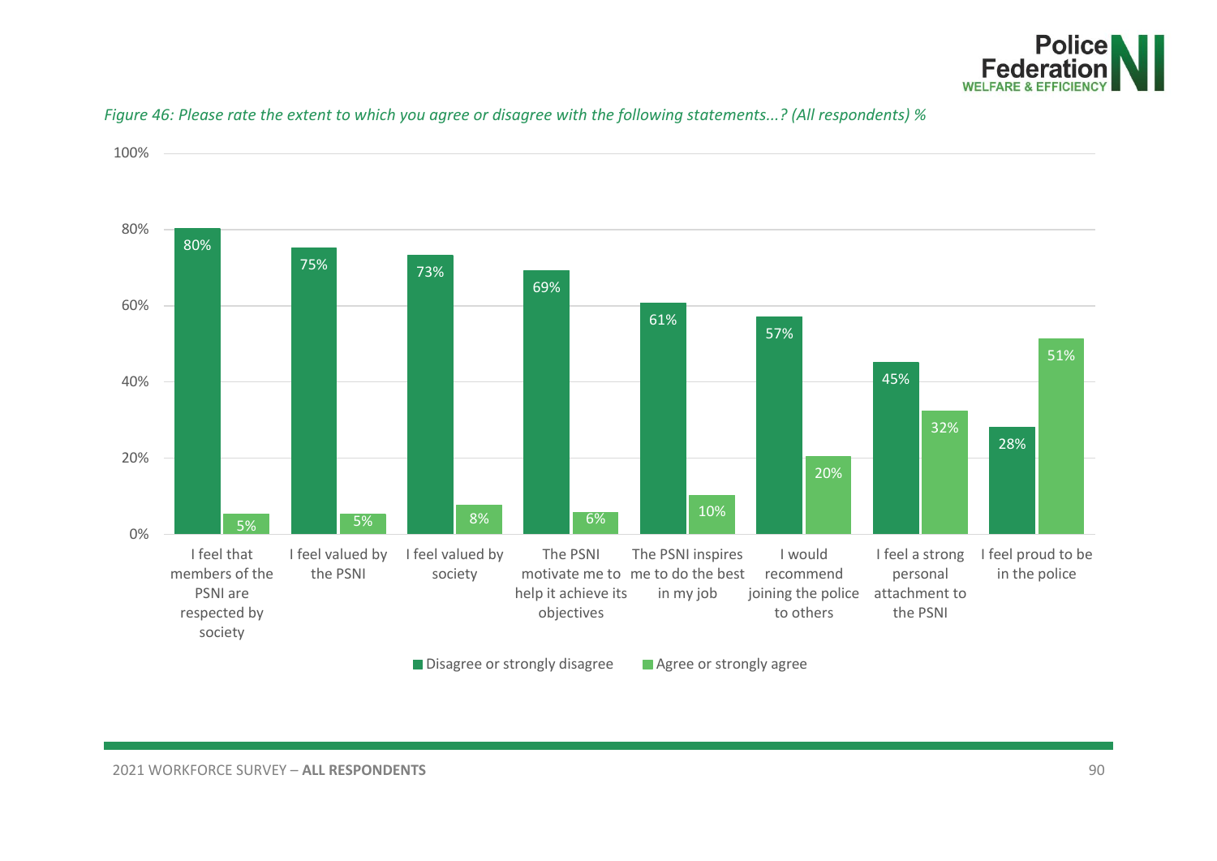*Figure 46: Please rate the extent to which you agree or disagree with the following statements...? (All respondents) %*

| Statement | Disagree or strongly disagree | Agree or strongly agree |
|---|---|---|
| I feel that members of the PSNI are respected by society | 80% | 5% |
| I feel valued by the PSNI | 75% | 5% |
| I feel valued by society | 73% | 8% |
| The PSNI motivate me to help it achieve its objectives | 69% | 6% |
| The PSNI inspires me to do the best in my job | 61% | 10% |
| I would recommend joining the police to others | 57% | 20% |
| I feel a strong personal attachment to the PSNI | 45% | 32% |
| I feel proud to be in the police | 28% | 51% |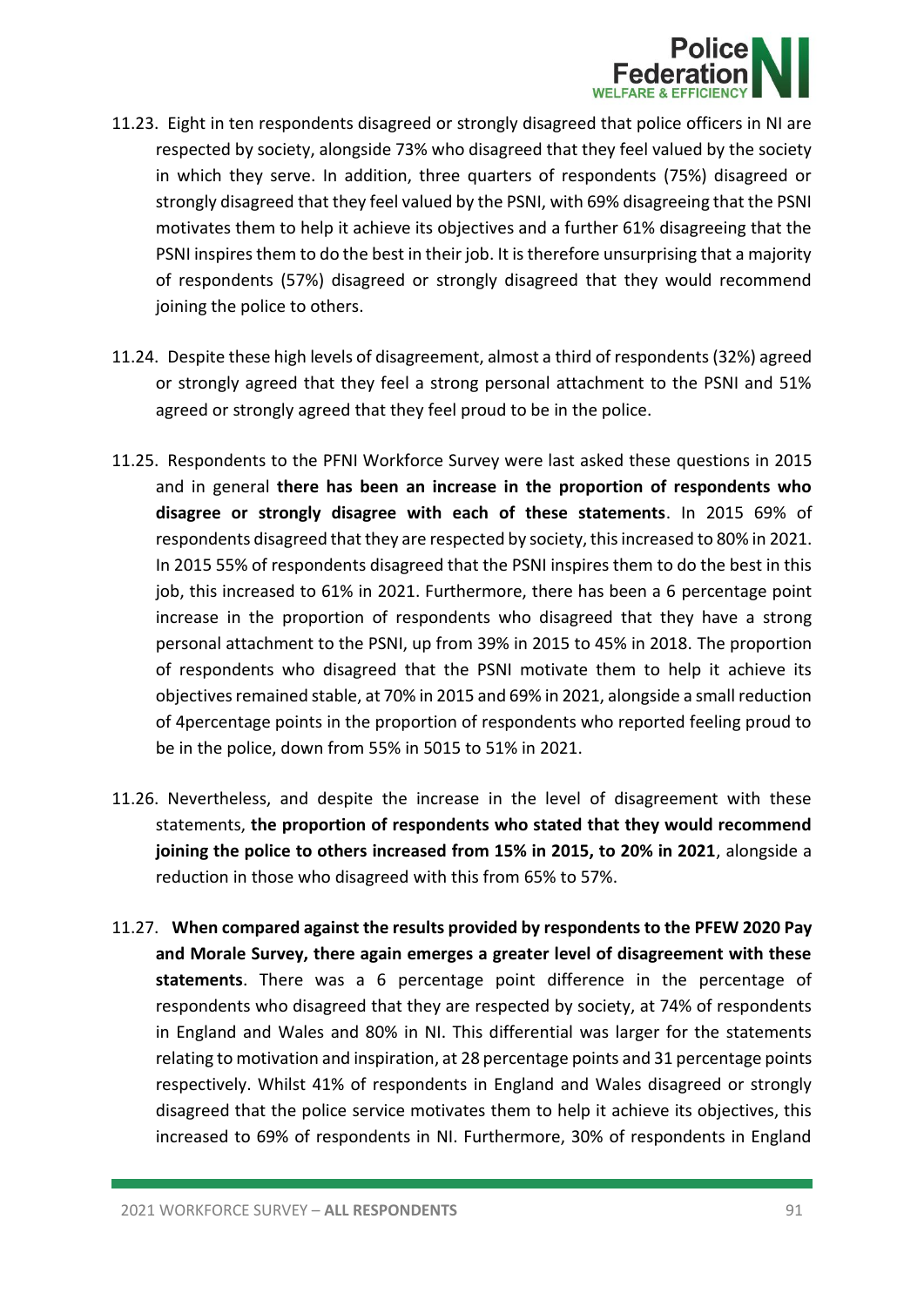11.23. Eight in ten respondents disagreed or strongly disagreed that police officers in NI are respected by society, alongside 73% who disagreed that they feel valued by the society in which they serve. In addition, three quarters of respondents (75%) disagreed or strongly disagreed that they feel valued by the PSNI, with 69% disagreeing that the PSNI motivates them to help it achieve its objectives and a further 61% disagreeing that the PSNI inspires them to do the best in their job. It is therefore unsurprising that a majority of respondents (57%) disagreed or strongly disagreed that they would recommend joining the police to others.

11.24. Despite these high levels of disagreement, almost a third of respondents (32%) agreed or strongly agreed that they feel a strong personal attachment to the PSNI and 51% agreed or strongly agreed that they feel proud to be in the police.

11.25. Respondents to the PFNI Workforce Survey were last asked these questions in 2015 and in general **there has been an increase in the proportion of respondents who disagree or strongly disagree with each of these statements**. In 2015 69% of respondents disagreed that they are respected by society, this increased to 80% in 2021. In 2015 55% of respondents disagreed that the PSNI inspires them to do the best in this job, this increased to 61% in 2021. Furthermore, there has been a 6 percentage point increase in the proportion of respondents who disagreed that they have a strong personal attachment to the PSNI, up from 39% in 2015 to 45% in 2018. The proportion of respondents who disagreed that the PSNI motivate them to help it achieve its objectives remained stable, at 70% in 2015 and 69% in 2021, alongside a small reduction of 4percentage points in the proportion of respondents who reported feeling proud to be in the police, down from 55% in 5015 to 51% in 2021.

11.26. Nevertheless, and despite the increase in the level of disagreement with these statements, **the proportion of respondents who stated that they would recommend joining the police to others increased from 15% in 2015, to 20% in 2021**, alongside a reduction in those who disagreed with this from 65% to 57%.

11.27. **When compared against the results provided by respondents to the PFEW 2020 Pay and Morale Survey, there again emerges a greater level of disagreement with these statements**. There was a 6 percentage point difference in the percentage of respondents who disagreed that they are respected by society, at 74% of respondents in England and Wales and 80% in NI. This differential was larger for the statements relating to motivation and inspiration, at 28 percentage points and 31 percentage points respectively. Whilst 41% of respondents in England and Wales disagreed or strongly disagreed that the police service motivates them to help it achieve its objectives, this increased to 69% of respondents in NI. Furthermore, 30% of respondents in England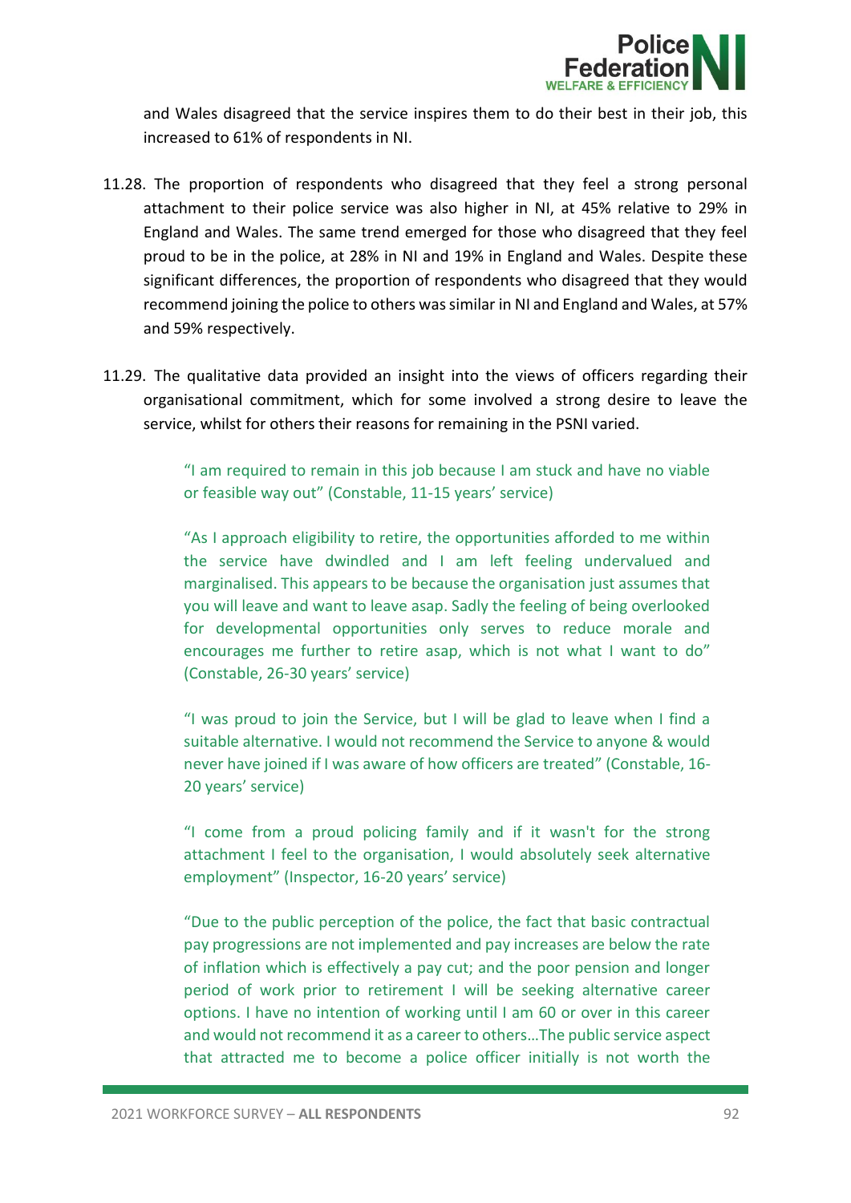and Wales disagreed that the service inspires them to do their best in their job, this increased to 61% of respondents in NI.

11.28. The proportion of respondents who disagreed that they feel a strong personal attachment to their police service was also higher in NI, at 45% relative to 29% in England and Wales. The same trend emerged for those who disagreed that they feel proud to be in the police, at 28% in NI and 19% in England and Wales. Despite these significant differences, the proportion of respondents who disagreed that they would recommend joining the police to others was similar in NI and England and Wales, at 57% and 59% respectively.

11.29. The qualitative data provided an insight into the views of officers regarding their organisational commitment, which for some involved a strong desire to leave the service, whilst for others their reasons for remaining in the PSNI varied.

> "I am required to remain in this job because I am stuck and have no viable or feasible way out" (Constable, 11-15 years' service)

> "As I approach eligibility to retire, the opportunities afforded to me within the service have dwindled and I am left feeling undervalued and marginalised. This appears to be because the organisation just assumes that you will leave and want to leave asap. Sadly the feeling of being overlooked for developmental opportunities only serves to reduce morale and encourages me further to retire asap, which is not what I want to do" (Constable, 26-30 years' service)

> "I was proud to join the Service, but I will be glad to leave when I find a suitable alternative. I would not recommend the Service to anyone & would never have joined if I was aware of how officers are treated" (Constable, 16-20 years' service)

> "I come from a proud policing family and if it wasn't for the strong attachment I feel to the organisation, I would absolutely seek alternative employment" (Inspector, 16-20 years' service)

> "Due to the public perception of the police, the fact that basic contractual pay progressions are not implemented and pay increases are below the rate of inflation which is effectively a pay cut; and the poor pension and longer period of work prior to retirement I will be seeking alternative career options. I have no intention of working until I am 60 or over in this career and would not recommend it as a career to others…The public service aspect that attracted me to become a police officer initially is not worth the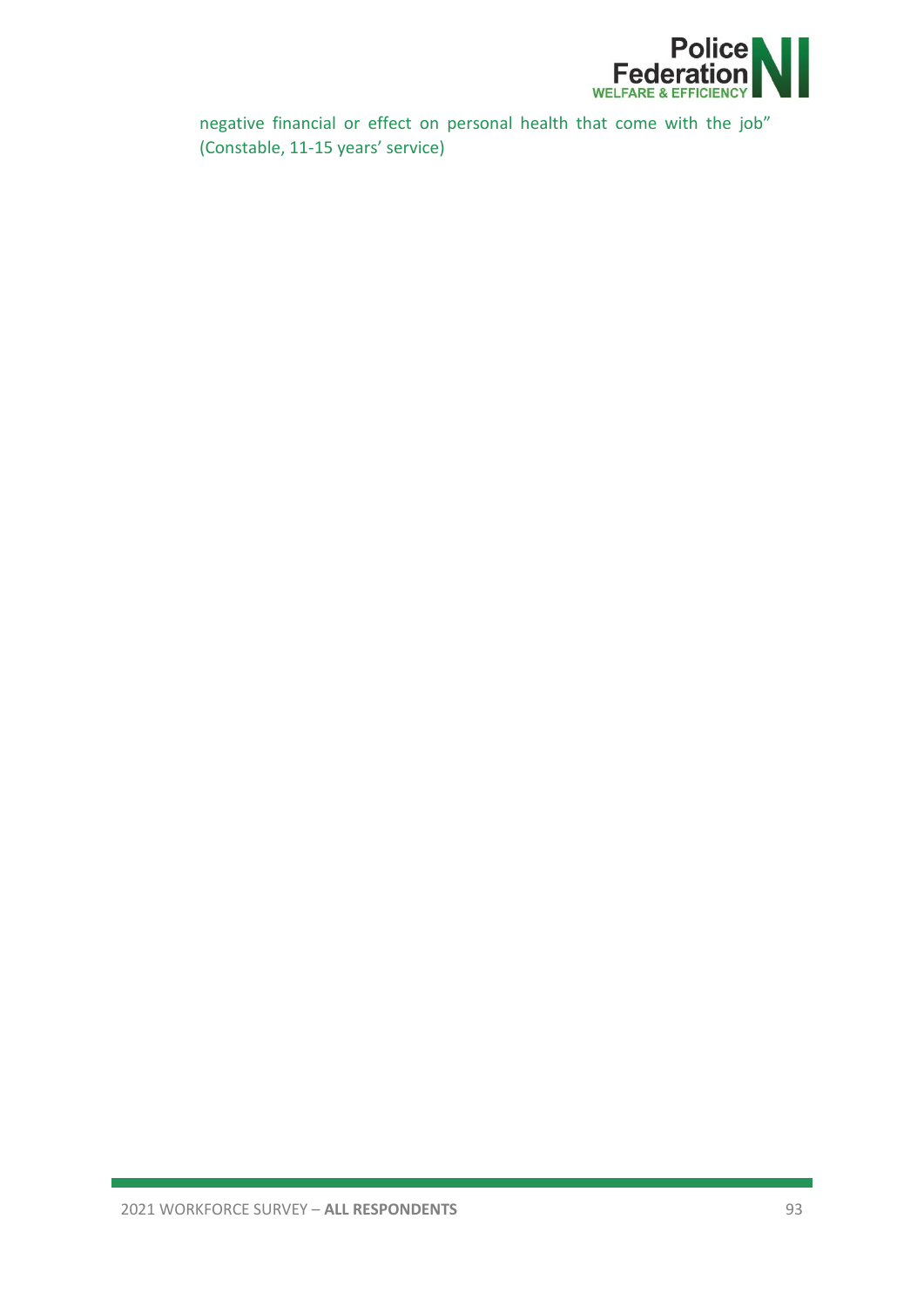negative financial or effect on personal health that come with the job" (Constable, 11-15 years' service)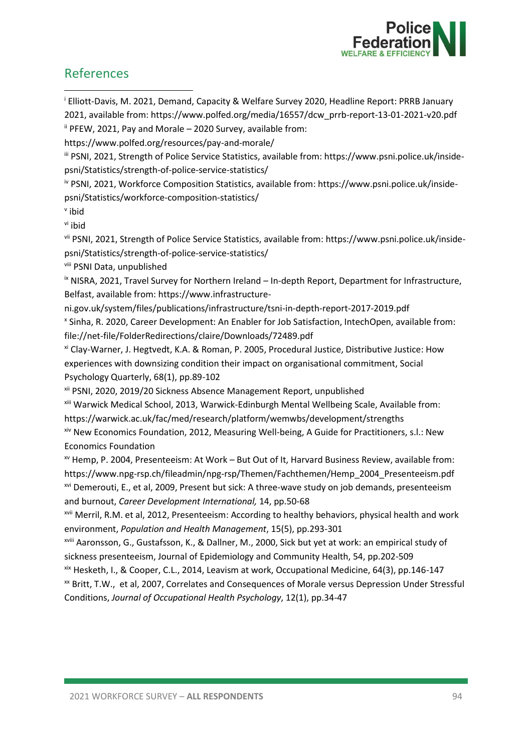## References

[i] Elliott-Davis, M. 2021, Demand, Capacity & Welfare Survey 2020, Headline Report: PRRB January 2021, available from: https://www.polfed.org/media/16557/dcw_prrb-report-13-01-2021-v20.pdf

[ii] PFEW, 2021, Pay and Morale – 2020 Survey, available from: https://www.polfed.org/resources/pay-and-morale/

[iii] PSNI, 2021, Strength of Police Service Statistics, available from: https://www.psni.police.uk/inside-psni/Statistics/strength-of-police-service-statistics/

[iv] PSNI, 2021, Workforce Composition Statistics, available from: https://www.psni.police.uk/inside-psni/Statistics/workforce-composition-statistics/

[v] ibid

[vi] ibid

[vii] PSNI, 2021, Strength of Police Service Statistics, available from: https://www.psni.police.uk/inside-psni/Statistics/strength-of-police-service-statistics/

[viii] PSNI Data, unpublished

[ix] NISRA, 2021, Travel Survey for Northern Ireland – In-depth Report, Department for Infrastructure, Belfast, available from: https://www.infrastructure-ni.gov.uk/system/files/publications/infrastructure/tsni-in-depth-report-2017-2019.pdf

[x] Sinha, R. 2020, Career Development: An Enabler for Job Satisfaction, IntechOpen, available from: file://net-file/FolderRedirections/claire/Downloads/72489.pdf

[xi] Clay-Warner, J. Hegtvedt, K.A. & Roman, P. 2005, Procedural Justice, Distributive Justice: How experiences with downsizing condition their impact on organisational commitment, Social Psychology Quarterly, 68(1), pp.89-102

[xii] PSNI, 2020, 2019/20 Sickness Absence Management Report, unpublished

[xiii] Warwick Medical School, 2013, Warwick-Edinburgh Mental Wellbeing Scale, Available from: https://warwick.ac.uk/fac/med/research/platform/wemwbs/development/strengths

[xiv] New Economics Foundation, 2012, Measuring Well-being, A Guide for Practitioners, s.l.: New Economics Foundation

[xv] Hemp, P. 2004, Presenteeism: At Work – But Out of It, Harvard Business Review, available from: https://www.npg-rsp.ch/fileadmin/npg-rsp/Themen/Fachthemen/Hemp_2004_Presenteeism.pdf

[xvi] Demerouti, E., et al, 2009, Present but sick: A three-wave study on job demands, presenteeism and burnout, *Career Development International,* 14, pp.50-68

[xvii] Merril, R.M. et al, 2012, Presenteeism: According to healthy behaviors, physical health and work environment, *Population and Health Management*, 15(5), pp.293-301

[xviii] Aaronsson, G., Gustafsson, K., & Dallner, M., 2000, Sick but yet at work: an empirical study of sickness presenteeism, Journal of Epidemiology and Community Health, 54, pp.202-509

[xix] Hesketh, I., & Cooper, C.L., 2014, Leavism at work, Occupational Medicine, 64(3), pp.146-147

[xx] Britt, T.W., et al, 2007, Correlates and Consequences of Morale versus Depression Under Stressful Conditions, *Journal of Occupational Health Psychology*, 12(1), pp.34-47